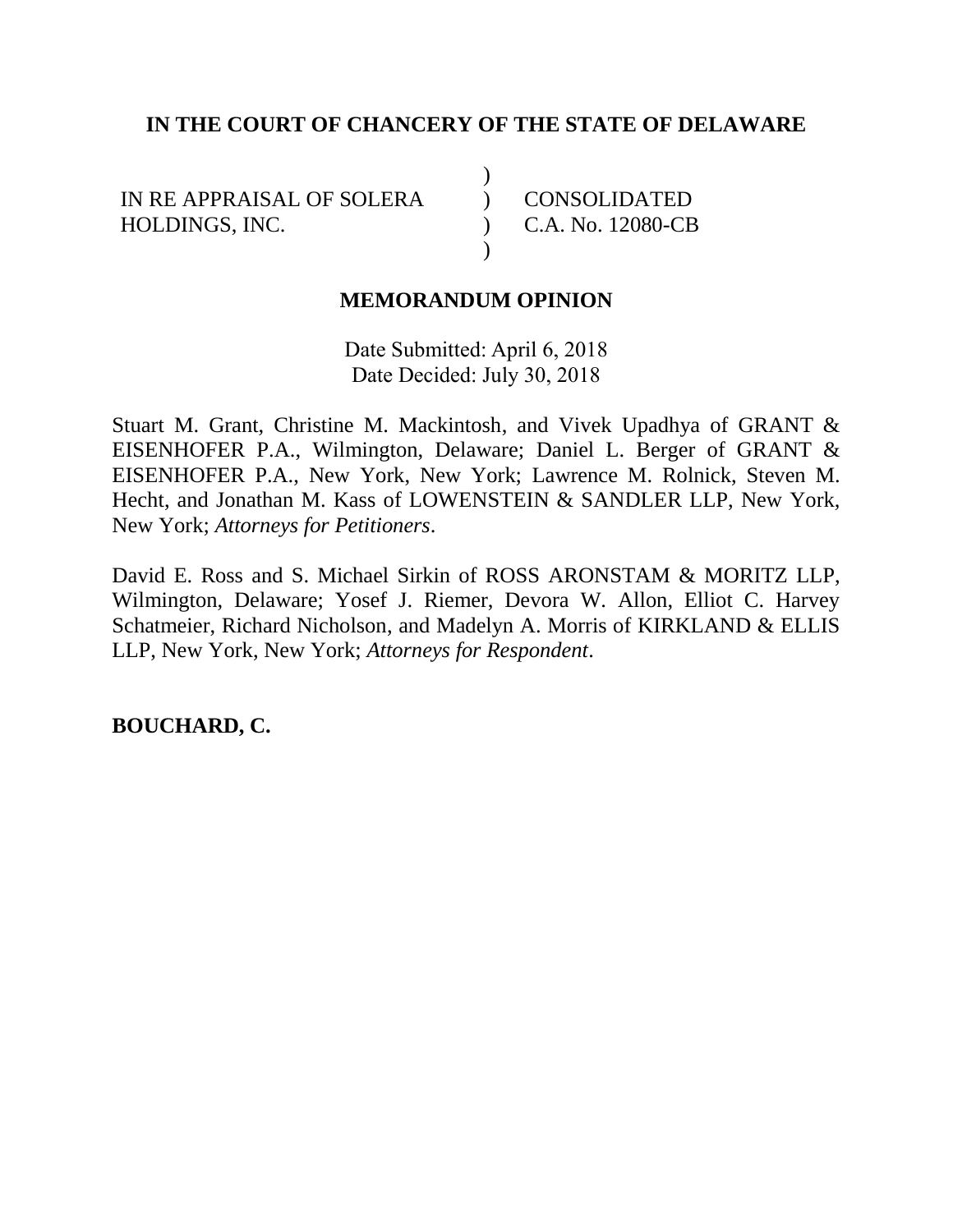**IN THE COURT OF CHANCERY OF THE STATE OF DELAWARE**

| | | |
|---|---|---|
| IN RE APPRAISAL OF SOLERA HOLDINGS, INC. | ) | CONSOLIDATED C.A. No. 12080-CB |

**MEMORANDUM OPINION**

Date Submitted: April 6, 2018
Date Decided: July 30, 2018

Stuart M. Grant, Christine M. Mackintosh, and Vivek Upadhya of GRANT & EISENHOFER P.A., Wilmington, Delaware; Daniel L. Berger of GRANT & EISENHOFER P.A., New York, New York; Lawrence M. Rolnick, Steven M. Hecht, and Jonathan M. Kass of LOWENSTEIN & SANDLER LLP, New York, New York; *Attorneys for Petitioners*.

David E. Ross and S. Michael Sirkin of ROSS ARONSTAM & MORITZ LLP, Wilmington, Delaware; Yosef J. Riemer, Devora W. Allon, Elliot C. Harvey Schatmeier, Richard Nicholson, and Madelyn A. Morris of KIRKLAND & ELLIS LLP, New York, New York; *Attorneys for Respondent*.

**BOUCHARD, C.**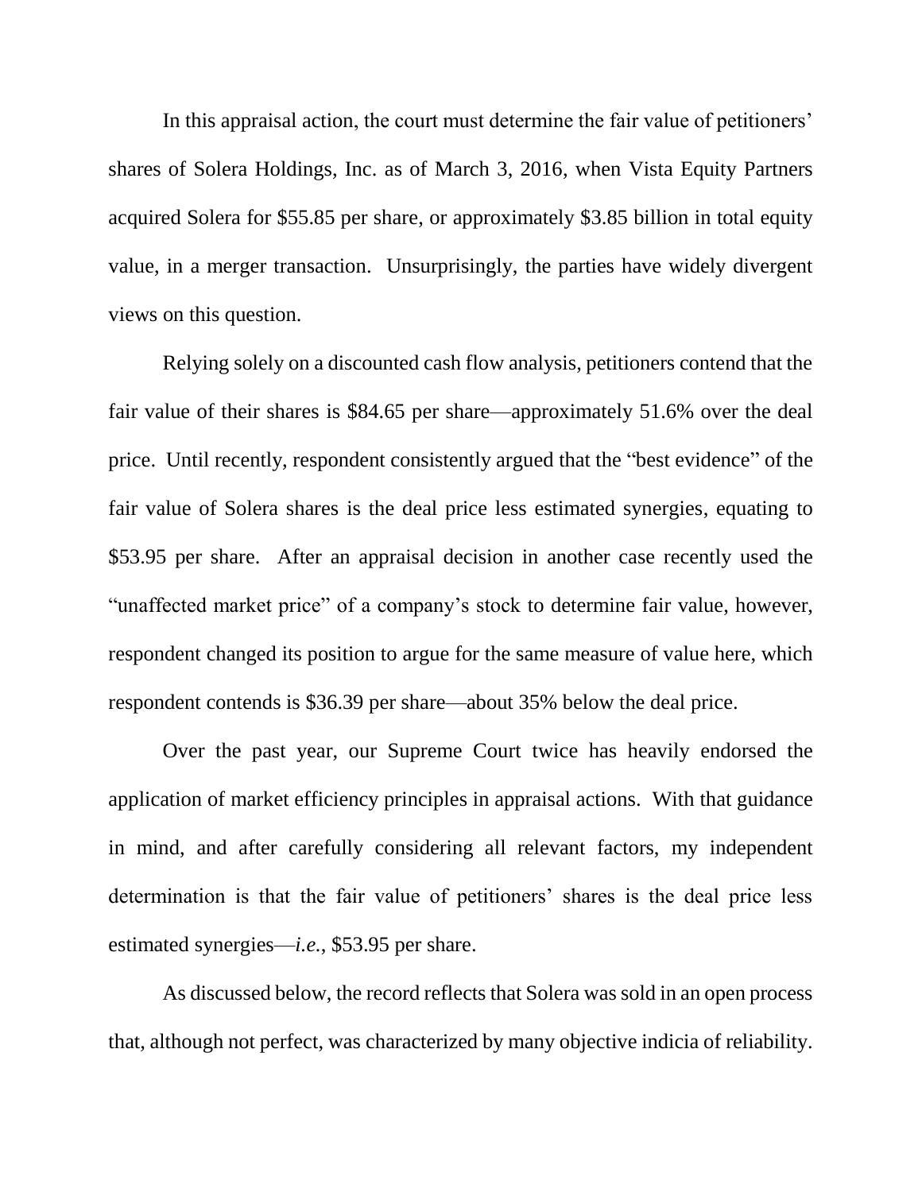In this appraisal action, the court must determine the fair value of petitioners' shares of Solera Holdings, Inc. as of March 3, 2016, when Vista Equity Partners acquired Solera for $55.85 per share, or approximately $3.85 billion in total equity value, in a merger transaction. Unsurprisingly, the parties have widely divergent views on this question.

Relying solely on a discounted cash flow analysis, petitioners contend that the fair value of their shares is $84.65 per share—approximately 51.6% over the deal price. Until recently, respondent consistently argued that the "best evidence" of the fair value of Solera shares is the deal price less estimated synergies, equating to $53.95 per share. After an appraisal decision in another case recently used the "unaffected market price" of a company's stock to determine fair value, however, respondent changed its position to argue for the same measure of value here, which respondent contends is $36.39 per share—about 35% below the deal price.

Over the past year, our Supreme Court twice has heavily endorsed the application of market efficiency principles in appraisal actions. With that guidance in mind, and after carefully considering all relevant factors, my independent determination is that the fair value of petitioners' shares is the deal price less estimated synergies—*i.e.*, $53.95 per share.

As discussed below, the record reflects that Solera was sold in an open process that, although not perfect, was characterized by many objective indicia of reliability.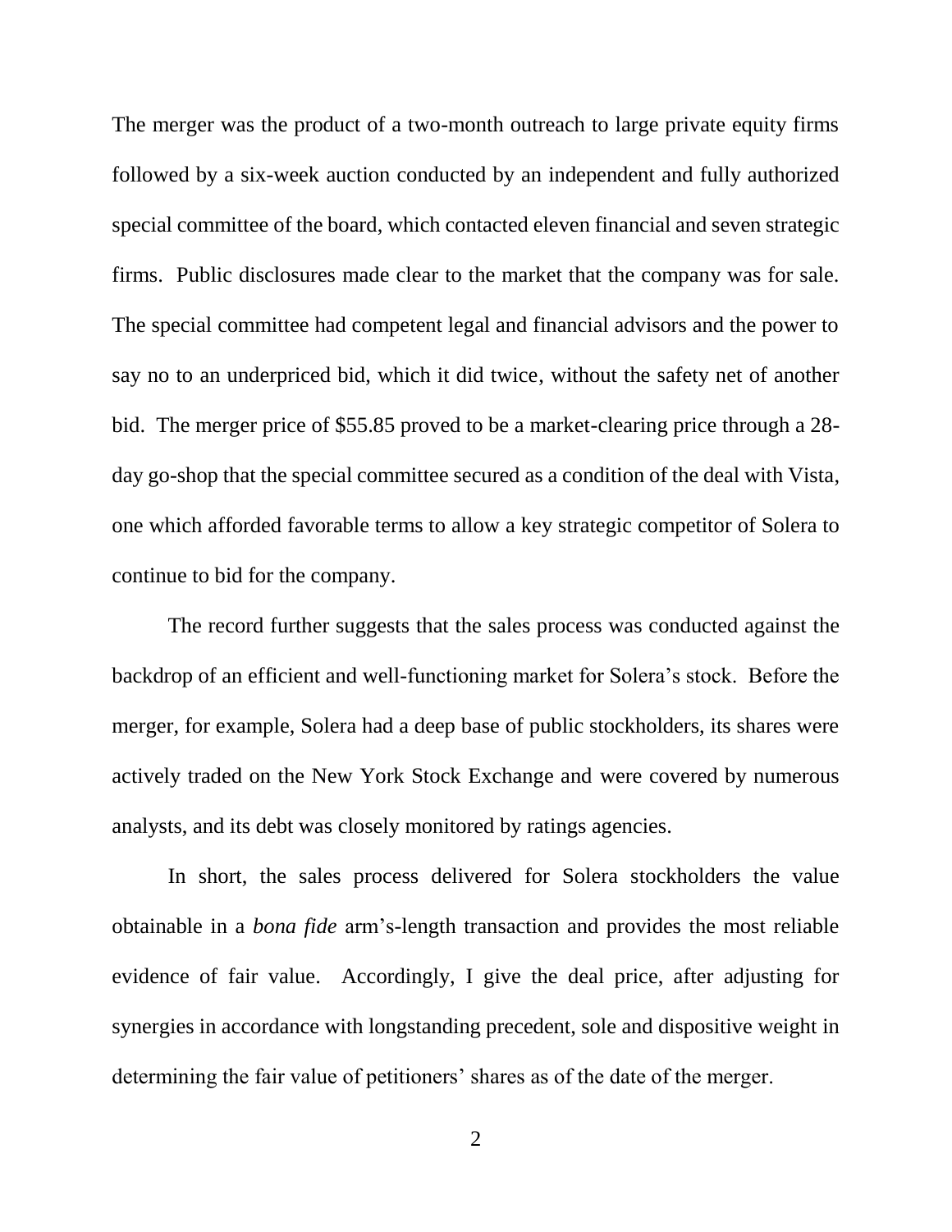The merger was the product of a two-month outreach to large private equity firms followed by a six-week auction conducted by an independent and fully authorized special committee of the board, which contacted eleven financial and seven strategic firms. Public disclosures made clear to the market that the company was for sale. The special committee had competent legal and financial advisors and the power to say no to an underpriced bid, which it did twice, without the safety net of another bid. The merger price of $55.85 proved to be a market-clearing price through a 28-day go-shop that the special committee secured as a condition of the deal with Vista, one which afforded favorable terms to allow a key strategic competitor of Solera to continue to bid for the company.

The record further suggests that the sales process was conducted against the backdrop of an efficient and well-functioning market for Solera's stock. Before the merger, for example, Solera had a deep base of public stockholders, its shares were actively traded on the New York Stock Exchange and were covered by numerous analysts, and its debt was closely monitored by ratings agencies.

In short, the sales process delivered for Solera stockholders the value obtainable in a *bona fide* arm's-length transaction and provides the most reliable evidence of fair value. Accordingly, I give the deal price, after adjusting for synergies in accordance with longstanding precedent, sole and dispositive weight in determining the fair value of petitioners' shares as of the date of the merger.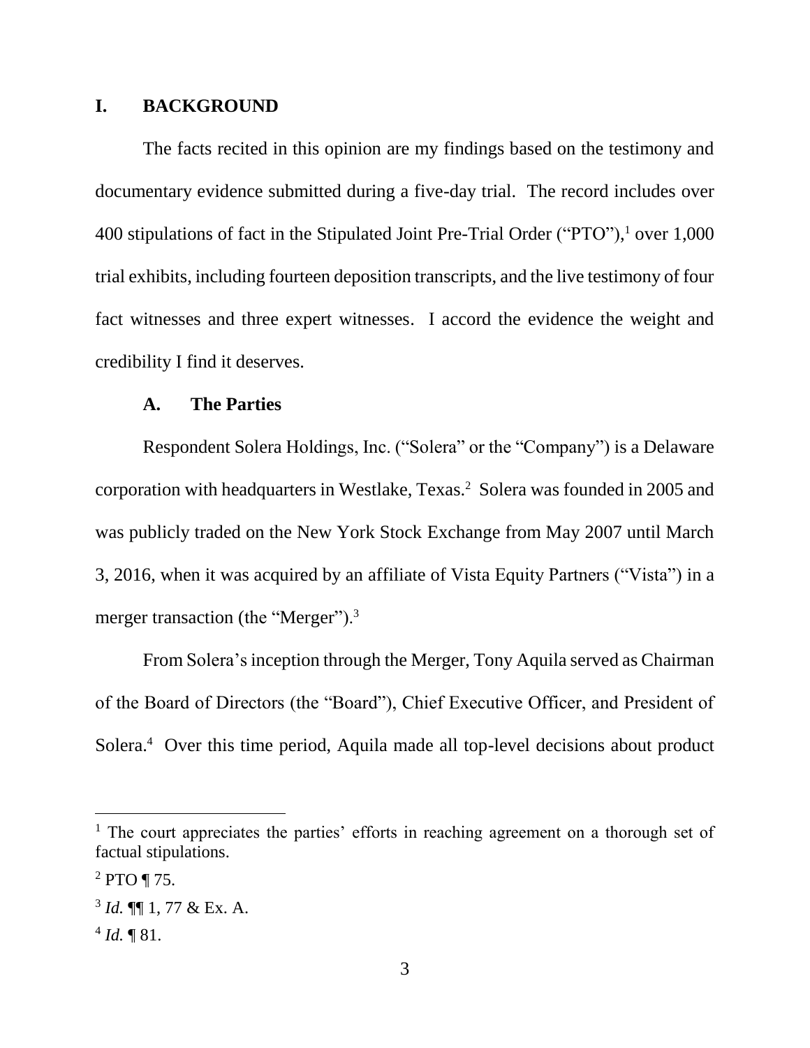## I. BACKGROUND

The facts recited in this opinion are my findings based on the testimony and documentary evidence submitted during a five-day trial. The record includes over 400 stipulations of fact in the Stipulated Joint Pre-Trial Order ("PTO"),[1] over 1,000 trial exhibits, including fourteen deposition transcripts, and the live testimony of four fact witnesses and three expert witnesses. I accord the evidence the weight and credibility I find it deserves.

### A. The Parties

Respondent Solera Holdings, Inc. ("Solera" or the "Company") is a Delaware corporation with headquarters in Westlake, Texas.[2] Solera was founded in 2005 and was publicly traded on the New York Stock Exchange from May 2007 until March 3, 2016, when it was acquired by an affiliate of Vista Equity Partners ("Vista") in a merger transaction (the "Merger").[3]

From Solera's inception through the Merger, Tony Aquila served as Chairman of the Board of Directors (the "Board"), Chief Executive Officer, and President of Solera.[4] Over this time period, Aquila made all top-level decisions about product

---

[1] The court appreciates the parties' efforts in reaching agreement on a thorough set of factual stipulations.

[2] PTO ¶ 75.

[3] *Id.* ¶¶ 1, 77 & Ex. A.

[4] *Id.* ¶ 81.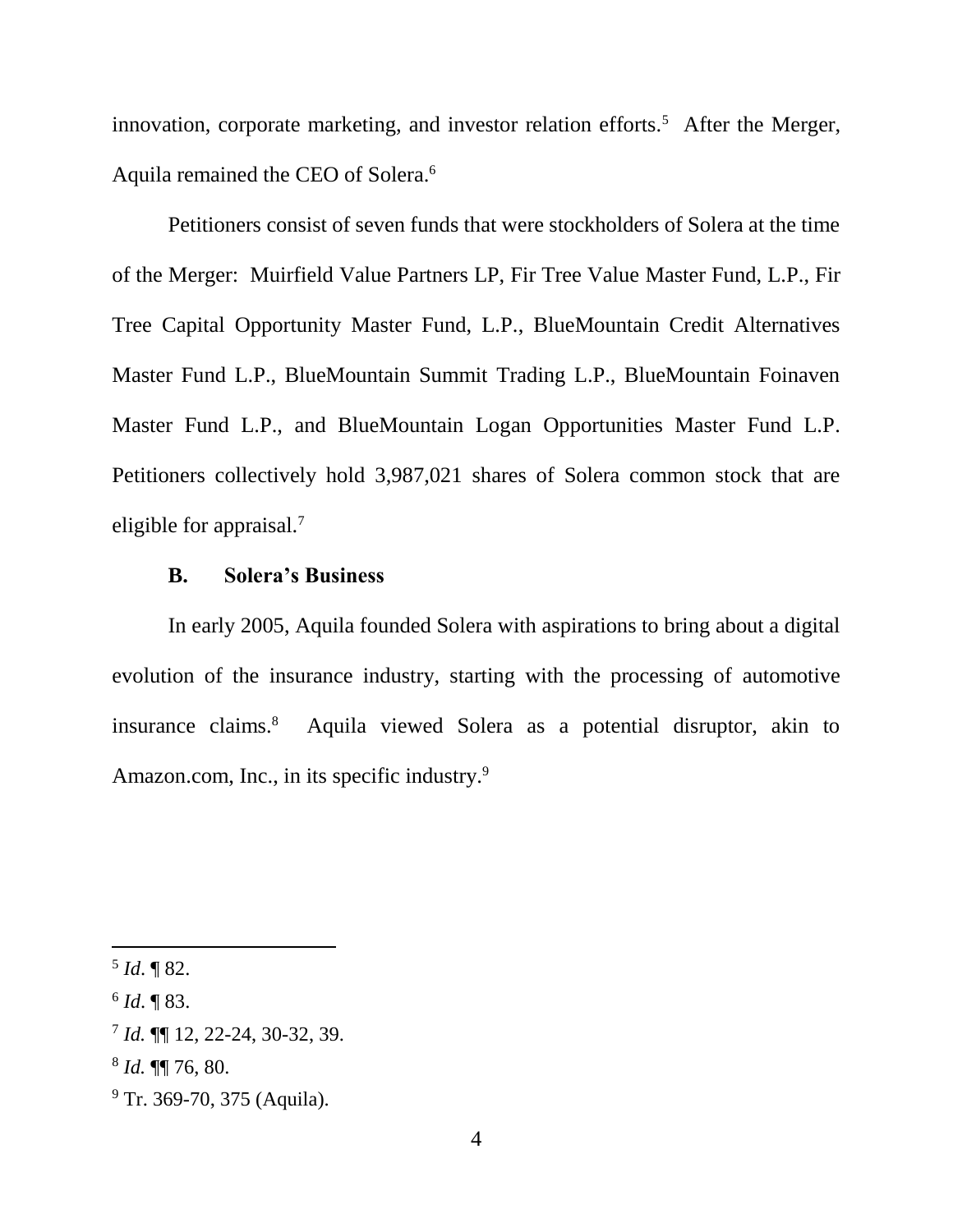innovation, corporate marketing, and investor relation efforts.[5] After the Merger, Aquila remained the CEO of Solera.[6]

Petitioners consist of seven funds that were stockholders of Solera at the time of the Merger: Muirfield Value Partners LP, Fir Tree Value Master Fund, L.P., Fir Tree Capital Opportunity Master Fund, L.P., BlueMountain Credit Alternatives Master Fund L.P., BlueMountain Summit Trading L.P., BlueMountain Foinaven Master Fund L.P., and BlueMountain Logan Opportunities Master Fund L.P. Petitioners collectively hold 3,987,021 shares of Solera common stock that are eligible for appraisal.[7]

### B. Solera's Business

In early 2005, Aquila founded Solera with aspirations to bring about a digital evolution of the insurance industry, starting with the processing of automotive insurance claims.[8] Aquila viewed Solera as a potential disruptor, akin to Amazon.com, Inc., in its specific industry.[9]

---

[5] *Id*. ¶ 82.

[6] *Id*. ¶ 83.

[7] *Id.* ¶¶ 12, 22-24, 30-32, 39.

[8] *Id.* ¶¶ 76, 80.

[9] Tr. 369-70, 375 (Aquila).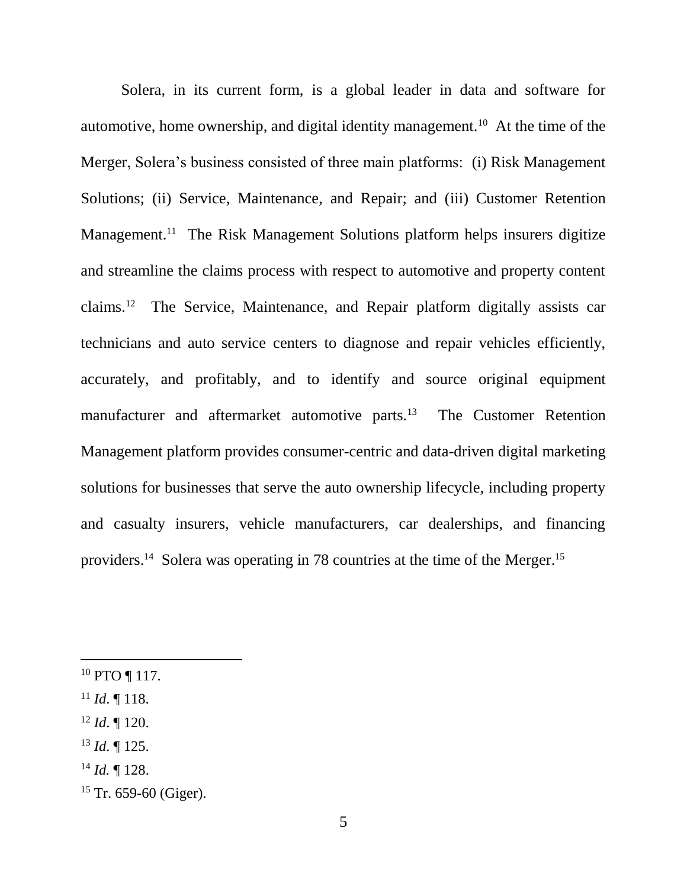Solera, in its current form, is a global leader in data and software for automotive, home ownership, and digital identity management.[10] At the time of the Merger, Solera's business consisted of three main platforms: (i) Risk Management Solutions; (ii) Service, Maintenance, and Repair; and (iii) Customer Retention Management.[11] The Risk Management Solutions platform helps insurers digitize and streamline the claims process with respect to automotive and property content claims.[12] The Service, Maintenance, and Repair platform digitally assists car technicians and auto service centers to diagnose and repair vehicles efficiently, accurately, and profitably, and to identify and source original equipment manufacturer and aftermarket automotive parts.[13] The Customer Retention Management platform provides consumer-centric and data-driven digital marketing solutions for businesses that serve the auto ownership lifecycle, including property and casualty insurers, vehicle manufacturers, car dealerships, and financing providers.[14] Solera was operating in 78 countries at the time of the Merger.[15]

---

[10] PTO ¶ 117.

[11] *Id*. ¶ 118.

[12] *Id*. ¶ 120.

[13] *Id*. ¶ 125.

[14] *Id.* ¶ 128.

[15] Tr. 659-60 (Giger).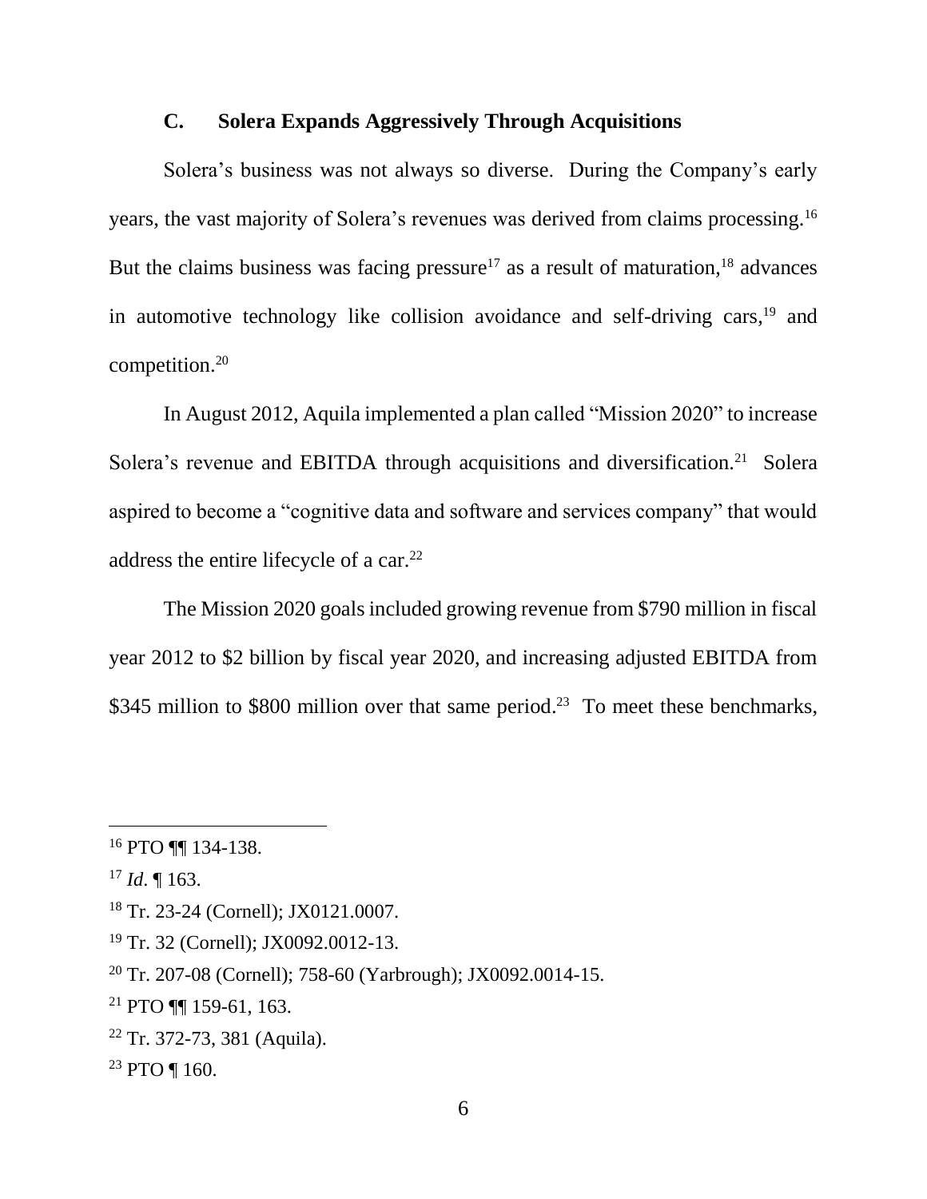### C. Solera Expands Aggressively Through Acquisitions

Solera's business was not always so diverse. During the Company's early years, the vast majority of Solera's revenues was derived from claims processing.[16] But the claims business was facing pressure[17] as a result of maturation,[18] advances in automotive technology like collision avoidance and self-driving cars,[19] and competition.[20]

In August 2012, Aquila implemented a plan called "Mission 2020" to increase Solera's revenue and EBITDA through acquisitions and diversification.[21] Solera aspired to become a "cognitive data and software and services company" that would address the entire lifecycle of a car.[22]

The Mission 2020 goals included growing revenue from $790 million in fiscal year 2012 to $2 billion by fiscal year 2020, and increasing adjusted EBITDA from $345 million to $800 million over that same period.[23] To meet these benchmarks,

---

[16] PTO ¶¶ 134-138.

[17] *Id*. ¶ 163.

[18] Tr. 23-24 (Cornell); JX0121.0007.

[19] Tr. 32 (Cornell); JX0092.0012-13.

[20] Tr. 207-08 (Cornell); 758-60 (Yarbrough); JX0092.0014-15.

[21] PTO ¶¶ 159-61, 163.

[22] Tr. 372-73, 381 (Aquila).

[23] PTO ¶ 160.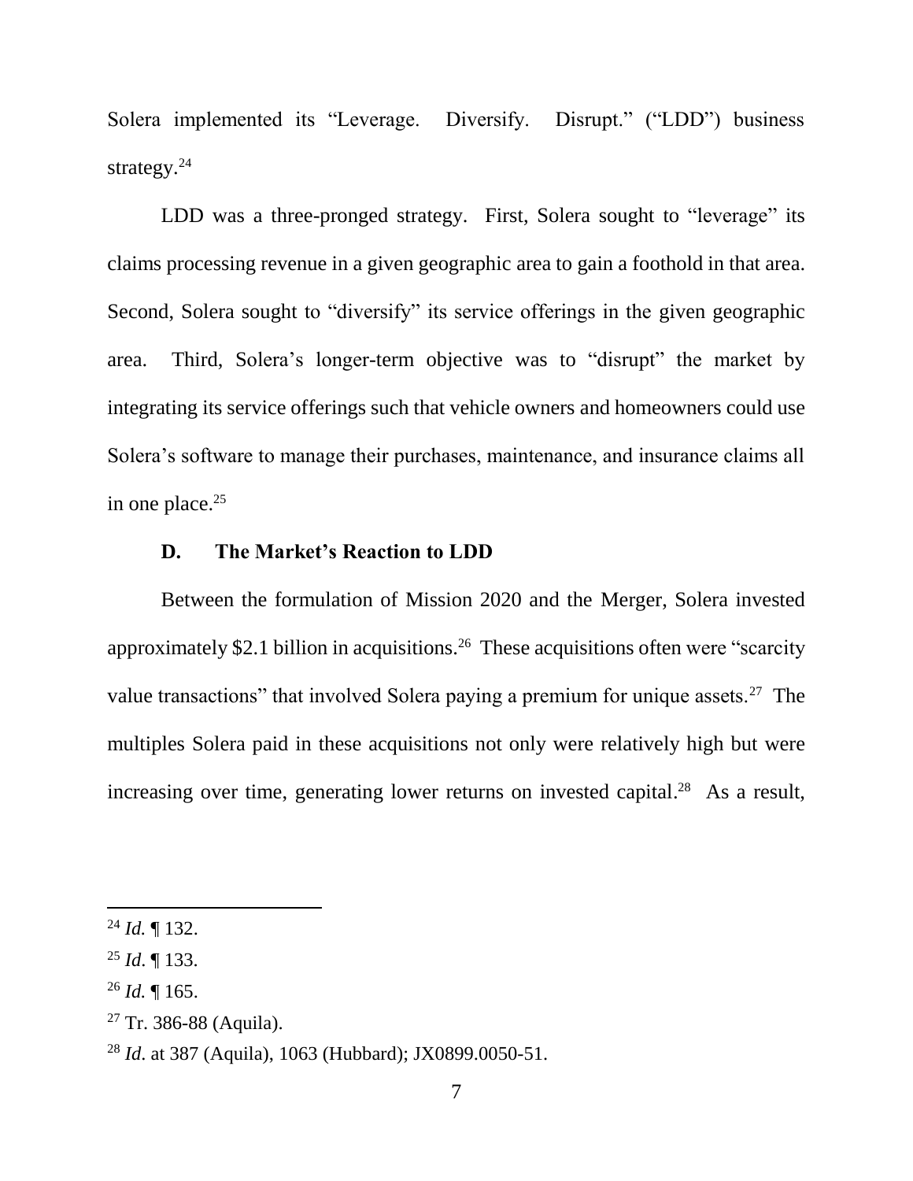Solera implemented its "Leverage. Diversify. Disrupt." ("LDD") business strategy.[24]

LDD was a three-pronged strategy. First, Solera sought to "leverage" its claims processing revenue in a given geographic area to gain a foothold in that area. Second, Solera sought to "diversify" its service offerings in the given geographic area. Third, Solera's longer-term objective was to "disrupt" the market by integrating its service offerings such that vehicle owners and homeowners could use Solera's software to manage their purchases, maintenance, and insurance claims all in one place.[25]

### D. The Market's Reaction to LDD

Between the formulation of Mission 2020 and the Merger, Solera invested approximately $2.1 billion in acquisitions.[26] These acquisitions often were "scarcity value transactions" that involved Solera paying a premium for unique assets.[27] The multiples Solera paid in these acquisitions not only were relatively high but were increasing over time, generating lower returns on invested capital.[28] As a result,

---

[24] *Id.* ¶ 132.

[25] *Id*. ¶ 133.

[26] *Id.* ¶ 165.

[27] Tr. 386-88 (Aquila).

[28] *Id*. at 387 (Aquila), 1063 (Hubbard); JX0899.0050-51.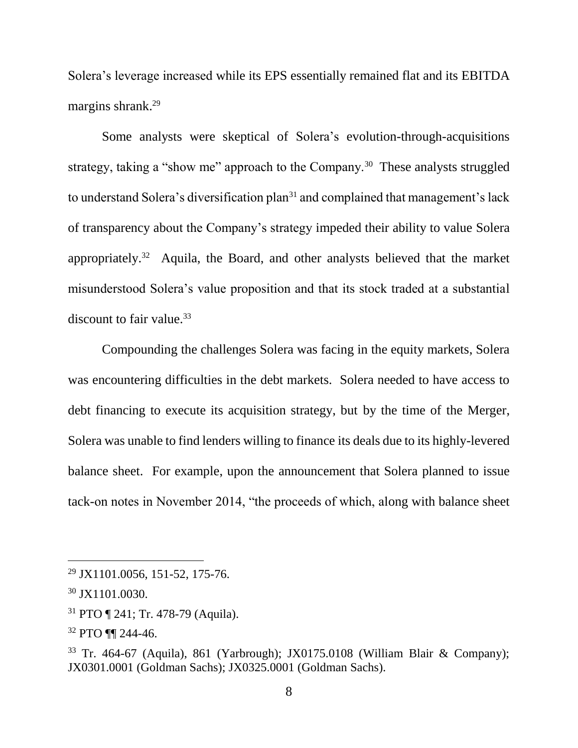Solera's leverage increased while its EPS essentially remained flat and its EBITDA margins shrank.[29]

Some analysts were skeptical of Solera's evolution-through-acquisitions strategy, taking a "show me" approach to the Company.[30] These analysts struggled to understand Solera's diversification plan[31] and complained that management's lack of transparency about the Company's strategy impeded their ability to value Solera appropriately.[32] Aquila, the Board, and other analysts believed that the market misunderstood Solera's value proposition and that its stock traded at a substantial discount to fair value.[33]

Compounding the challenges Solera was facing in the equity markets, Solera was encountering difficulties in the debt markets. Solera needed to have access to debt financing to execute its acquisition strategy, but by the time of the Merger, Solera was unable to find lenders willing to finance its deals due to its highly-levered balance sheet. For example, upon the announcement that Solera planned to issue tack-on notes in November 2014, "the proceeds of which, along with balance sheet

---

[29] JX1101.0056, 151-52, 175-76.

[30] JX1101.0030.

[31] PTO ¶ 241; Tr. 478-79 (Aquila).

[32] PTO ¶¶ 244-46.

[33] Tr. 464-67 (Aquila), 861 (Yarbrough); JX0175.0108 (William Blair & Company); JX0301.0001 (Goldman Sachs); JX0325.0001 (Goldman Sachs).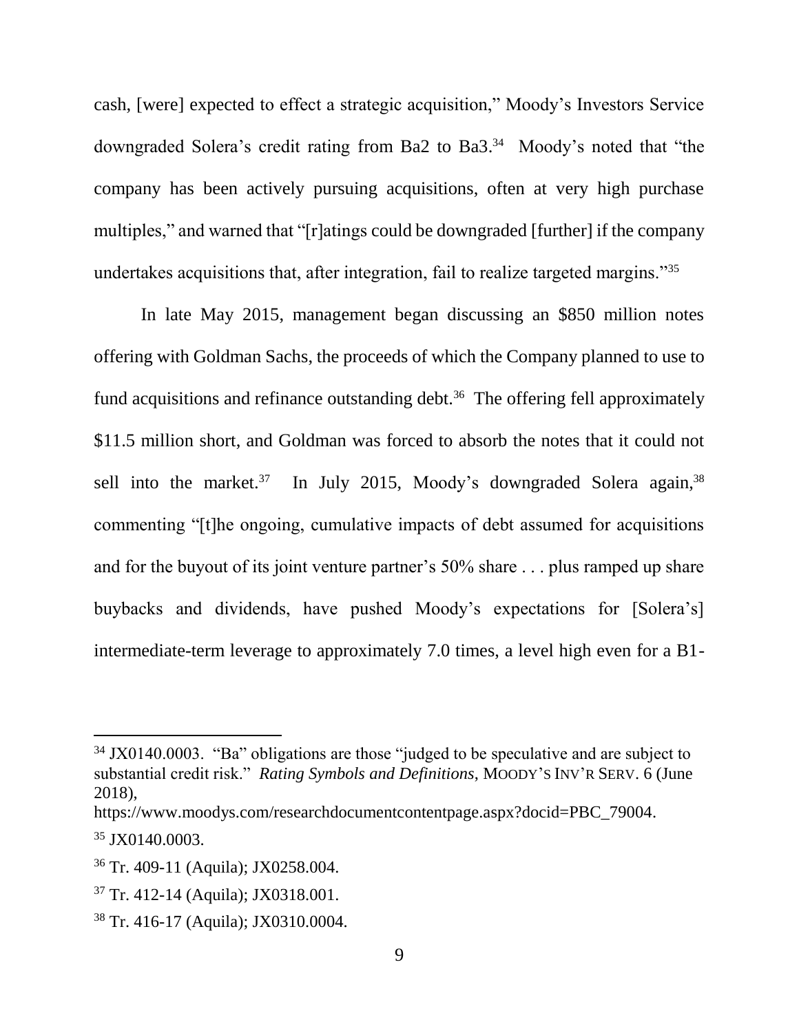cash, [were] expected to effect a strategic acquisition," Moody's Investors Service downgraded Solera's credit rating from Ba2 to Ba3.[34] Moody's noted that "the company has been actively pursuing acquisitions, often at very high purchase multiples," and warned that "[r]atings could be downgraded [further] if the company undertakes acquisitions that, after integration, fail to realize targeted margins."[35]

In late May 2015, management began discussing an $850 million notes offering with Goldman Sachs, the proceeds of which the Company planned to use to fund acquisitions and refinance outstanding debt.[36] The offering fell approximately $11.5 million short, and Goldman was forced to absorb the notes that it could not sell into the market.[37] In July 2015, Moody's downgraded Solera again,[38] commenting "[t]he ongoing, cumulative impacts of debt assumed for acquisitions and for the buyout of its joint venture partner's 50% share . . . plus ramped up share buybacks and dividends, have pushed Moody's expectations for [Solera's] intermediate-term leverage to approximately 7.0 times, a level high even for a B1-

---

[34] JX0140.0003. "Ba" obligations are those "judged to be speculative and are subject to substantial credit risk." *Rating Symbols and Definitions*, MOODY'S INV'R SERV. 6 (June 2018), https://www.moodys.com/researchdocumentcontentpage.aspx?docid=PBC_79004.

[35] JX0140.0003.

[36] Tr. 409-11 (Aquila); JX0258.004.

[37] Tr. 412-14 (Aquila); JX0318.001.

[38] Tr. 416-17 (Aquila); JX0310.0004.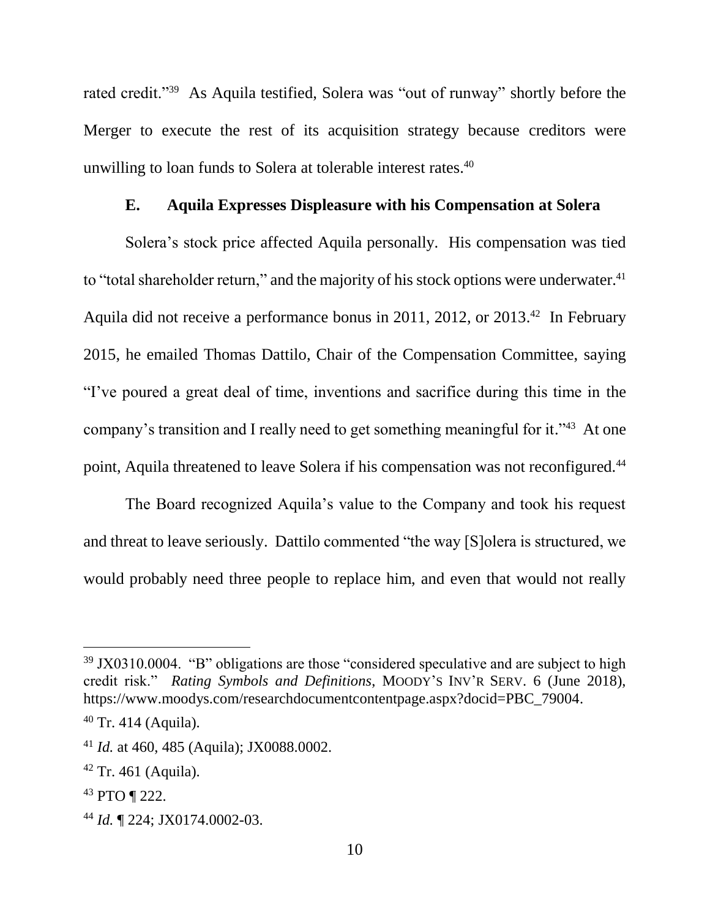rated credit."[39] As Aquila testified, Solera was "out of runway" shortly before the Merger to execute the rest of its acquisition strategy because creditors were unwilling to loan funds to Solera at tolerable interest rates.[40]

### E. Aquila Expresses Displeasure with his Compensation at Solera

Solera's stock price affected Aquila personally. His compensation was tied to "total shareholder return," and the majority of his stock options were underwater.[41] Aquila did not receive a performance bonus in 2011, 2012, or 2013.[42] In February 2015, he emailed Thomas Dattilo, Chair of the Compensation Committee, saying "I've poured a great deal of time, inventions and sacrifice during this time in the company's transition and I really need to get something meaningful for it."[43] At one point, Aquila threatened to leave Solera if his compensation was not reconfigured.[44]

The Board recognized Aquila's value to the Company and took his request and threat to leave seriously. Dattilo commented "the way [S]olera is structured, we would probably need three people to replace him, and even that would not really

---

[39] JX0310.0004. "B" obligations are those "considered speculative and are subject to high credit risk." *Rating Symbols and Definitions*, MOODY'S INV'R SERV. 6 (June 2018), https://www.moodys.com/researchdocumentcontentpage.aspx?docid=PBC_79004.

[40] Tr. 414 (Aquila).

[41] *Id.* at 460, 485 (Aquila); JX0088.0002.

[42] Tr. 461 (Aquila).

[43] PTO ¶ 222.

[44] *Id.* ¶ 224; JX0174.0002-03.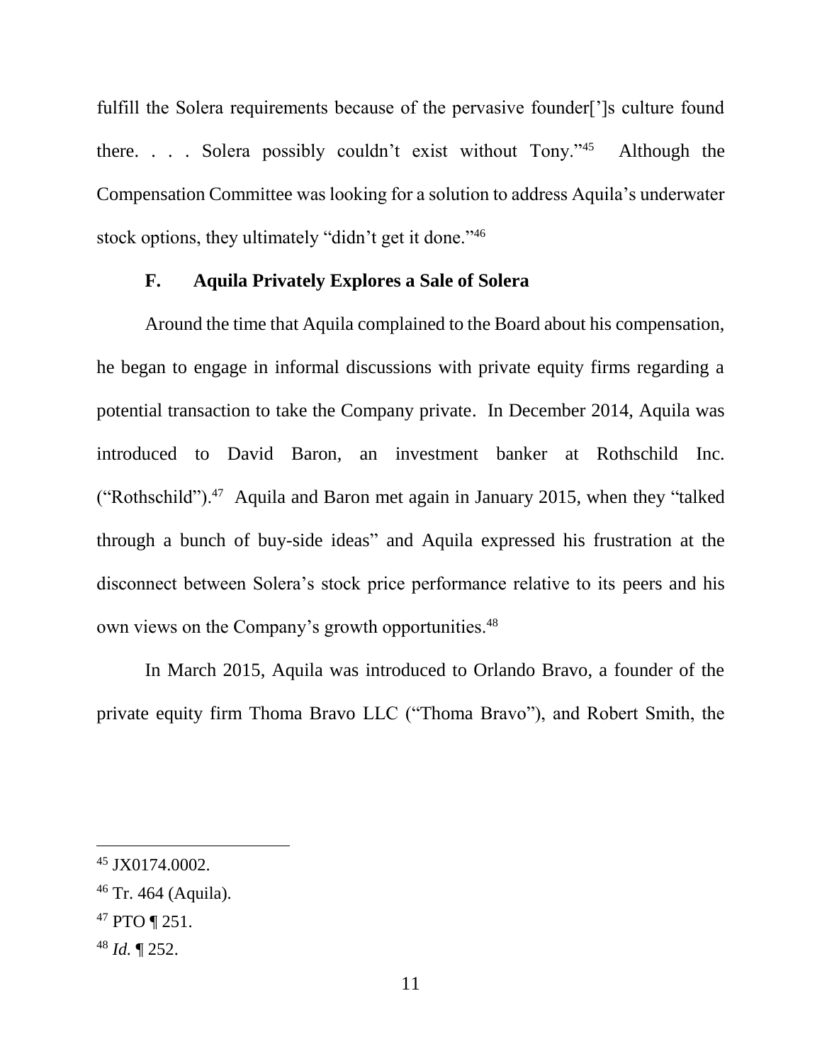fulfill the Solera requirements because of the pervasive founder[']s culture found there. . . . Solera possibly couldn't exist without Tony."[45] Although the Compensation Committee was looking for a solution to address Aquila's underwater stock options, they ultimately "didn't get it done."[46]

### F. Aquila Privately Explores a Sale of Solera

Around the time that Aquila complained to the Board about his compensation, he began to engage in informal discussions with private equity firms regarding a potential transaction to take the Company private. In December 2014, Aquila was introduced to David Baron, an investment banker at Rothschild Inc. ("Rothschild").[47] Aquila and Baron met again in January 2015, when they "talked through a bunch of buy-side ideas" and Aquila expressed his frustration at the disconnect between Solera's stock price performance relative to its peers and his own views on the Company's growth opportunities.[48]

In March 2015, Aquila was introduced to Orlando Bravo, a founder of the private equity firm Thoma Bravo LLC ("Thoma Bravo"), and Robert Smith, the

---

[45] JX0174.0002.

[46] Tr. 464 (Aquila).

[47] PTO ¶ 251.

[48] *Id.* ¶ 252.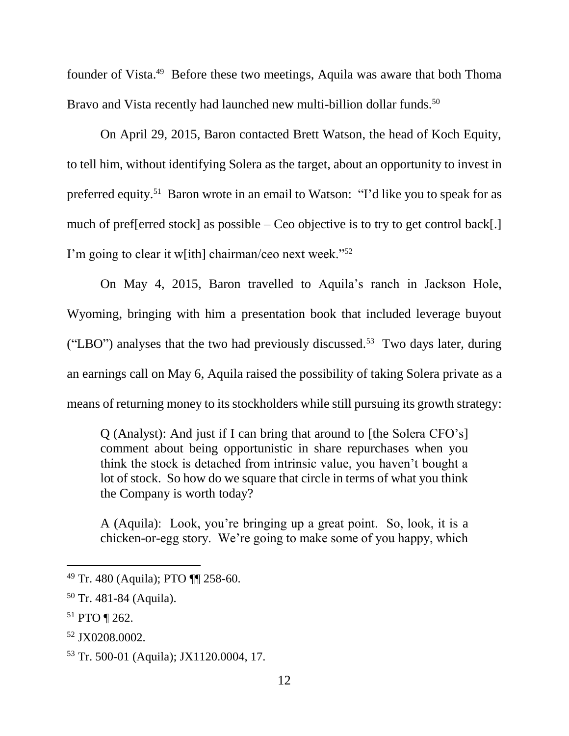founder of Vista.[49] Before these two meetings, Aquila was aware that both Thoma Bravo and Vista recently had launched new multi-billion dollar funds.[50]

On April 29, 2015, Baron contacted Brett Watson, the head of Koch Equity, to tell him, without identifying Solera as the target, about an opportunity to invest in preferred equity.[51] Baron wrote in an email to Watson: "I'd like you to speak for as much of pref[erred stock] as possible – Ceo objective is to try to get control back[.] I'm going to clear it w[ith] chairman/ceo next week."[52]

On May 4, 2015, Baron travelled to Aquila's ranch in Jackson Hole, Wyoming, bringing with him a presentation book that included leverage buyout ("LBO") analyses that the two had previously discussed.[53] Two days later, during an earnings call on May 6, Aquila raised the possibility of taking Solera private as a means of returning money to its stockholders while still pursuing its growth strategy:

> Q (Analyst): And just if I can bring that around to [the Solera CFO's] comment about being opportunistic in share repurchases when you think the stock is detached from intrinsic value, you haven't bought a lot of stock. So how do we square that circle in terms of what you think the Company is worth today?
>
> A (Aquila): Look, you're bringing up a great point. So, look, it is a chicken-or-egg story. We're going to make some of you happy, which

---

[49] Tr. 480 (Aquila); PTO ¶¶ 258-60.

[50] Tr. 481-84 (Aquila).

[51] PTO ¶ 262.

[52] JX0208.0002.

[53] Tr. 500-01 (Aquila); JX1120.0004, 17.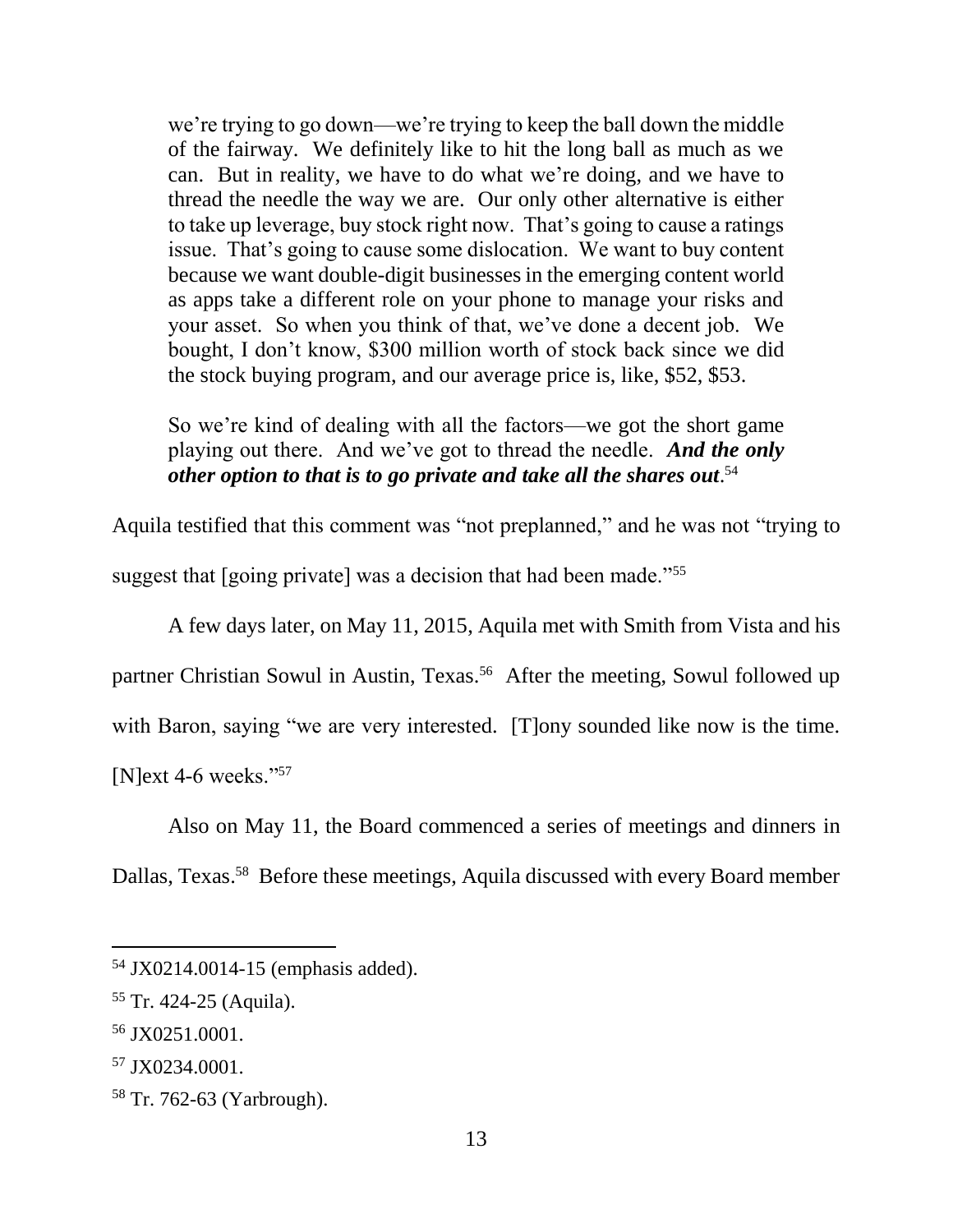> we're trying to go down—we're trying to keep the ball down the middle of the fairway. We definitely like to hit the long ball as much as we can. But in reality, we have to do what we're doing, and we have to thread the needle the way we are. Our only other alternative is either to take up leverage, buy stock right now. That's going to cause a ratings issue. That's going to cause some dislocation. We want to buy content because we want double-digit businesses in the emerging content world as apps take a different role on your phone to manage your risks and your asset. So when you think of that, we've done a decent job. We bought, I don't know, $300 million worth of stock back since we did the stock buying program, and our average price is, like, $52, $53.
>
> So we're kind of dealing with all the factors—we got the short game playing out there. And we've got to thread the needle. ***And the only other option to that is to go private and take all the shares out***.[54]

Aquila testified that this comment was "not preplanned," and he was not "trying to suggest that [going private] was a decision that had been made."[55]

A few days later, on May 11, 2015, Aquila met with Smith from Vista and his partner Christian Sowul in Austin, Texas.[56] After the meeting, Sowul followed up with Baron, saying "we are very interested. [T]ony sounded like now is the time. [N]ext 4-6 weeks."[57]

Also on May 11, the Board commenced a series of meetings and dinners in Dallas, Texas.[58] Before these meetings, Aquila discussed with every Board member

---

[54] JX0214.0014-15 (emphasis added).

[55] Tr. 424-25 (Aquila).

[56] JX0251.0001.

[57] JX0234.0001.

[58] Tr. 762-63 (Yarbrough).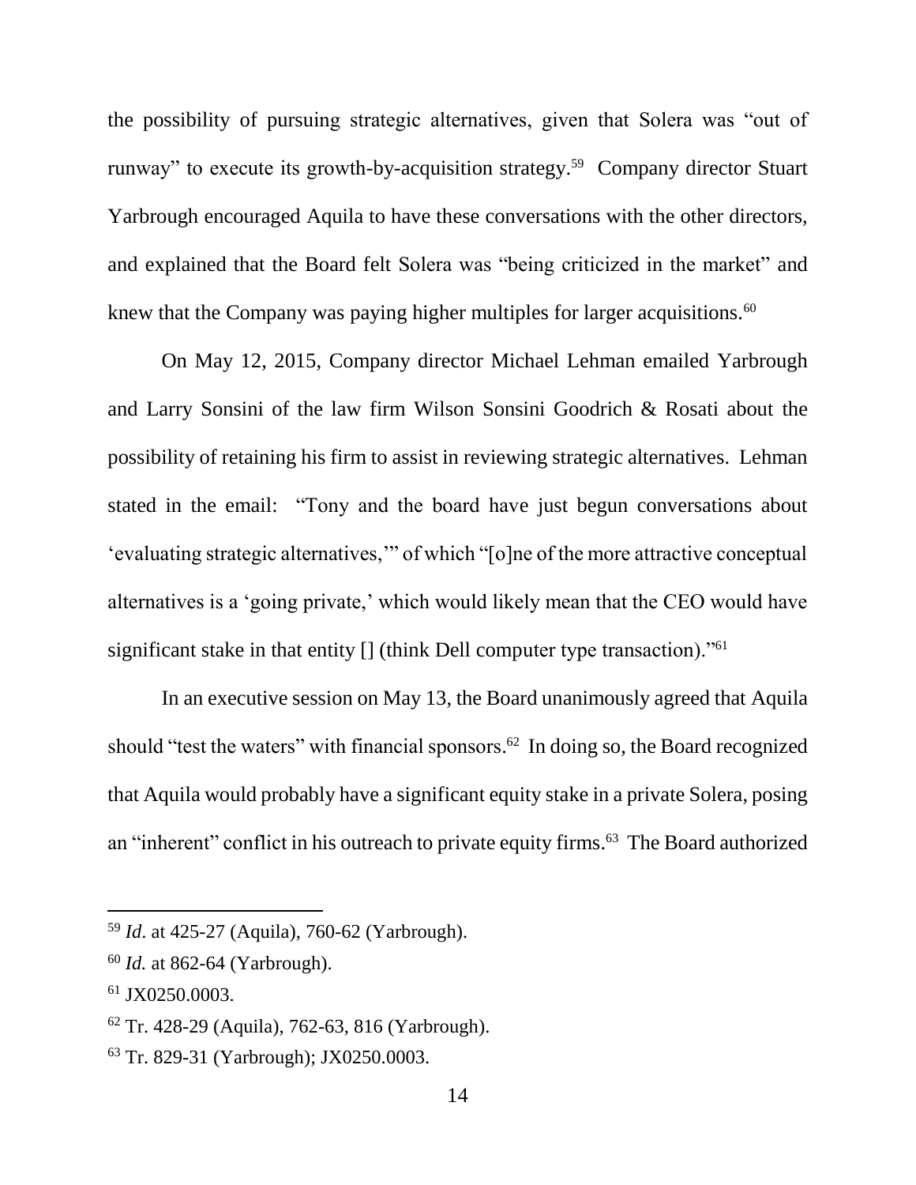the possibility of pursuing strategic alternatives, given that Solera was "out of runway" to execute its growth-by-acquisition strategy.[59] Company director Stuart Yarbrough encouraged Aquila to have these conversations with the other directors, and explained that the Board felt Solera was "being criticized in the market" and knew that the Company was paying higher multiples for larger acquisitions.[60]

On May 12, 2015, Company director Michael Lehman emailed Yarbrough and Larry Sonsini of the law firm Wilson Sonsini Goodrich & Rosati about the possibility of retaining his firm to assist in reviewing strategic alternatives. Lehman stated in the email: "Tony and the board have just begun conversations about 'evaluating strategic alternatives,'" of which "[o]ne of the more attractive conceptual alternatives is a 'going private,' which would likely mean that the CEO would have significant stake in that entity [] (think Dell computer type transaction)."[61]

In an executive session on May 13, the Board unanimously agreed that Aquila should "test the waters" with financial sponsors.[62] In doing so, the Board recognized that Aquila would probably have a significant equity stake in a private Solera, posing an "inherent" conflict in his outreach to private equity firms.[63] The Board authorized

---

[59] *Id*. at 425-27 (Aquila), 760-62 (Yarbrough).

[60] *Id.* at 862-64 (Yarbrough).

[61] JX0250.0003.

[62] Tr. 428-29 (Aquila), 762-63, 816 (Yarbrough).

[63] Tr. 829-31 (Yarbrough); JX0250.0003.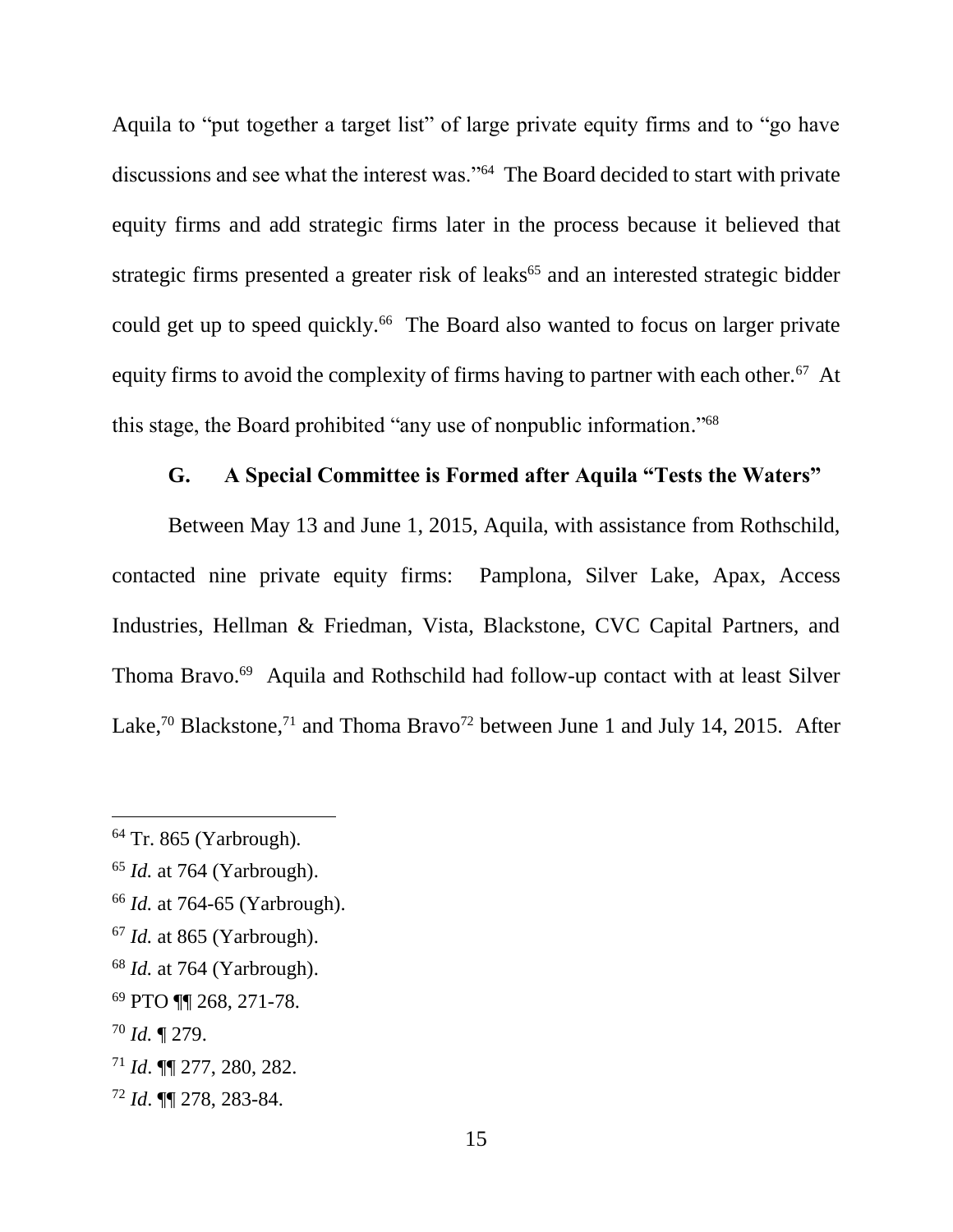Aquila to "put together a target list" of large private equity firms and to "go have discussions and see what the interest was."[64] The Board decided to start with private equity firms and add strategic firms later in the process because it believed that strategic firms presented a greater risk of leaks[65] and an interested strategic bidder could get up to speed quickly.[66] The Board also wanted to focus on larger private equity firms to avoid the complexity of firms having to partner with each other.[67] At this stage, the Board prohibited "any use of nonpublic information."[68]

### G. A Special Committee is Formed after Aquila "Tests the Waters"

Between May 13 and June 1, 2015, Aquila, with assistance from Rothschild, contacted nine private equity firms: Pamplona, Silver Lake, Apax, Access Industries, Hellman & Friedman, Vista, Blackstone, CVC Capital Partners, and Thoma Bravo.[69] Aquila and Rothschild had follow-up contact with at least Silver Lake,[70] Blackstone,[71] and Thoma Bravo[72] between June 1 and July 14, 2015. After

---

[64] Tr. 865 (Yarbrough).

[65] *Id.* at 764 (Yarbrough).

[66] *Id.* at 764-65 (Yarbrough).

[67] *Id.* at 865 (Yarbrough).

[68] *Id.* at 764 (Yarbrough).

[69] PTO ¶¶ 268, 271-78.

[70] *Id.* ¶ 279.

[71] *Id*. ¶¶ 277, 280, 282.

[72] *Id*. ¶¶ 278, 283-84.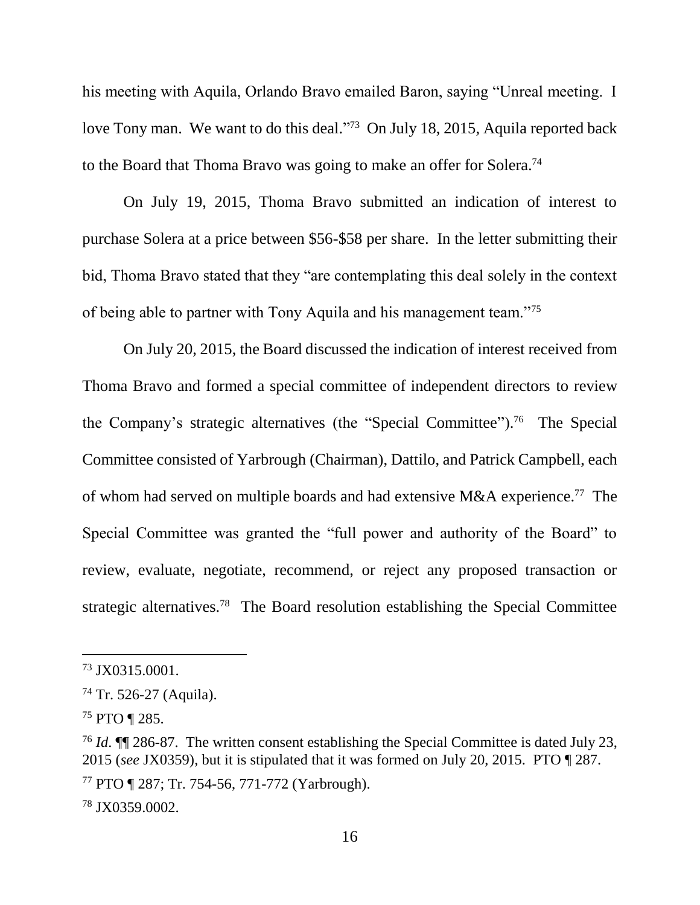his meeting with Aquila, Orlando Bravo emailed Baron, saying "Unreal meeting. I love Tony man. We want to do this deal."[73] On July 18, 2015, Aquila reported back to the Board that Thoma Bravo was going to make an offer for Solera.[74]

On July 19, 2015, Thoma Bravo submitted an indication of interest to purchase Solera at a price between \$56-\$58 per share. In the letter submitting their bid, Thoma Bravo stated that they "are contemplating this deal solely in the context of being able to partner with Tony Aquila and his management team."[75]

On July 20, 2015, the Board discussed the indication of interest received from Thoma Bravo and formed a special committee of independent directors to review the Company's strategic alternatives (the "Special Committee").[76] The Special Committee consisted of Yarbrough (Chairman), Dattilo, and Patrick Campbell, each of whom had served on multiple boards and had extensive M&A experience.[77] The Special Committee was granted the "full power and authority of the Board" to review, evaluate, negotiate, recommend, or reject any proposed transaction or strategic alternatives.[78] The Board resolution establishing the Special Committee

---

[73] JX0315.0001.

[74] Tr. 526-27 (Aquila).

[75] PTO ¶ 285.

[76] *Id*. ¶¶ 286-87. The written consent establishing the Special Committee is dated July 23, 2015 (*see* JX0359), but it is stipulated that it was formed on July 20, 2015. PTO ¶ 287.

[77] PTO ¶ 287; Tr. 754-56, 771-772 (Yarbrough).

[78] JX0359.0002.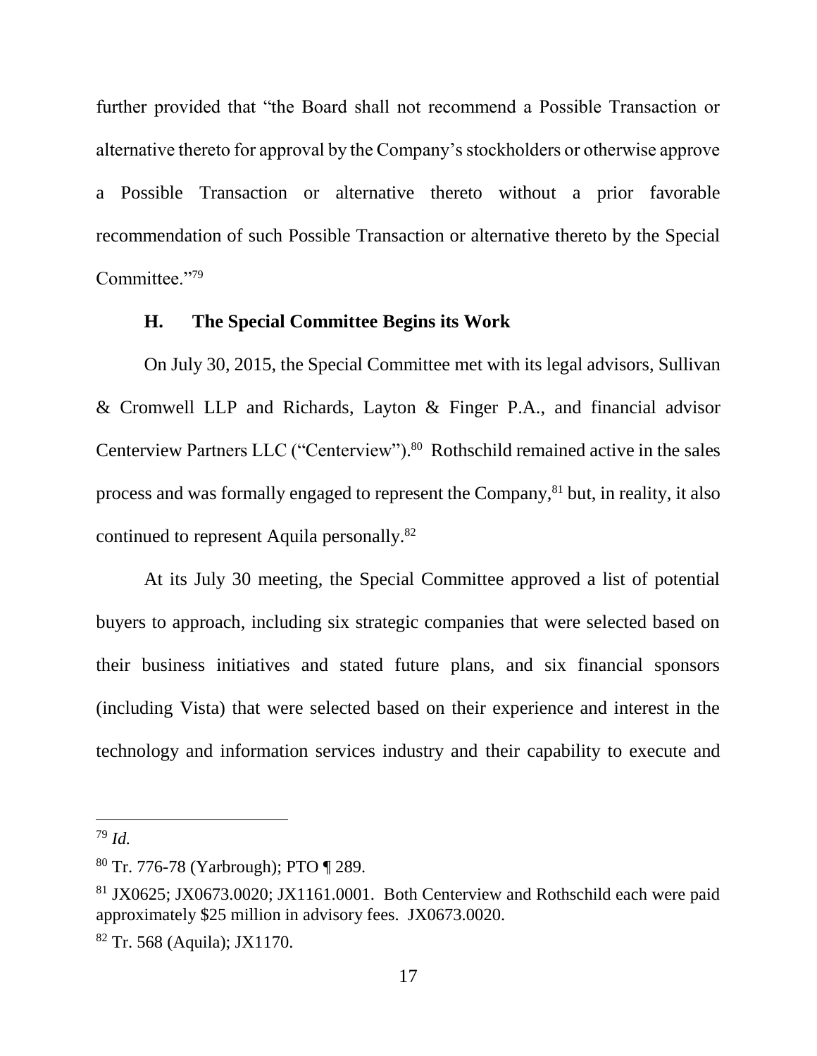further provided that "the Board shall not recommend a Possible Transaction or alternative thereto for approval by the Company's stockholders or otherwise approve a Possible Transaction or alternative thereto without a prior favorable recommendation of such Possible Transaction or alternative thereto by the Special Committee."[79]

### H. The Special Committee Begins its Work

On July 30, 2015, the Special Committee met with its legal advisors, Sullivan & Cromwell LLP and Richards, Layton & Finger P.A., and financial advisor Centerview Partners LLC ("Centerview").[80] Rothschild remained active in the sales process and was formally engaged to represent the Company,[81] but, in reality, it also continued to represent Aquila personally.[82]

At its July 30 meeting, the Special Committee approved a list of potential buyers to approach, including six strategic companies that were selected based on their business initiatives and stated future plans, and six financial sponsors (including Vista) that were selected based on their experience and interest in the technology and information services industry and their capability to execute and

---

[79] *Id.*

[80] Tr. 776-78 (Yarbrough); PTO ¶ 289.

[81] JX0625; JX0673.0020; JX1161.0001. Both Centerview and Rothschild each were paid approximately $25 million in advisory fees. JX0673.0020.

[82] Tr. 568 (Aquila); JX1170.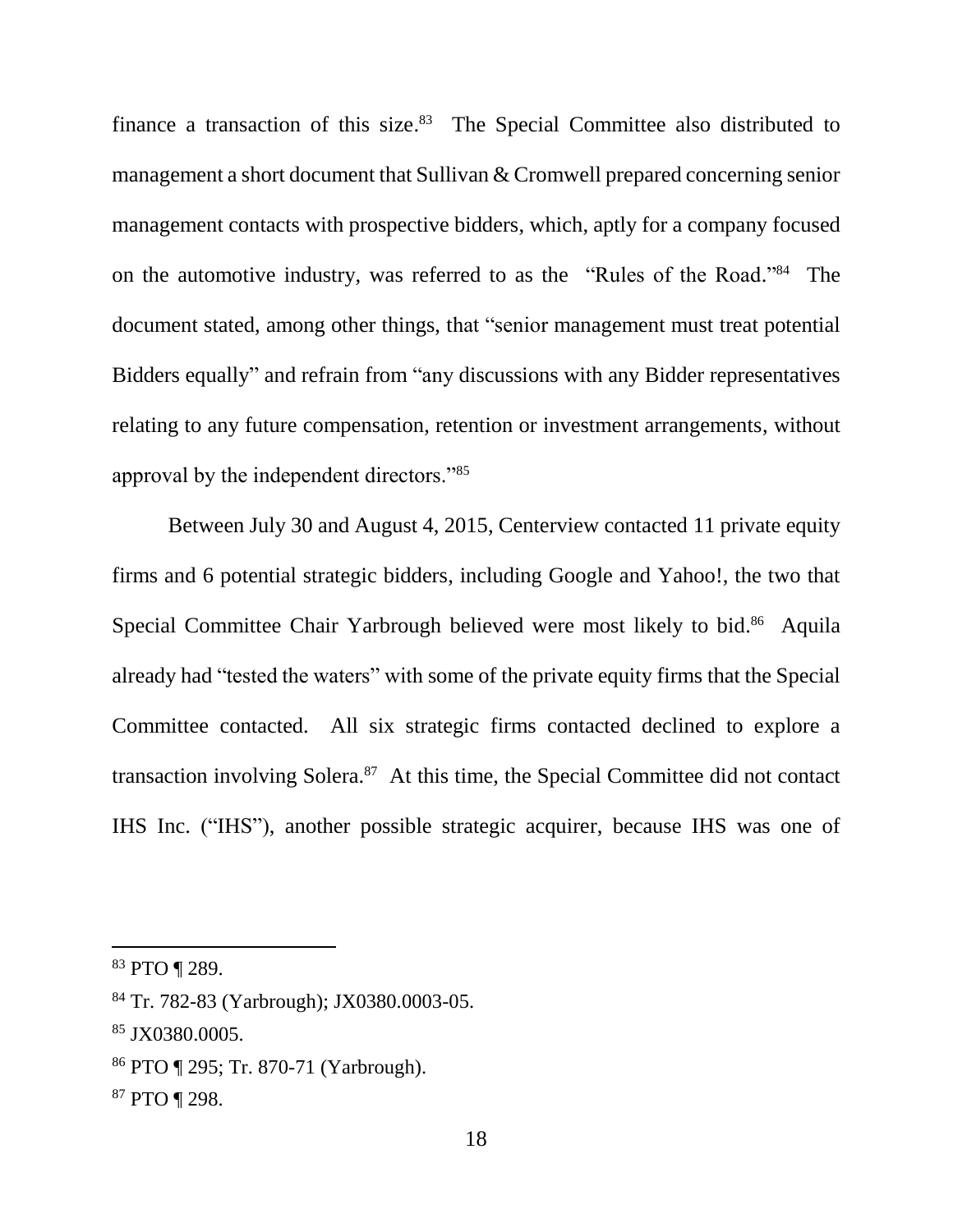finance a transaction of this size.[83] The Special Committee also distributed to management a short document that Sullivan & Cromwell prepared concerning senior management contacts with prospective bidders, which, aptly for a company focused on the automotive industry, was referred to as the "Rules of the Road."[84] The document stated, among other things, that "senior management must treat potential Bidders equally" and refrain from "any discussions with any Bidder representatives relating to any future compensation, retention or investment arrangements, without approval by the independent directors."[85]

Between July 30 and August 4, 2015, Centerview contacted 11 private equity firms and 6 potential strategic bidders, including Google and Yahoo!, the two that Special Committee Chair Yarbrough believed were most likely to bid.[86] Aquila already had "tested the waters" with some of the private equity firms that the Special Committee contacted. All six strategic firms contacted declined to explore a transaction involving Solera.[87] At this time, the Special Committee did not contact IHS Inc. ("IHS"), another possible strategic acquirer, because IHS was one of

---

[83] PTO ¶ 289.

[84] Tr. 782-83 (Yarbrough); JX0380.0003-05.

[85] JX0380.0005.

[86] PTO ¶ 295; Tr. 870-71 (Yarbrough).

[87] PTO ¶ 298.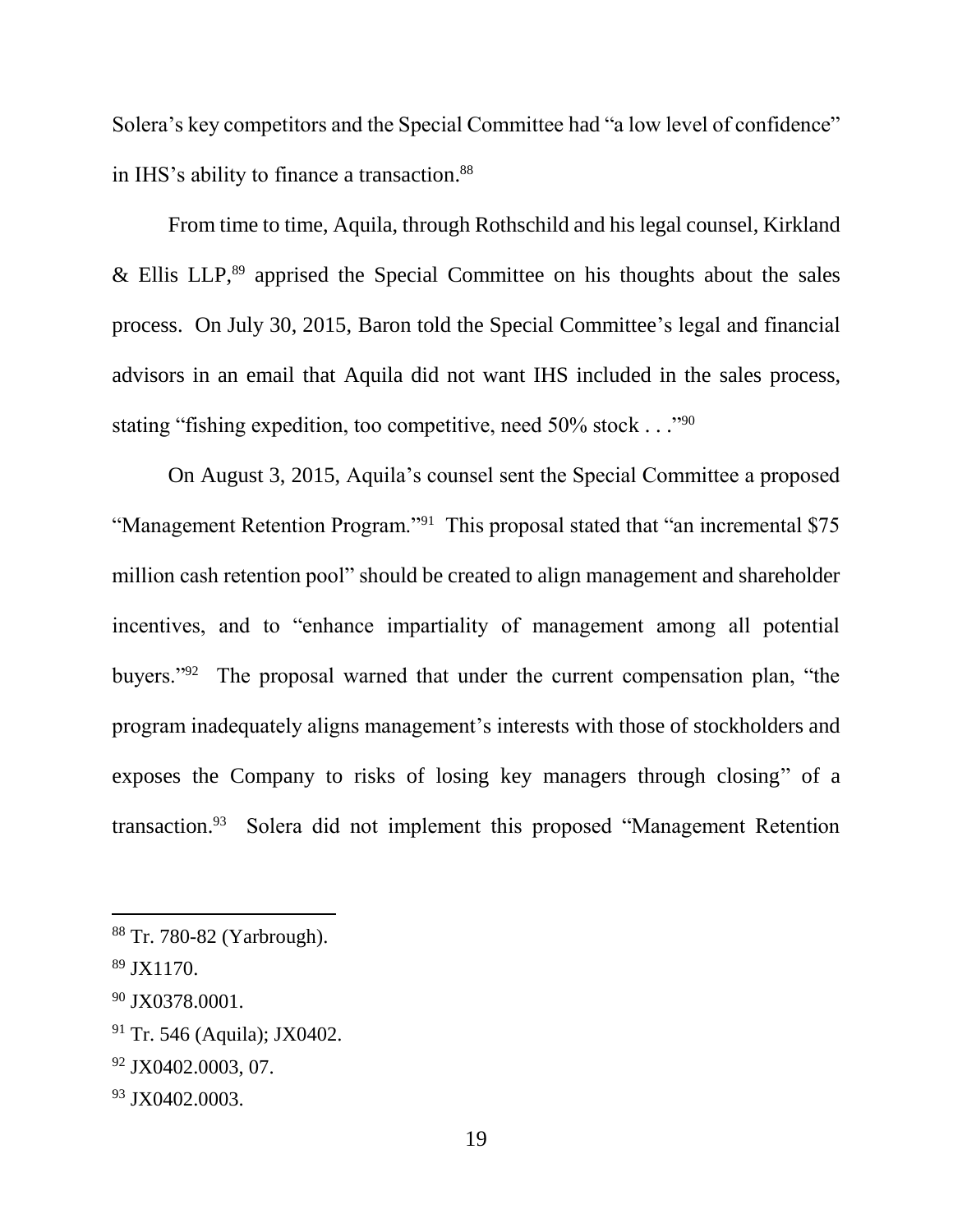Solera's key competitors and the Special Committee had "a low level of confidence" in IHS's ability to finance a transaction.[88]

From time to time, Aquila, through Rothschild and his legal counsel, Kirkland & Ellis LLP,[89] apprised the Special Committee on his thoughts about the sales process. On July 30, 2015, Baron told the Special Committee's legal and financial advisors in an email that Aquila did not want IHS included in the sales process, stating "fishing expedition, too competitive, need 50% stock . . ."[90]

On August 3, 2015, Aquila's counsel sent the Special Committee a proposed "Management Retention Program."[91] This proposal stated that "an incremental $75 million cash retention pool" should be created to align management and shareholder incentives, and to "enhance impartiality of management among all potential buyers."[92] The proposal warned that under the current compensation plan, "the program inadequately aligns management's interests with those of stockholders and exposes the Company to risks of losing key managers through closing" of a transaction.[93] Solera did not implement this proposed "Management Retention

---

[88] Tr. 780-82 (Yarbrough).

[89] JX1170.

[90] JX0378.0001.

[91] Tr. 546 (Aquila); JX0402.

[92] JX0402.0003, 07.

[93] JX0402.0003.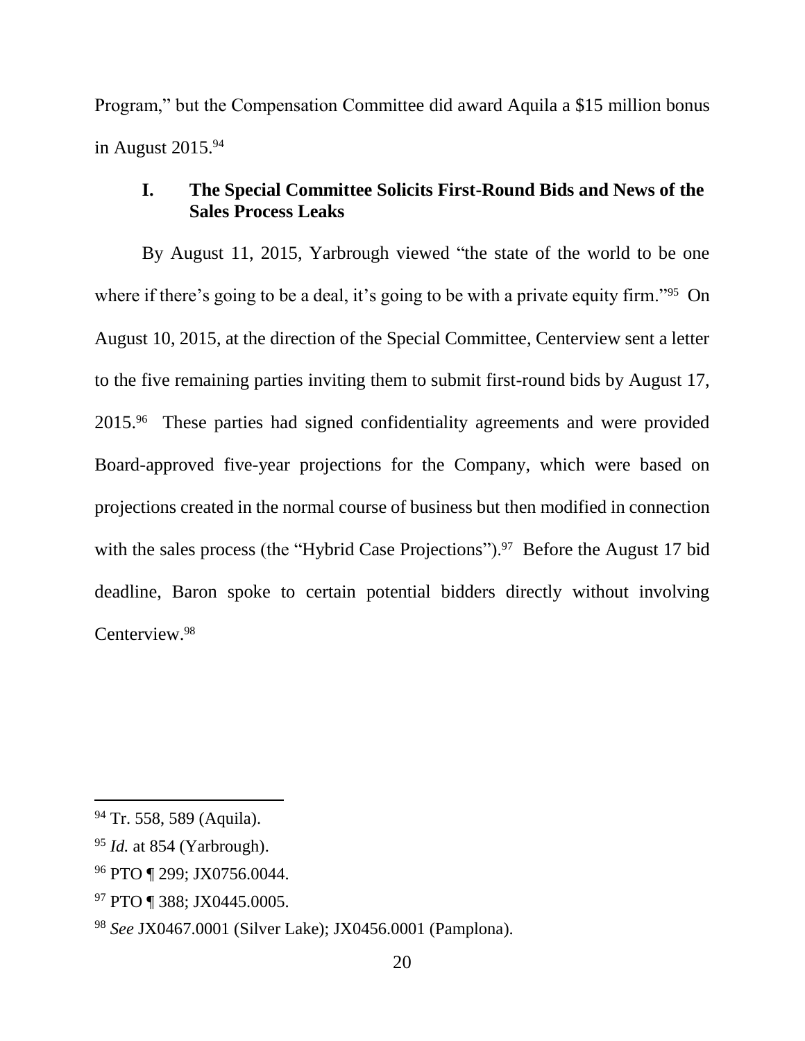Program," but the Compensation Committee did award Aquila a $15 million bonus in August 2015.[94]

### I. The Special Committee Solicits First-Round Bids and News of the Sales Process Leaks

By August 11, 2015, Yarbrough viewed "the state of the world to be one where if there's going to be a deal, it's going to be with a private equity firm."[95] On August 10, 2015, at the direction of the Special Committee, Centerview sent a letter to the five remaining parties inviting them to submit first-round bids by August 17, 2015.[96] These parties had signed confidentiality agreements and were provided Board-approved five-year projections for the Company, which were based on projections created in the normal course of business but then modified in connection with the sales process (the "Hybrid Case Projections").[97] Before the August 17 bid deadline, Baron spoke to certain potential bidders directly without involving Centerview.[98]

---

[94] Tr. 558, 589 (Aquila).

[95] *Id.* at 854 (Yarbrough).

[96] PTO ¶ 299; JX0756.0044.

[97] PTO ¶ 388; JX0445.0005.

[98] *See* JX0467.0001 (Silver Lake); JX0456.0001 (Pamplona).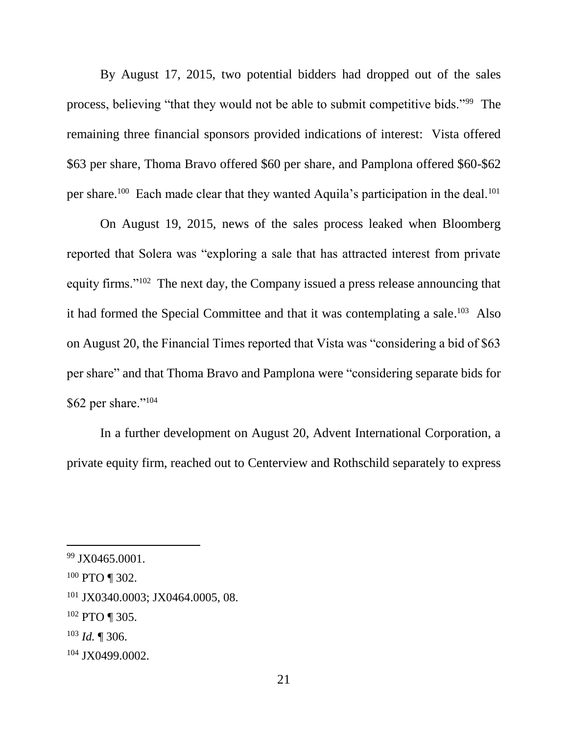By August 17, 2015, two potential bidders had dropped out of the sales process, believing "that they would not be able to submit competitive bids."[99] The remaining three financial sponsors provided indications of interest: Vista offered $63 per share, Thoma Bravo offered $60 per share, and Pamplona offered $60-$62 per share.[100] Each made clear that they wanted Aquila's participation in the deal.[101]

On August 19, 2015, news of the sales process leaked when Bloomberg reported that Solera was "exploring a sale that has attracted interest from private equity firms."[102] The next day, the Company issued a press release announcing that it had formed the Special Committee and that it was contemplating a sale.[103] Also on August 20, the Financial Times reported that Vista was "considering a bid of $63 per share" and that Thoma Bravo and Pamplona were "considering separate bids for $62 per share."[104]

In a further development on August 20, Advent International Corporation, a private equity firm, reached out to Centerview and Rothschild separately to express

---

[99] JX0465.0001.

[100] PTO ¶ 302.

[101] JX0340.0003; JX0464.0005, 08.

[102] PTO ¶ 305.

[103] *Id.* ¶ 306.

[104] JX0499.0002.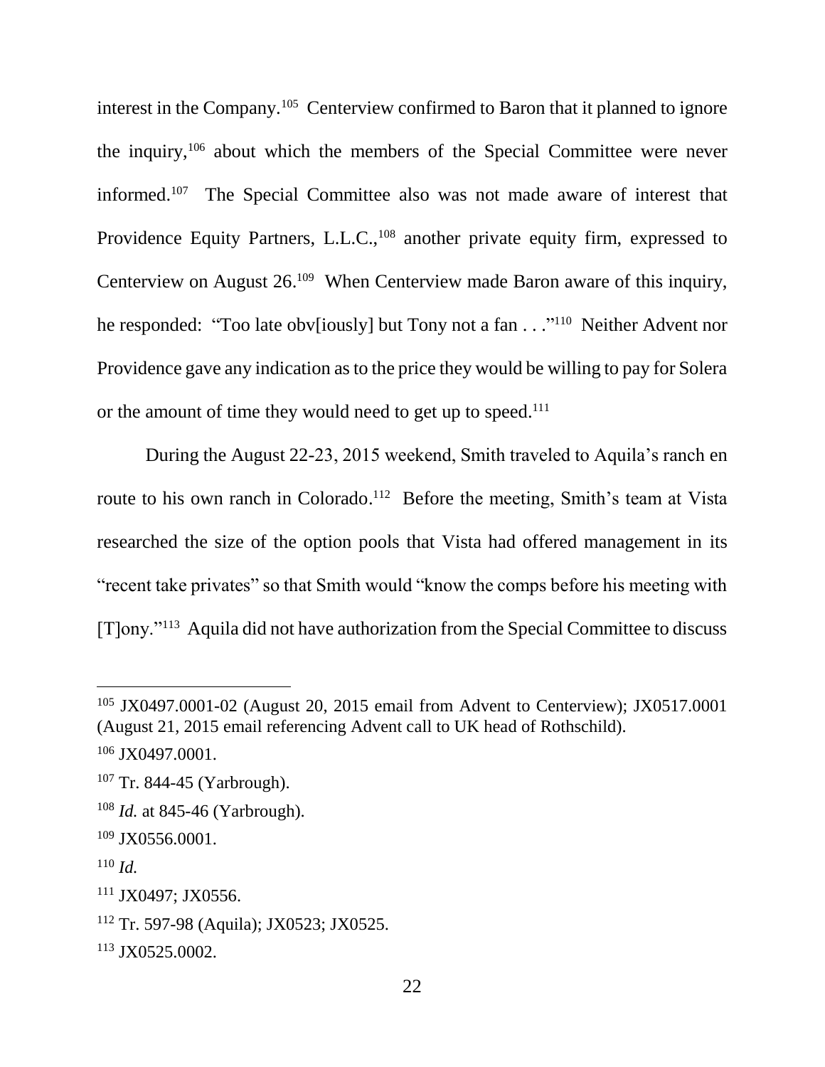interest in the Company.[105] Centerview confirmed to Baron that it planned to ignore the inquiry,[106] about which the members of the Special Committee were never informed.[107] The Special Committee also was not made aware of interest that Providence Equity Partners, L.L.C.,[108] another private equity firm, expressed to Centerview on August 26.[109] When Centerview made Baron aware of this inquiry, he responded: "Too late obv[iously] but Tony not a fan . . ."[110] Neither Advent nor Providence gave any indication as to the price they would be willing to pay for Solera or the amount of time they would need to get up to speed.[111]

During the August 22-23, 2015 weekend, Smith traveled to Aquila's ranch en route to his own ranch in Colorado.[112] Before the meeting, Smith's team at Vista researched the size of the option pools that Vista had offered management in its "recent take privates" so that Smith would "know the comps before his meeting with [T]ony."[113] Aquila did not have authorization from the Special Committee to discuss

---

[105] JX0497.0001-02 (August 20, 2015 email from Advent to Centerview); JX0517.0001 (August 21, 2015 email referencing Advent call to UK head of Rothschild).

[106] JX0497.0001.

[107] Tr. 844-45 (Yarbrough).

[108] *Id.* at 845-46 (Yarbrough).

[109] JX0556.0001.

[110] *Id.*

[111] JX0497; JX0556.

[112] Tr. 597-98 (Aquila); JX0523; JX0525.

[113] JX0525.0002.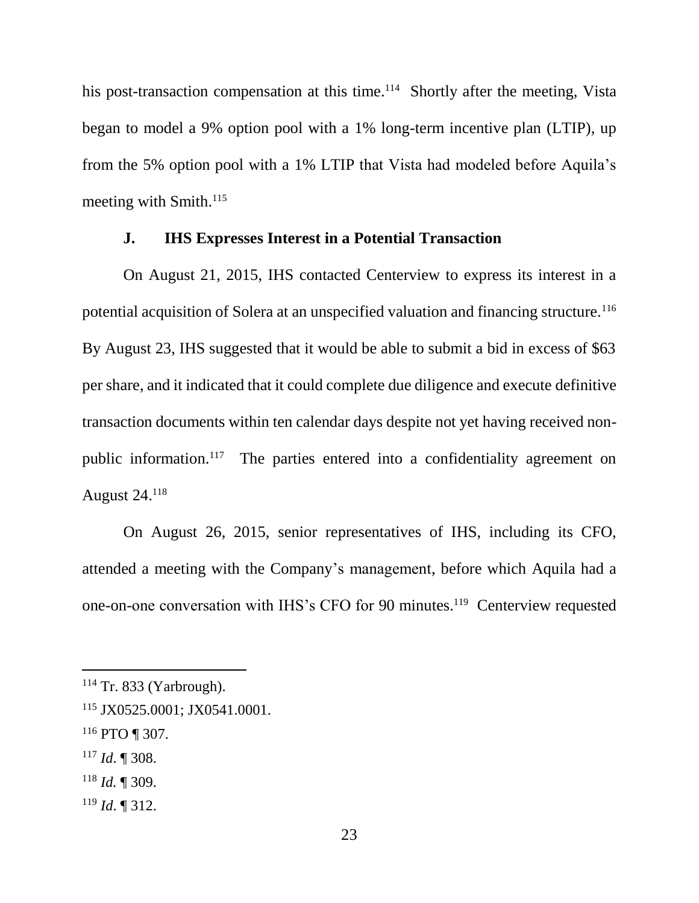his post-transaction compensation at this time.[114] Shortly after the meeting, Vista began to model a 9% option pool with a 1% long-term incentive plan (LTIP), up from the 5% option pool with a 1% LTIP that Vista had modeled before Aquila's meeting with Smith.[115]

### J. IHS Expresses Interest in a Potential Transaction

On August 21, 2015, IHS contacted Centerview to express its interest in a potential acquisition of Solera at an unspecified valuation and financing structure.[116] By August 23, IHS suggested that it would be able to submit a bid in excess of $63 per share, and it indicated that it could complete due diligence and execute definitive transaction documents within ten calendar days despite not yet having received non-public information.[117] The parties entered into a confidentiality agreement on August 24.[118]

On August 26, 2015, senior representatives of IHS, including its CFO, attended a meeting with the Company's management, before which Aquila had a one-on-one conversation with IHS's CFO for 90 minutes.[119] Centerview requested

---

[114] Tr. 833 (Yarbrough).

[115] JX0525.0001; JX0541.0001.

[116] PTO ¶ 307.

[117] *Id*. ¶ 308.

[118] *Id.* ¶ 309.

[119] *Id*. ¶ 312.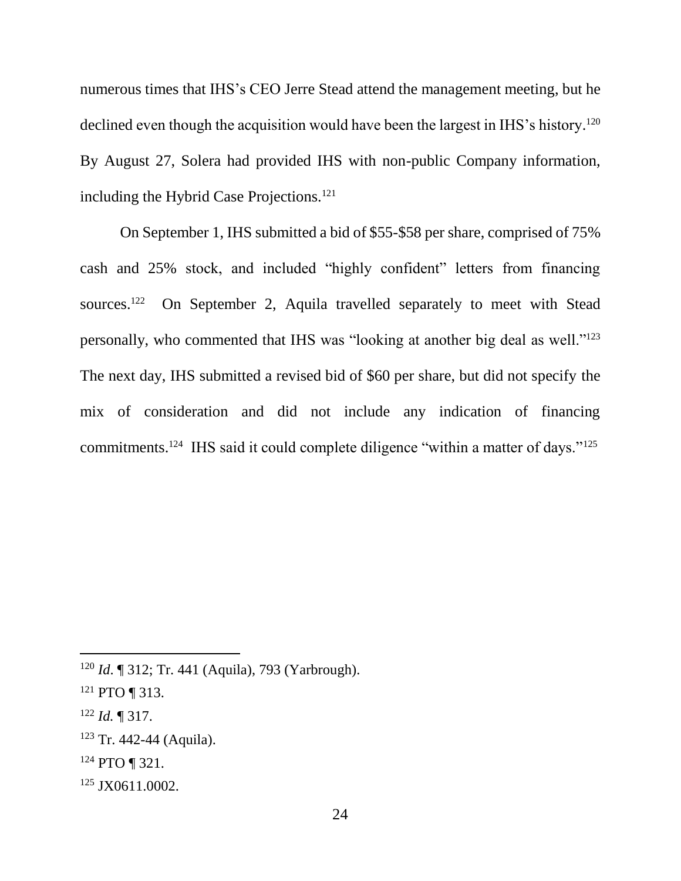numerous times that IHS's CEO Jerre Stead attend the management meeting, but he declined even though the acquisition would have been the largest in IHS's history.[120] By August 27, Solera had provided IHS with non-public Company information, including the Hybrid Case Projections.[121]

On September 1, IHS submitted a bid of $55-$58 per share, comprised of 75% cash and 25% stock, and included "highly confident" letters from financing sources.[122] On September 2, Aquila travelled separately to meet with Stead personally, who commented that IHS was "looking at another big deal as well."[123] The next day, IHS submitted a revised bid of $60 per share, but did not specify the mix of consideration and did not include any indication of financing commitments.[124] IHS said it could complete diligence "within a matter of days."[125]

---

[120] *Id*. ¶ 312; Tr. 441 (Aquila), 793 (Yarbrough).

[121] PTO ¶ 313.

[122] *Id.* ¶ 317.

[123] Tr. 442-44 (Aquila).

[124] PTO ¶ 321.

[125] JX0611.0002.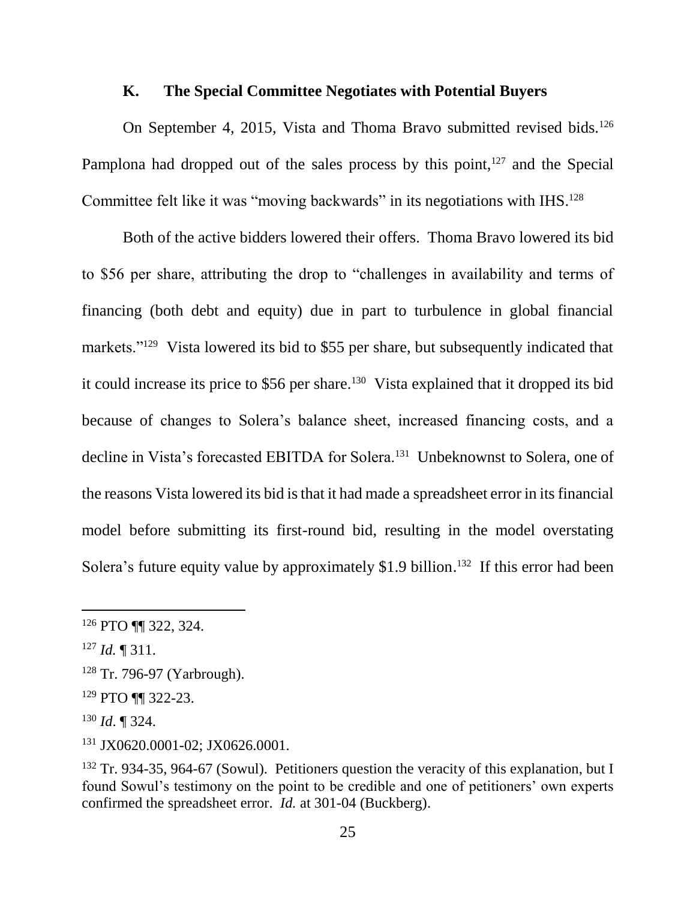### K. The Special Committee Negotiates with Potential Buyers

On September 4, 2015, Vista and Thoma Bravo submitted revised bids.[126] Pamplona had dropped out of the sales process by this point,[127] and the Special Committee felt like it was "moving backwards" in its negotiations with IHS.[128]

Both of the active bidders lowered their offers. Thoma Bravo lowered its bid to $56 per share, attributing the drop to "challenges in availability and terms of financing (both debt and equity) due in part to turbulence in global financial markets."[129] Vista lowered its bid to $55 per share, but subsequently indicated that it could increase its price to $56 per share.[130] Vista explained that it dropped its bid because of changes to Solera's balance sheet, increased financing costs, and a decline in Vista's forecasted EBITDA for Solera.[131] Unbeknownst to Solera, one of the reasons Vista lowered its bid is that it had made a spreadsheet error in its financial model before submitting its first-round bid, resulting in the model overstating Solera's future equity value by approximately $1.9 billion.[132] If this error had been

---

[126] PTO ¶¶ 322, 324.

[127] *Id.* ¶ 311.

[128] Tr. 796-97 (Yarbrough).

[129] PTO ¶¶ 322-23.

[130] *Id*. ¶ 324.

[131] JX0620.0001-02; JX0626.0001.

[132] Tr. 934-35, 964-67 (Sowul). Petitioners question the veracity of this explanation, but I found Sowul's testimony on the point to be credible and one of petitioners' own experts confirmed the spreadsheet error. *Id.* at 301-04 (Buckberg).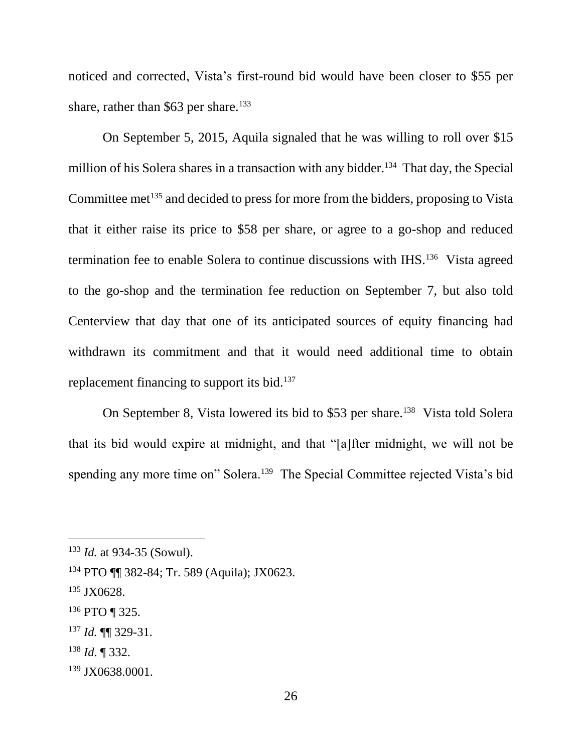noticed and corrected, Vista's first-round bid would have been closer to $55 per share, rather than $63 per share.[133]

On September 5, 2015, Aquila signaled that he was willing to roll over $15 million of his Solera shares in a transaction with any bidder.[134] That day, the Special Committee met[135] and decided to press for more from the bidders, proposing to Vista that it either raise its price to $58 per share, or agree to a go-shop and reduced termination fee to enable Solera to continue discussions with IHS.[136] Vista agreed to the go-shop and the termination fee reduction on September 7, but also told Centerview that day that one of its anticipated sources of equity financing had withdrawn its commitment and that it would need additional time to obtain replacement financing to support its bid.[137]

On September 8, Vista lowered its bid to $53 per share.[138] Vista told Solera that its bid would expire at midnight, and that "[a]fter midnight, we will not be spending any more time on" Solera.[139] The Special Committee rejected Vista's bid

---

[133] *Id.* at 934-35 (Sowul).

[134] PTO ¶¶ 382-84; Tr. 589 (Aquila); JX0623.

[135] JX0628.

[136] PTO ¶ 325.

[137] *Id.* ¶¶ 329-31.

[138] *Id*. ¶ 332.

[139] JX0638.0001.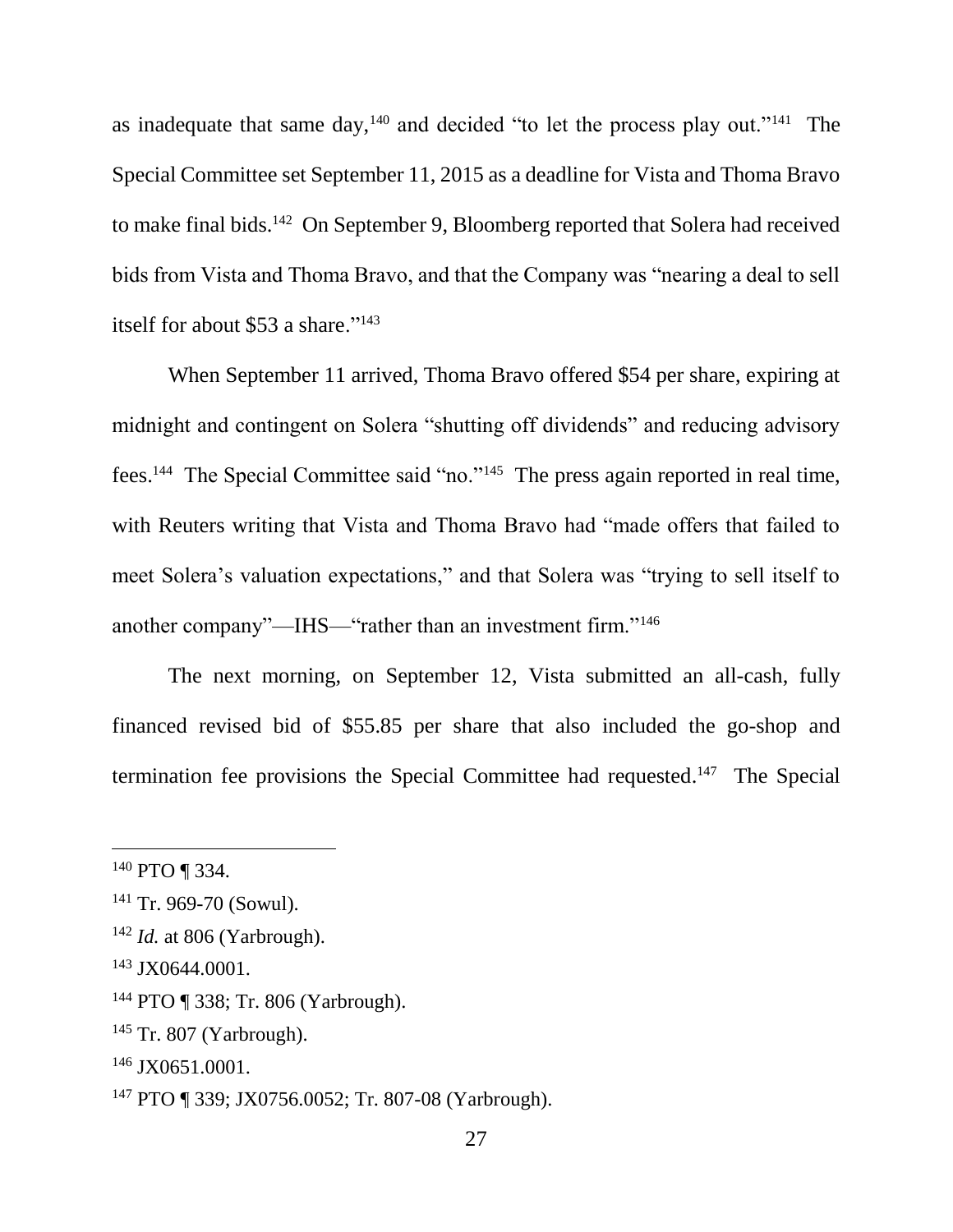as inadequate that same day,[140] and decided "to let the process play out."[141] The Special Committee set September 11, 2015 as a deadline for Vista and Thoma Bravo to make final bids.[142] On September 9, Bloomberg reported that Solera had received bids from Vista and Thoma Bravo, and that the Company was "nearing a deal to sell itself for about $53 a share."[143]

When September 11 arrived, Thoma Bravo offered $54 per share, expiring at midnight and contingent on Solera "shutting off dividends" and reducing advisory fees.[144] The Special Committee said "no."[145] The press again reported in real time, with Reuters writing that Vista and Thoma Bravo had "made offers that failed to meet Solera's valuation expectations," and that Solera was "trying to sell itself to another company"—IHS—"rather than an investment firm."[146]

The next morning, on September 12, Vista submitted an all-cash, fully financed revised bid of $55.85 per share that also included the go-shop and termination fee provisions the Special Committee had requested.[147] The Special

---

[140] PTO ¶ 334.

[141] Tr. 969-70 (Sowul).

[142] *Id.* at 806 (Yarbrough).

[143] JX0644.0001.

[144] PTO ¶ 338; Tr. 806 (Yarbrough).

[145] Tr. 807 (Yarbrough).

[146] JX0651.0001.

[147] PTO ¶ 339; JX0756.0052; Tr. 807-08 (Yarbrough).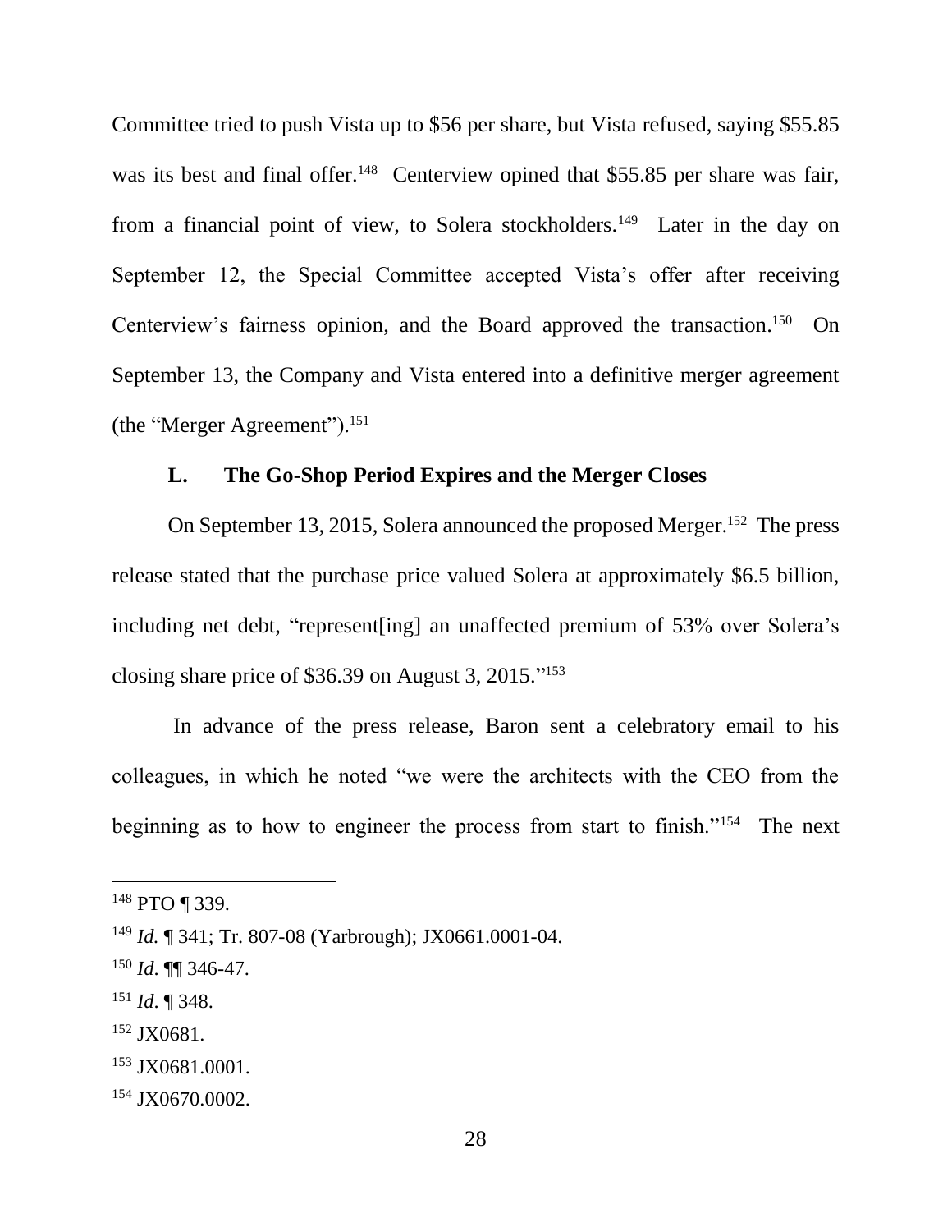Committee tried to push Vista up to $56 per share, but Vista refused, saying $55.85 was its best and final offer.[148] Centerview opined that $55.85 per share was fair, from a financial point of view, to Solera stockholders.[149] Later in the day on September 12, the Special Committee accepted Vista's offer after receiving Centerview's fairness opinion, and the Board approved the transaction.[150] On September 13, the Company and Vista entered into a definitive merger agreement (the "Merger Agreement").[151]

### L. The Go-Shop Period Expires and the Merger Closes

On September 13, 2015, Solera announced the proposed Merger.[152] The press release stated that the purchase price valued Solera at approximately $6.5 billion, including net debt, "represent[ing] an unaffected premium of 53% over Solera's closing share price of $36.39 on August 3, 2015."[153]

In advance of the press release, Baron sent a celebratory email to his colleagues, in which he noted "we were the architects with the CEO from the beginning as to how to engineer the process from start to finish."[154] The next

---

[148] PTO ¶ 339.

[149] *Id.* ¶ 341; Tr. 807-08 (Yarbrough); JX0661.0001-04.

[150] *Id*. ¶¶ 346-47.

[151] *Id*. ¶ 348.

[152] JX0681.

[153] JX0681.0001.

[154] JX0670.0002.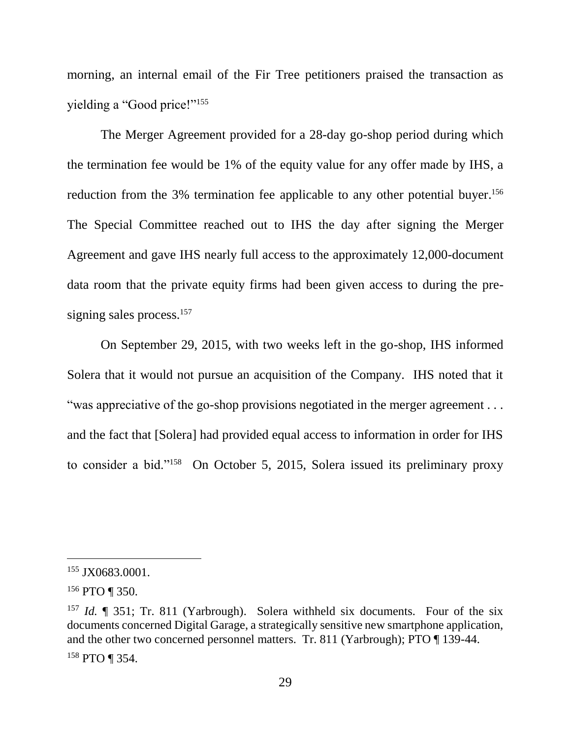morning, an internal email of the Fir Tree petitioners praised the transaction as yielding a "Good price!"[155]

The Merger Agreement provided for a 28-day go-shop period during which the termination fee would be 1% of the equity value for any offer made by IHS, a reduction from the 3% termination fee applicable to any other potential buyer.[156] The Special Committee reached out to IHS the day after signing the Merger Agreement and gave IHS nearly full access to the approximately 12,000-document data room that the private equity firms had been given access to during the pre-signing sales process.[157]

On September 29, 2015, with two weeks left in the go-shop, IHS informed Solera that it would not pursue an acquisition of the Company. IHS noted that it "was appreciative of the go-shop provisions negotiated in the merger agreement . . . and the fact that [Solera] had provided equal access to information in order for IHS to consider a bid."[158] On October 5, 2015, Solera issued its preliminary proxy

---

[155] JX0683.0001.

[156] PTO ¶ 350.

[157] *Id.* ¶ 351; Tr. 811 (Yarbrough). Solera withheld six documents. Four of the six documents concerned Digital Garage, a strategically sensitive new smartphone application, and the other two concerned personnel matters. Tr. 811 (Yarbrough); PTO ¶ 139-44.

[158] PTO ¶ 354.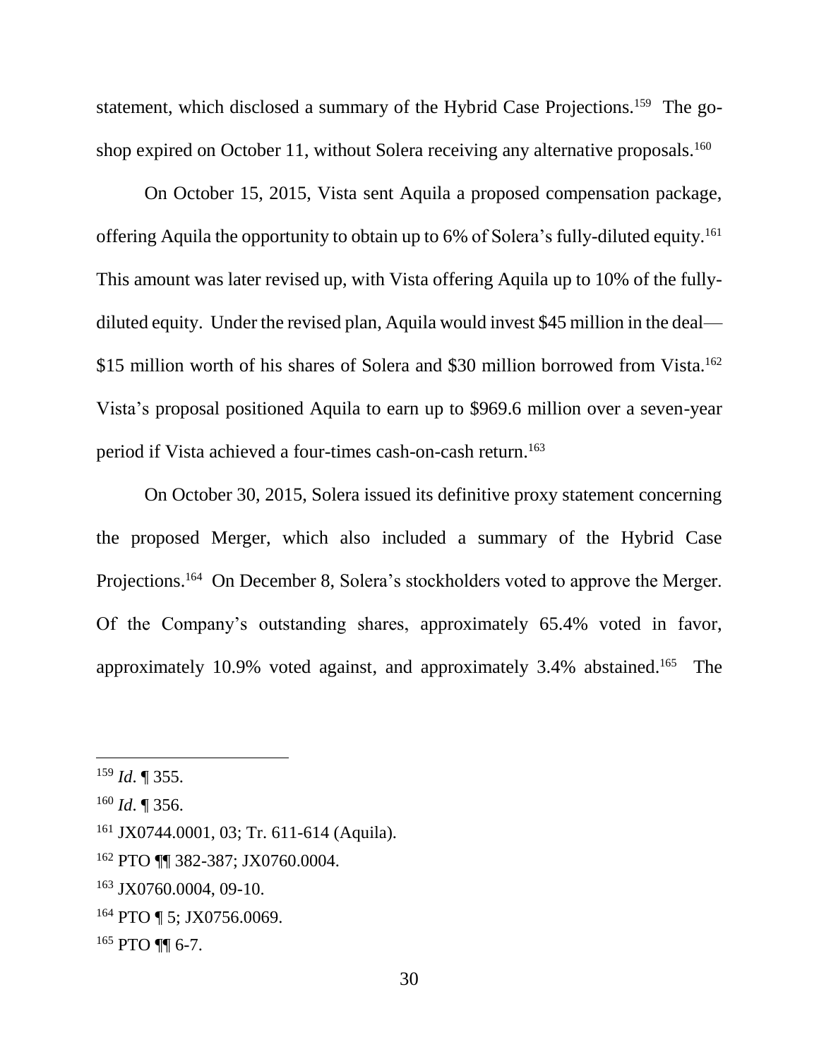statement, which disclosed a summary of the Hybrid Case Projections.[159] The go-shop expired on October 11, without Solera receiving any alternative proposals.[160]

On October 15, 2015, Vista sent Aquila a proposed compensation package, offering Aquila the opportunity to obtain up to 6% of Solera's fully-diluted equity.[161] This amount was later revised up, with Vista offering Aquila up to 10% of the fully-diluted equity. Under the revised plan, Aquila would invest $45 million in the deal—$15 million worth of his shares of Solera and $30 million borrowed from Vista.[162] Vista's proposal positioned Aquila to earn up to $969.6 million over a seven-year period if Vista achieved a four-times cash-on-cash return.[163]

On October 30, 2015, Solera issued its definitive proxy statement concerning the proposed Merger, which also included a summary of the Hybrid Case Projections.[164] On December 8, Solera's stockholders voted to approve the Merger. Of the Company's outstanding shares, approximately 65.4% voted in favor, approximately 10.9% voted against, and approximately 3.4% abstained.[165] The

---

[159] *Id*. ¶ 355.

[160] *Id*. ¶ 356.

[161] JX0744.0001, 03; Tr. 611-614 (Aquila).

[162] PTO ¶¶ 382-387; JX0760.0004.

[163] JX0760.0004, 09-10.

[164] PTO ¶ 5; JX0756.0069.

[165] PTO ¶¶ 6-7.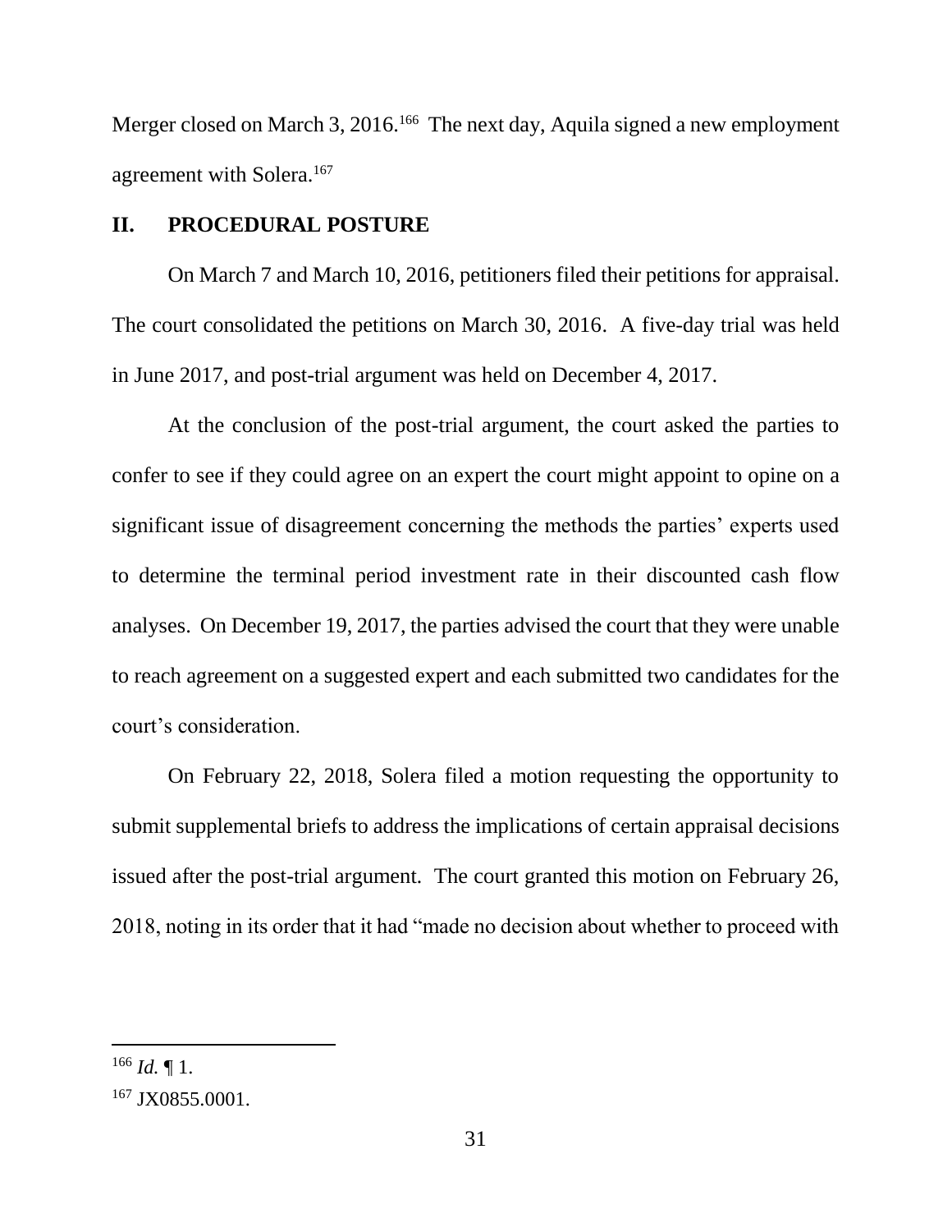Merger closed on March 3, 2016.[166] The next day, Aquila signed a new employment agreement with Solera.[167]

## II. PROCEDURAL POSTURE

On March 7 and March 10, 2016, petitioners filed their petitions for appraisal. The court consolidated the petitions on March 30, 2016. A five-day trial was held in June 2017, and post-trial argument was held on December 4, 2017.

At the conclusion of the post-trial argument, the court asked the parties to confer to see if they could agree on an expert the court might appoint to opine on a significant issue of disagreement concerning the methods the parties' experts used to determine the terminal period investment rate in their discounted cash flow analyses. On December 19, 2017, the parties advised the court that they were unable to reach agreement on a suggested expert and each submitted two candidates for the court's consideration.

On February 22, 2018, Solera filed a motion requesting the opportunity to submit supplemental briefs to address the implications of certain appraisal decisions issued after the post-trial argument. The court granted this motion on February 26, 2018, noting in its order that it had "made no decision about whether to proceed with

---

[166] *Id.* ¶ 1.

[167] JX0855.0001.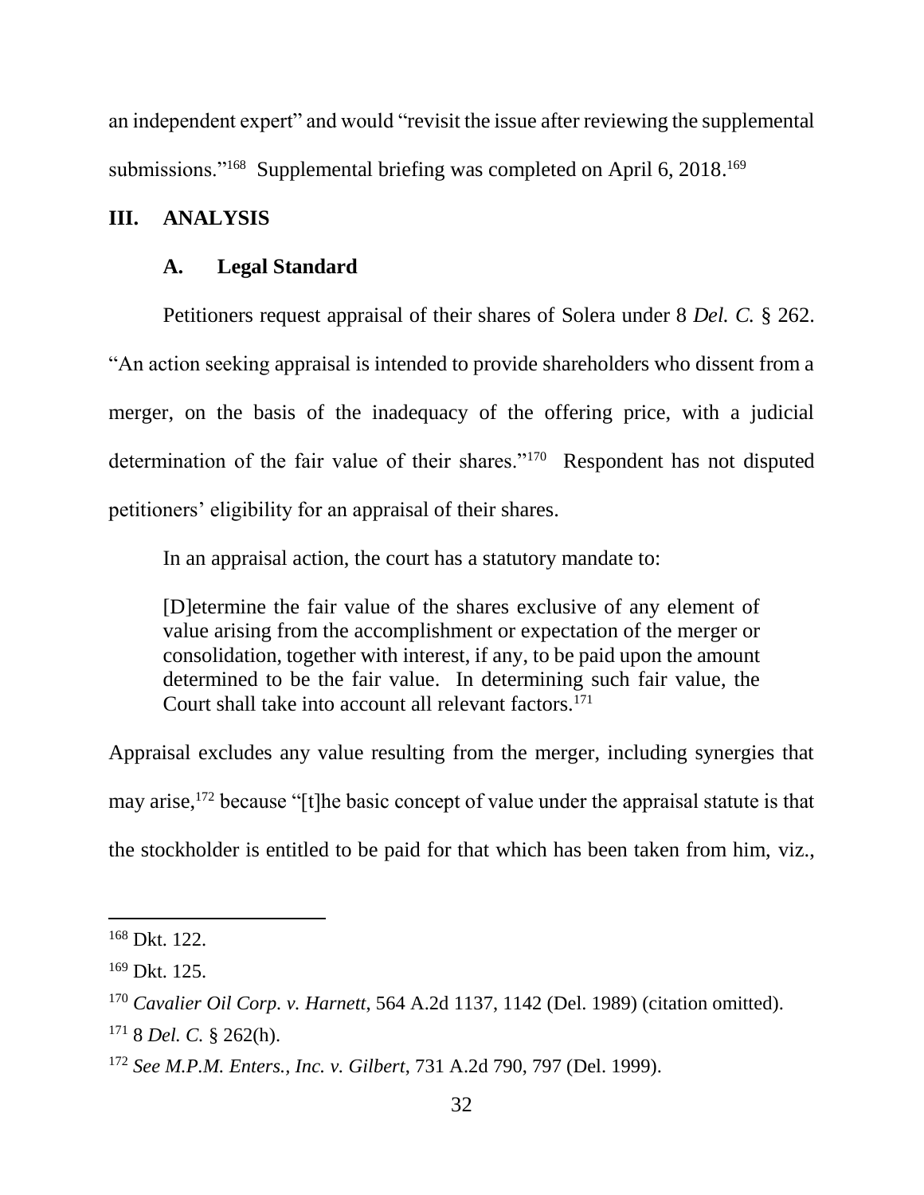an independent expert" and would "revisit the issue after reviewing the supplemental submissions."[168] Supplemental briefing was completed on April 6, 2018.[169]

## III. ANALYSIS

### A. Legal Standard

Petitioners request appraisal of their shares of Solera under 8 *Del. C.* § 262. "An action seeking appraisal is intended to provide shareholders who dissent from a merger, on the basis of the inadequacy of the offering price, with a judicial determination of the fair value of their shares."[170] Respondent has not disputed petitioners' eligibility for an appraisal of their shares.

In an appraisal action, the court has a statutory mandate to:

> [D]etermine the fair value of the shares exclusive of any element of value arising from the accomplishment or expectation of the merger or consolidation, together with interest, if any, to be paid upon the amount determined to be the fair value. In determining such fair value, the Court shall take into account all relevant factors.[171]

Appraisal excludes any value resulting from the merger, including synergies that may arise,[172] because "[t]he basic concept of value under the appraisal statute is that the stockholder is entitled to be paid for that which has been taken from him, viz.,

---

[168] Dkt. 122.

[169] Dkt. 125.

[170] *Cavalier Oil Corp. v. Harnett*, 564 A.2d 1137, 1142 (Del. 1989) (citation omitted).

[171] 8 *Del. C.* § 262(h).

[172] *See M.P.M. Enters., Inc. v. Gilbert*, 731 A.2d 790, 797 (Del. 1999).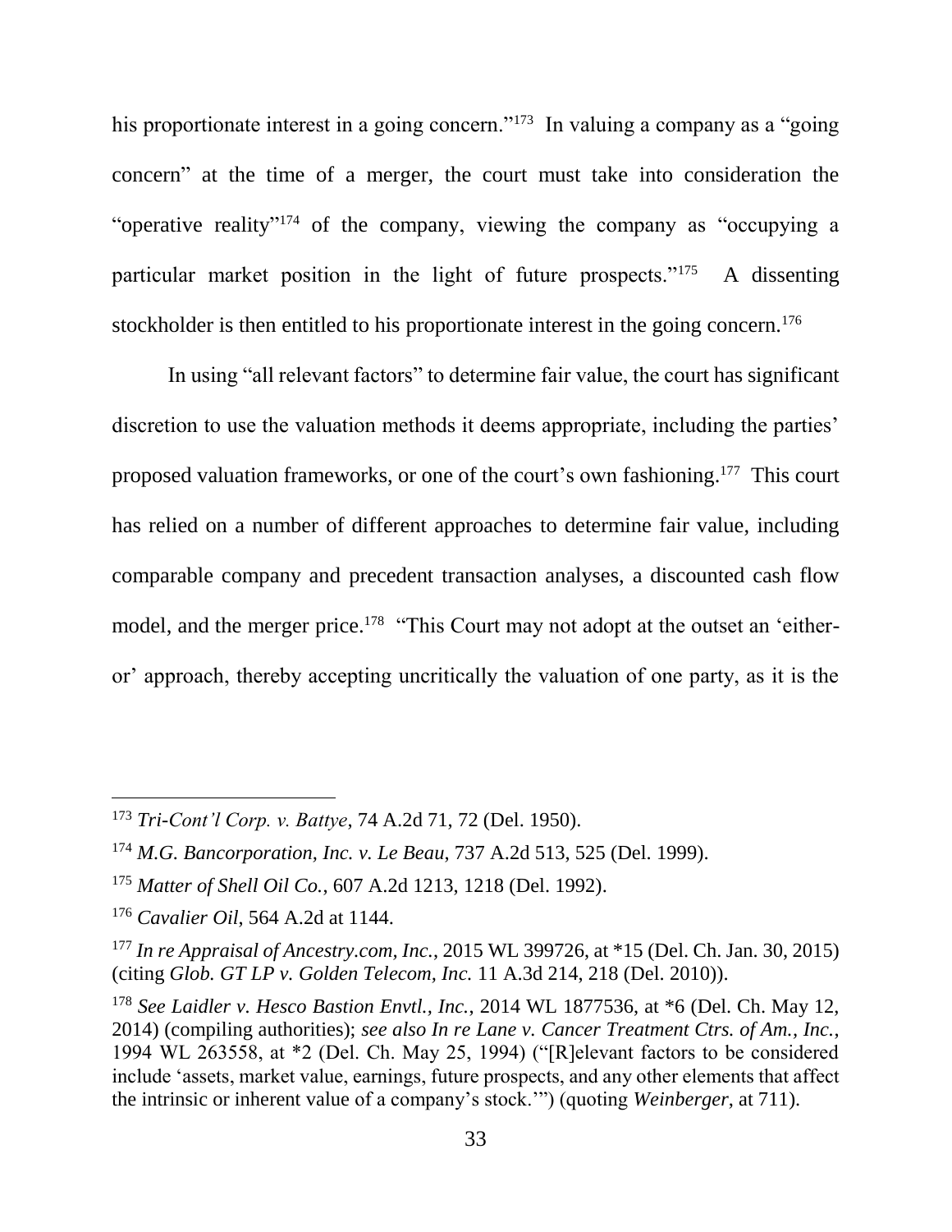his proportionate interest in a going concern."[173] In valuing a company as a "going concern" at the time of a merger, the court must take into consideration the "operative reality"[174] of the company, viewing the company as "occupying a particular market position in the light of future prospects."[175] A dissenting stockholder is then entitled to his proportionate interest in the going concern.[176]

In using "all relevant factors" to determine fair value, the court has significant discretion to use the valuation methods it deems appropriate, including the parties' proposed valuation frameworks, or one of the court's own fashioning.[177] This court has relied on a number of different approaches to determine fair value, including comparable company and precedent transaction analyses, a discounted cash flow model, and the merger price.[178] "This Court may not adopt at the outset an 'either-or' approach, thereby accepting uncritically the valuation of one party, as it is the

---

[173] *Tri-Cont'l Corp. v. Battye*, 74 A.2d 71, 72 (Del. 1950).

[174] *M.G. Bancorporation, Inc. v. Le Beau*, 737 A.2d 513, 525 (Del. 1999).

[175] *Matter of Shell Oil Co.*, 607 A.2d 1213, 1218 (Del. 1992).

[176] *Cavalier Oil*, 564 A.2d at 1144.

[177] *In re Appraisal of Ancestry.com, Inc.*, 2015 WL 399726, at *15 (Del. Ch. Jan. 30, 2015) (citing *Glob. GT LP v. Golden Telecom, Inc.* 11 A.3d 214, 218 (Del. 2010)).

[178] *See Laidler v. Hesco Bastion Envtl., Inc.*, 2014 WL 1877536, at *6 (Del. Ch. May 12, 2014) (compiling authorities); *see also In re Lane v. Cancer Treatment Ctrs. of Am., Inc.*, 1994 WL 263558, at *2 (Del. Ch. May 25, 1994) ("[R]elevant factors to be considered include 'assets, market value, earnings, future prospects, and any other elements that affect the intrinsic or inherent value of a company's stock.'") (quoting *Weinberger*, at 711).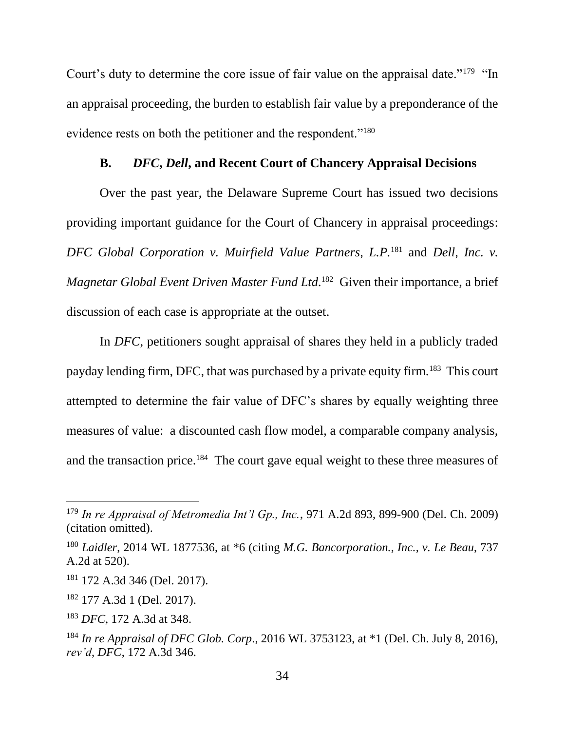Court's duty to determine the core issue of fair value on the appraisal date."[179] "In an appraisal proceeding, the burden to establish fair value by a preponderance of the evidence rests on both the petitioner and the respondent."[180]

### B. *DFC*, *Dell*, and Recent Court of Chancery Appraisal Decisions

Over the past year, the Delaware Supreme Court has issued two decisions providing important guidance for the Court of Chancery in appraisal proceedings: *DFC Global Corporation v. Muirfield Value Partners, L.P.*[181] and *Dell, Inc. v. Magnetar Global Event Driven Master Fund Ltd.*[182] Given their importance, a brief discussion of each case is appropriate at the outset.

In *DFC*, petitioners sought appraisal of shares they held in a publicly traded payday lending firm, DFC, that was purchased by a private equity firm.[183] This court attempted to determine the fair value of DFC's shares by equally weighting three measures of value: a discounted cash flow model, a comparable company analysis, and the transaction price.[184] The court gave equal weight to these three measures of

---

[179] *In re Appraisal of Metromedia Int'l Gp., Inc.*, 971 A.2d 893, 899-900 (Del. Ch. 2009) (citation omitted).

[180] *Laidler*, 2014 WL 1877536, at *6 (citing *M.G. Bancorporation., Inc., v. Le Beau*, 737 A.2d at 520).

[181] 172 A.3d 346 (Del. 2017).

[182] 177 A.3d 1 (Del. 2017).

[183] *DFC*, 172 A.3d at 348.

[184] *In re Appraisal of DFC Glob. Corp*., 2016 WL 3753123, at *1 (Del. Ch. July 8, 2016), *rev'd*, *DFC*, 172 A.3d 346.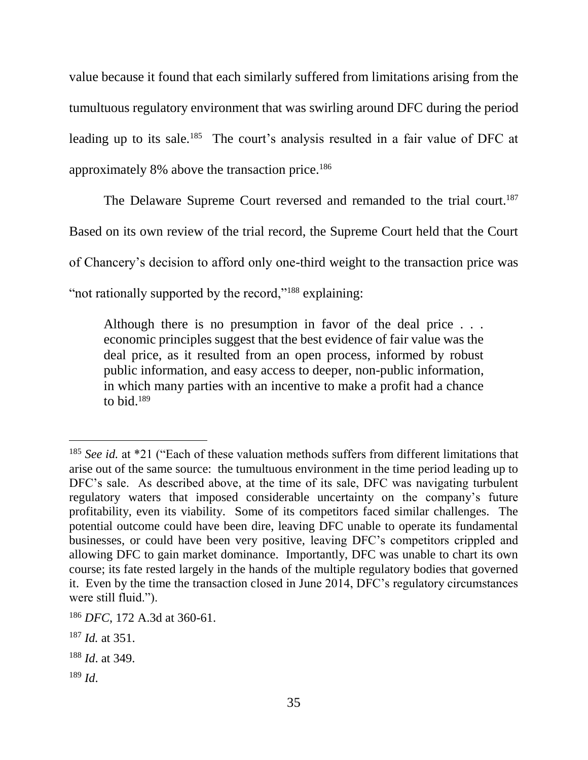value because it found that each similarly suffered from limitations arising from the tumultuous regulatory environment that was swirling around DFC during the period leading up to its sale.[185] The court's analysis resulted in a fair value of DFC at approximately 8% above the transaction price.[186]

The Delaware Supreme Court reversed and remanded to the trial court.[187] Based on its own review of the trial record, the Supreme Court held that the Court of Chancery's decision to afford only one-third weight to the transaction price was "not rationally supported by the record,"[188] explaining:

> Although there is no presumption in favor of the deal price . . . economic principles suggest that the best evidence of fair value was the deal price, as it resulted from an open process, informed by robust public information, and easy access to deeper, non-public information, in which many parties with an incentive to make a profit had a chance to bid.[189]

---

[185] *See id.* at *21 ("Each of these valuation methods suffers from different limitations that arise out of the same source: the tumultuous environment in the time period leading up to DFC's sale. As described above, at the time of its sale, DFC was navigating turbulent regulatory waters that imposed considerable uncertainty on the company's future profitability, even its viability. Some of its competitors faced similar challenges. The potential outcome could have been dire, leaving DFC unable to operate its fundamental businesses, or could have been very positive, leaving DFC's competitors crippled and allowing DFC to gain market dominance. Importantly, DFC was unable to chart its own course; its fate rested largely in the hands of the multiple regulatory bodies that governed it. Even by the time the transaction closed in June 2014, DFC's regulatory circumstances were still fluid.").

[186] *DFC*, 172 A.3d at 360-61.

[187] *Id.* at 351.

[188] *Id*. at 349.

[189] *Id*.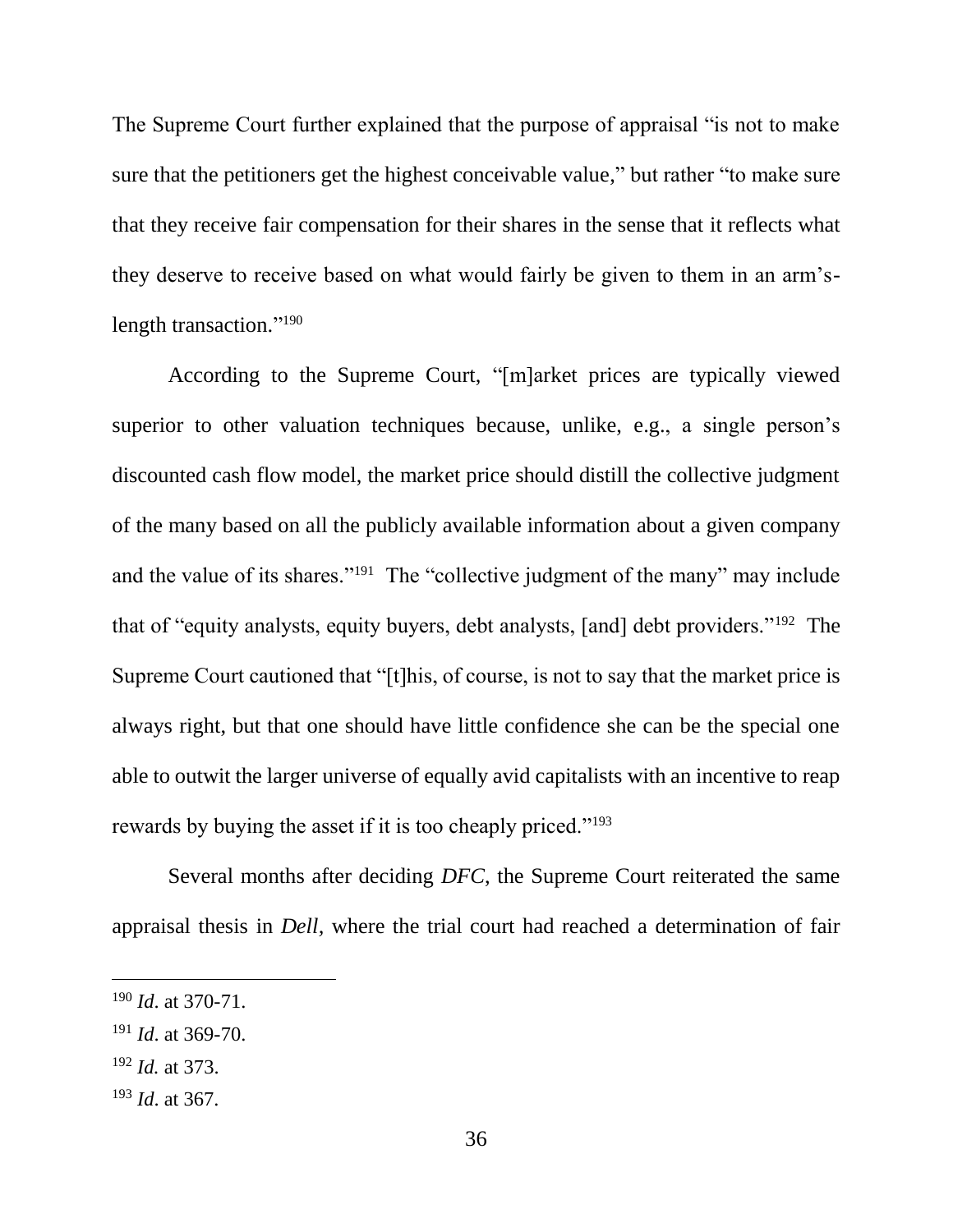The Supreme Court further explained that the purpose of appraisal "is not to make sure that the petitioners get the highest conceivable value," but rather "to make sure that they receive fair compensation for their shares in the sense that it reflects what they deserve to receive based on what would fairly be given to them in an arm's-length transaction."[190]

According to the Supreme Court, "[m]arket prices are typically viewed superior to other valuation techniques because, unlike, e.g., a single person's discounted cash flow model, the market price should distill the collective judgment of the many based on all the publicly available information about a given company and the value of its shares."[191] The "collective judgment of the many" may include that of "equity analysts, equity buyers, debt analysts, [and] debt providers."[192] The Supreme Court cautioned that "[t]his, of course, is not to say that the market price is always right, but that one should have little confidence she can be the special one able to outwit the larger universe of equally avid capitalists with an incentive to reap rewards by buying the asset if it is too cheaply priced."[193]

Several months after deciding *DFC*, the Supreme Court reiterated the same appraisal thesis in *Dell*, where the trial court had reached a determination of fair

---

[190] *Id*. at 370-71.

[191] *Id*. at 369-70.

[192] *Id.* at 373.

[193] *Id*. at 367.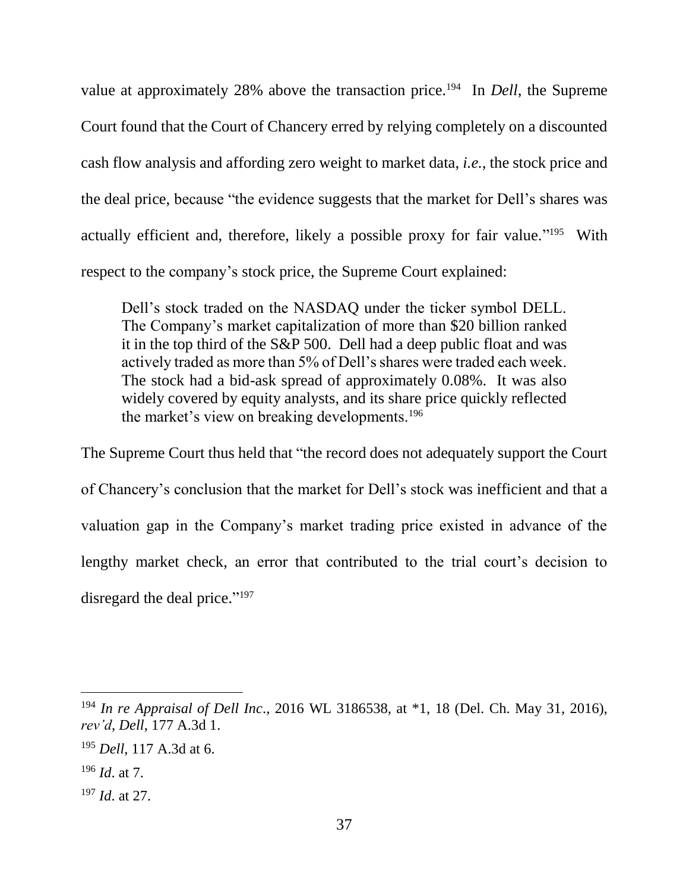value at approximately 28% above the transaction price.[194] In *Dell*, the Supreme Court found that the Court of Chancery erred by relying completely on a discounted cash flow analysis and affording zero weight to market data, *i.e.*, the stock price and the deal price, because "the evidence suggests that the market for Dell's shares was actually efficient and, therefore, likely a possible proxy for fair value."[195] With respect to the company's stock price, the Supreme Court explained:

> Dell's stock traded on the NASDAQ under the ticker symbol DELL. The Company's market capitalization of more than $20 billion ranked it in the top third of the S&P 500. Dell had a deep public float and was actively traded as more than 5% of Dell's shares were traded each week. The stock had a bid-ask spread of approximately 0.08%. It was also widely covered by equity analysts, and its share price quickly reflected the market's view on breaking developments.[196]

The Supreme Court thus held that "the record does not adequately support the Court of Chancery's conclusion that the market for Dell's stock was inefficient and that a valuation gap in the Company's market trading price existed in advance of the lengthy market check, an error that contributed to the trial court's decision to disregard the deal price."[197]

---

[194] *In re Appraisal of Dell Inc*., 2016 WL 3186538, at *1, 18 (Del. Ch. May 31, 2016), *rev'd*, *Dell*, 177 A.3d 1.

[195] *Dell*, 117 A.3d at 6.

[196] *Id*. at 7.

[197] *Id*. at 27.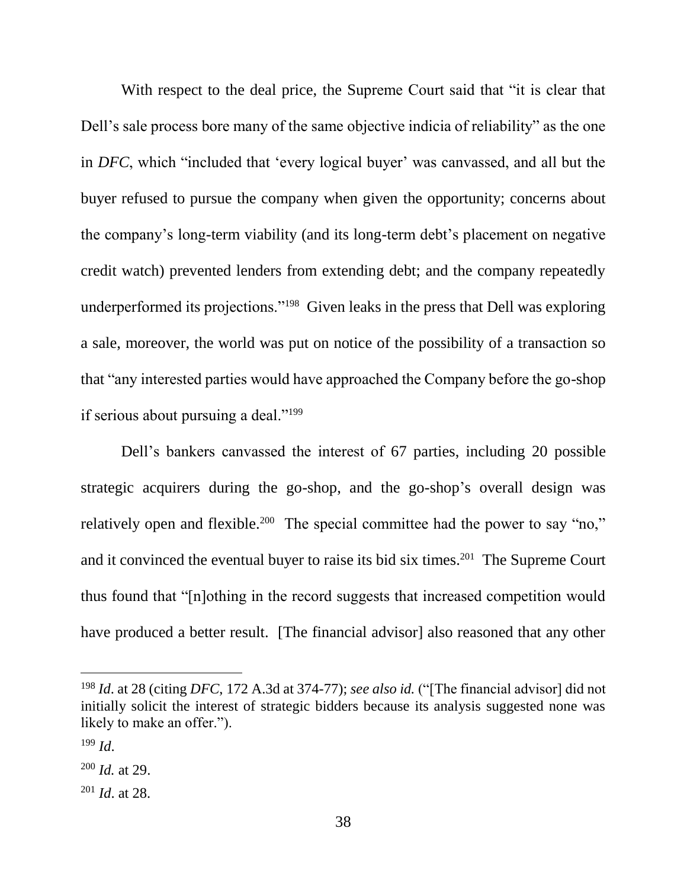With respect to the deal price, the Supreme Court said that "it is clear that Dell's sale process bore many of the same objective indicia of reliability" as the one in *DFC*, which "included that 'every logical buyer' was canvassed, and all but the buyer refused to pursue the company when given the opportunity; concerns about the company's long-term viability (and its long-term debt's placement on negative credit watch) prevented lenders from extending debt; and the company repeatedly underperformed its projections."[198] Given leaks in the press that Dell was exploring a sale, moreover, the world was put on notice of the possibility of a transaction so that "any interested parties would have approached the Company before the go-shop if serious about pursuing a deal."[199]

Dell's bankers canvassed the interest of 67 parties, including 20 possible strategic acquirers during the go-shop, and the go-shop's overall design was relatively open and flexible.[200] The special committee had the power to say "no," and it convinced the eventual buyer to raise its bid six times.[201] The Supreme Court thus found that "[n]othing in the record suggests that increased competition would have produced a better result. [The financial advisor] also reasoned that any other

---

[198] *Id*. at 28 (citing *DFC*, 172 A.3d at 374-77); *see also id.* ("[The financial advisor] did not initially solicit the interest of strategic bidders because its analysis suggested none was likely to make an offer.").

[199] *Id*.

[200] *Id.* at 29.

[201] *Id*. at 28.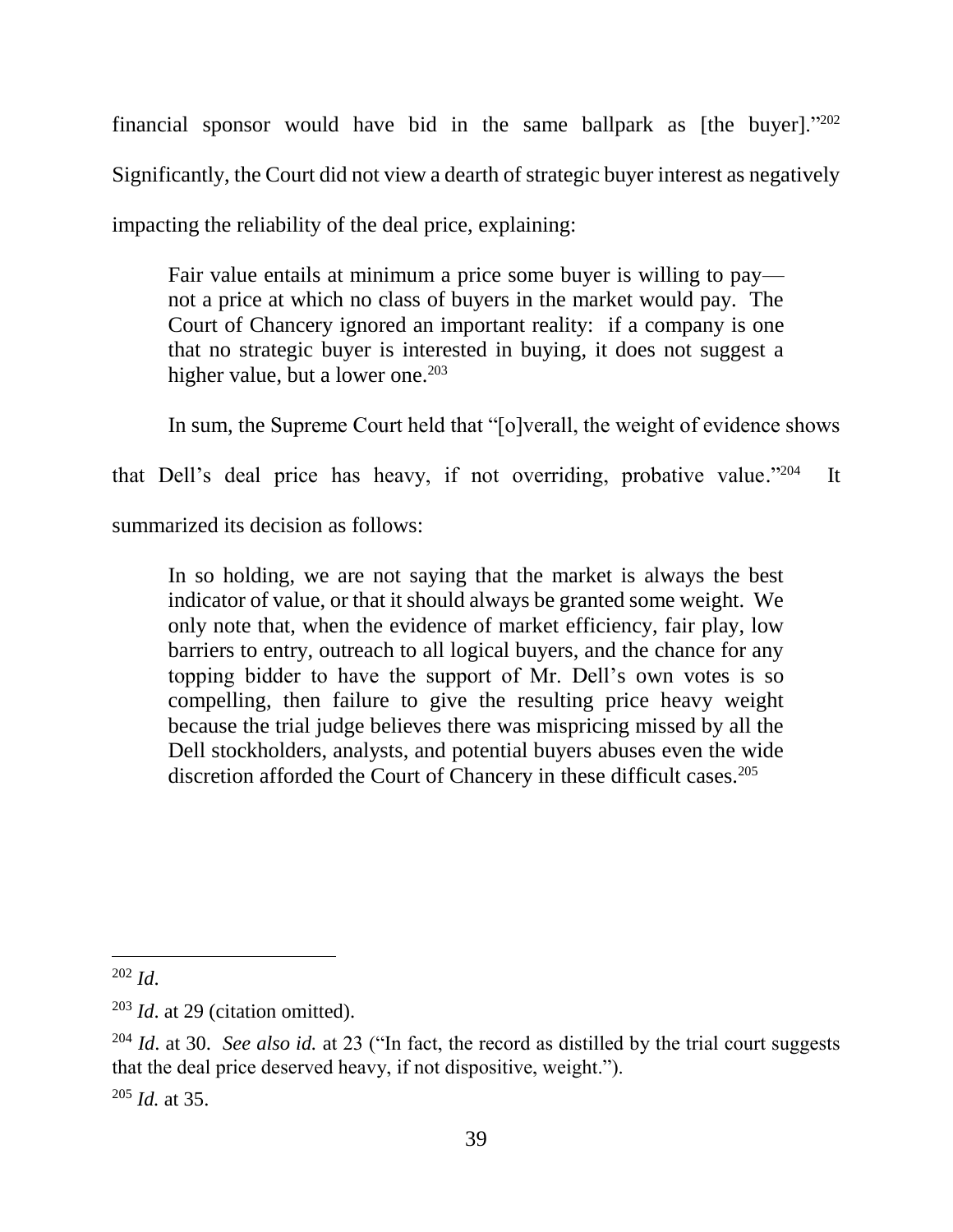financial sponsor would have bid in the same ballpark as [the buyer]."[202] Significantly, the Court did not view a dearth of strategic buyer interest as negatively impacting the reliability of the deal price, explaining:

> Fair value entails at minimum a price some buyer is willing to pay—not a price at which no class of buyers in the market would pay. The Court of Chancery ignored an important reality: if a company is one that no strategic buyer is interested in buying, it does not suggest a higher value, but a lower one.[203]

In sum, the Supreme Court held that "[o]verall, the weight of evidence shows that Dell's deal price has heavy, if not overriding, probative value."[204] It summarized its decision as follows:

> In so holding, we are not saying that the market is always the best indicator of value, or that it should always be granted some weight. We only note that, when the evidence of market efficiency, fair play, low barriers to entry, outreach to all logical buyers, and the chance for any topping bidder to have the support of Mr. Dell's own votes is so compelling, then failure to give the resulting price heavy weight because the trial judge believes there was mispricing missed by all the Dell stockholders, analysts, and potential buyers abuses even the wide discretion afforded the Court of Chancery in these difficult cases.[205]

---

[202] *Id*.

[203] *Id*. at 29 (citation omitted).

[204] *Id*. at 30. *See also id.* at 23 ("In fact, the record as distilled by the trial court suggests that the deal price deserved heavy, if not dispositive, weight.").

[205] *Id.* at 35.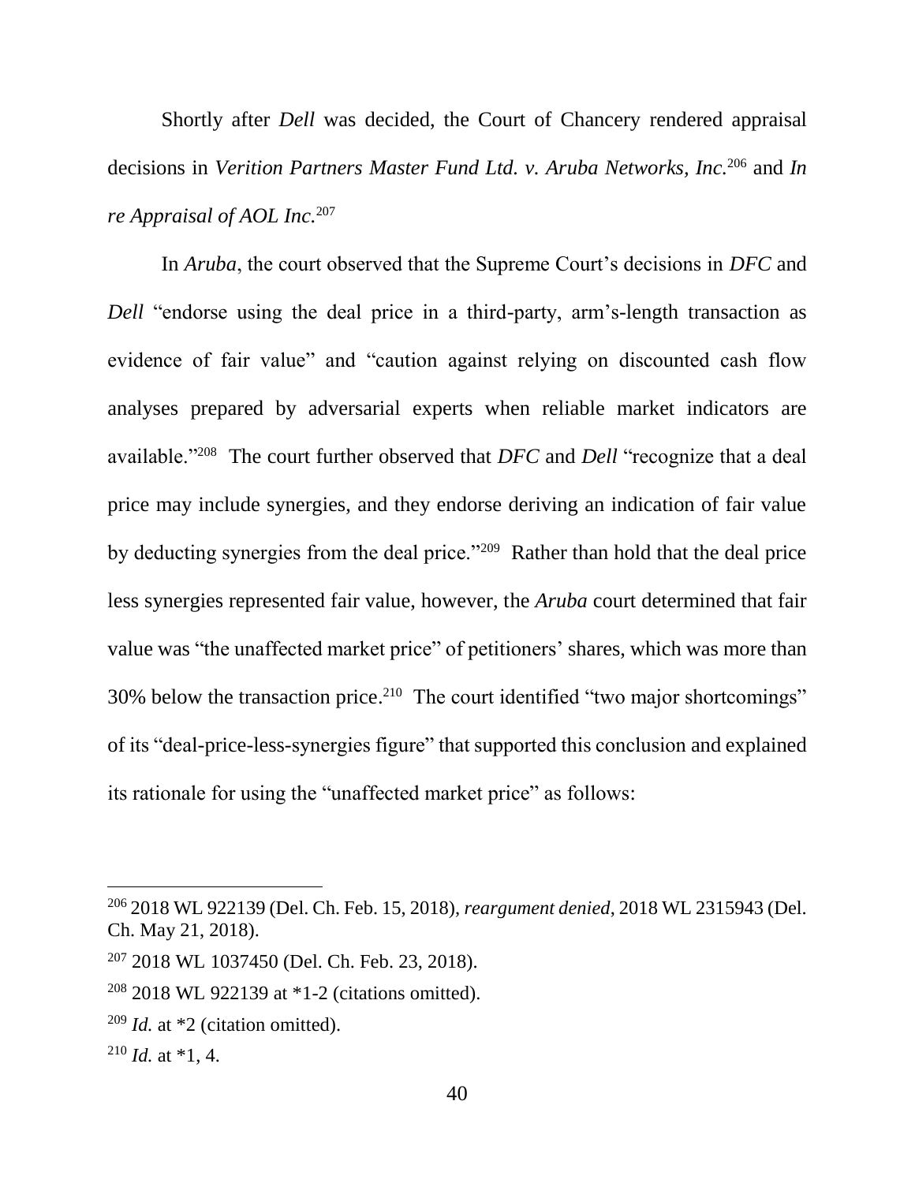Shortly after *Dell* was decided, the Court of Chancery rendered appraisal decisions in *Verition Partners Master Fund Ltd. v. Aruba Networks, Inc.*[206] and *In re Appraisal of AOL Inc.*[207]

In *Aruba*, the court observed that the Supreme Court's decisions in *DFC* and *Dell* "endorse using the deal price in a third-party, arm's-length transaction as evidence of fair value" and "caution against relying on discounted cash flow analyses prepared by adversarial experts when reliable market indicators are available."[208] The court further observed that *DFC* and *Dell* "recognize that a deal price may include synergies, and they endorse deriving an indication of fair value by deducting synergies from the deal price."[209] Rather than hold that the deal price less synergies represented fair value, however, the *Aruba* court determined that fair value was "the unaffected market price" of petitioners' shares, which was more than 30% below the transaction price.[210] The court identified "two major shortcomings" of its "deal-price-less-synergies figure" that supported this conclusion and explained its rationale for using the "unaffected market price" as follows:

---

[206] 2018 WL 922139 (Del. Ch. Feb. 15, 2018), *reargument denied*, 2018 WL 2315943 (Del. Ch. May 21, 2018).

[207] 2018 WL 1037450 (Del. Ch. Feb. 23, 2018).

[208] 2018 WL 922139 at *1-2 (citations omitted).

[209] *Id.* at *2 (citation omitted).

[210] *Id.* at *1, 4.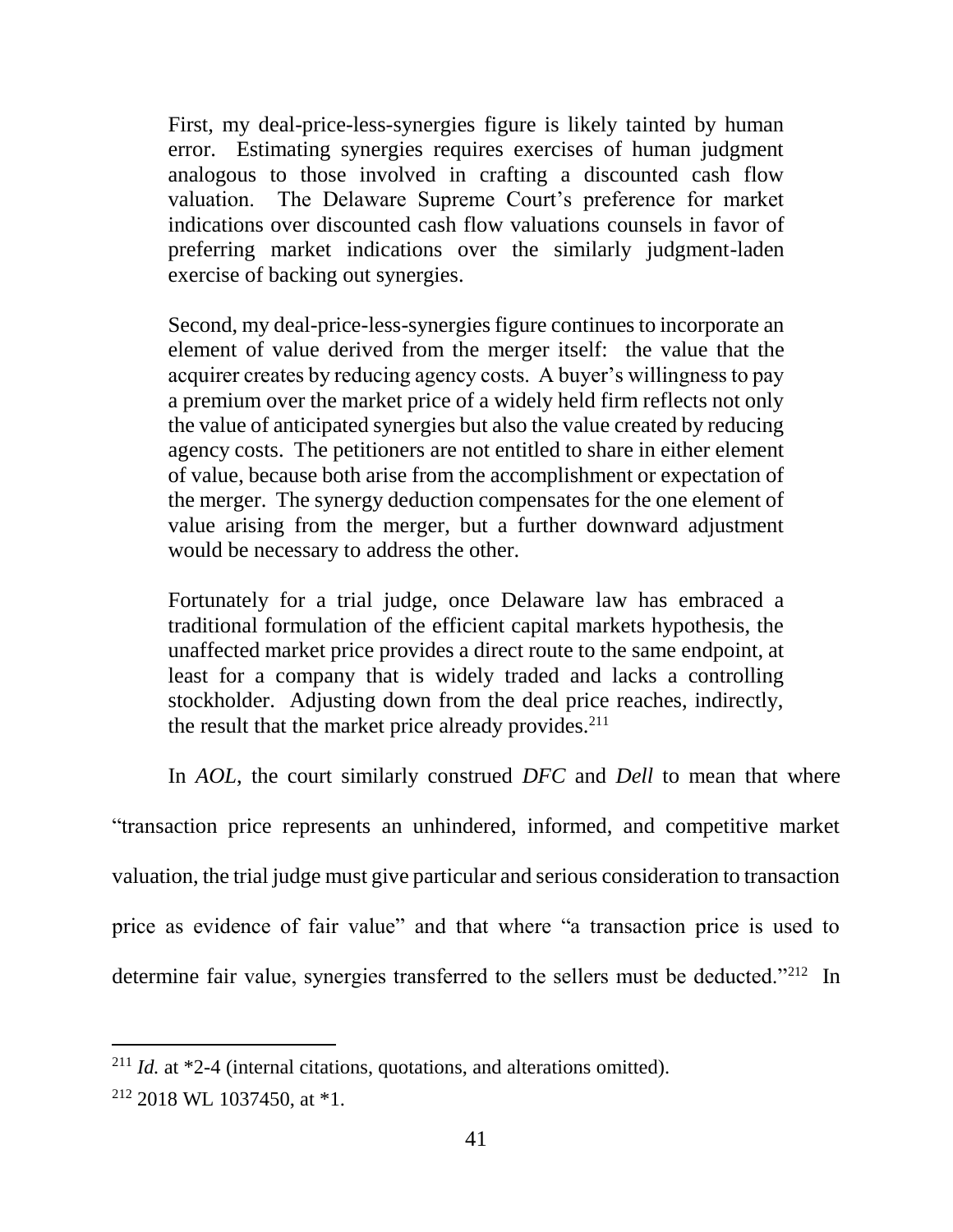> First, my deal-price-less-synergies figure is likely tainted by human error. Estimating synergies requires exercises of human judgment analogous to those involved in crafting a discounted cash flow valuation. The Delaware Supreme Court's preference for market indications over discounted cash flow valuations counsels in favor of preferring market indications over the similarly judgment-laden exercise of backing out synergies.
>
> Second, my deal-price-less-synergies figure continues to incorporate an element of value derived from the merger itself: the value that the acquirer creates by reducing agency costs. A buyer's willingness to pay a premium over the market price of a widely held firm reflects not only the value of anticipated synergies but also the value created by reducing agency costs. The petitioners are not entitled to share in either element of value, because both arise from the accomplishment or expectation of the merger. The synergy deduction compensates for the one element of value arising from the merger, but a further downward adjustment would be necessary to address the other.
>
> Fortunately for a trial judge, once Delaware law has embraced a traditional formulation of the efficient capital markets hypothesis, the unaffected market price provides a direct route to the same endpoint, at least for a company that is widely traded and lacks a controlling stockholder. Adjusting down from the deal price reaches, indirectly, the result that the market price already provides.[211]

In *AOL*, the court similarly construed *DFC* and *Dell* to mean that where "transaction price represents an unhindered, informed, and competitive market valuation, the trial judge must give particular and serious consideration to transaction price as evidence of fair value" and that where "a transaction price is used to determine fair value, synergies transferred to the sellers must be deducted."[212] In

---

[211] *Id.* at *2-4 (internal citations, quotations, and alterations omitted).

[212] 2018 WL 1037450, at *1.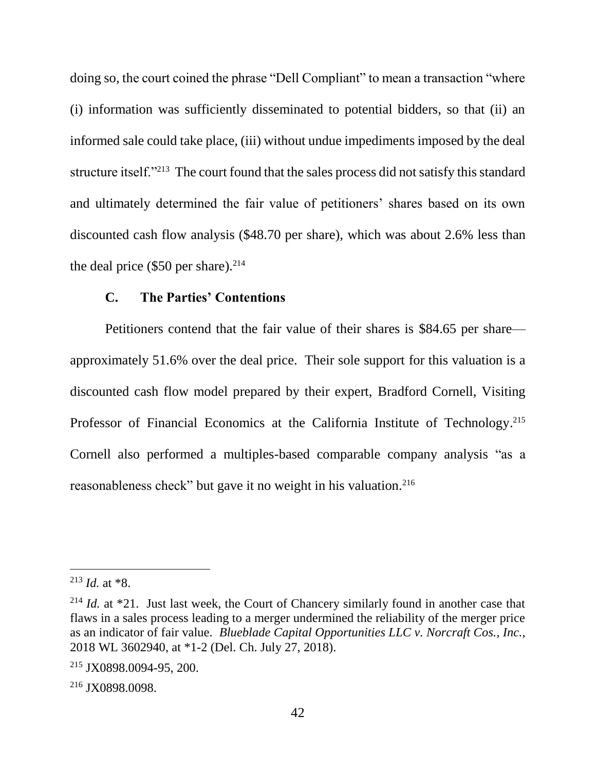doing so, the court coined the phrase "Dell Compliant" to mean a transaction "where (i) information was sufficiently disseminated to potential bidders, so that (ii) an informed sale could take place, (iii) without undue impediments imposed by the deal structure itself."[213] The court found that the sales process did not satisfy this standard and ultimately determined the fair value of petitioners' shares based on its own discounted cash flow analysis ($48.70 per share), which was about 2.6% less than the deal price ($50 per share).[214]

### C. The Parties' Contentions

Petitioners contend that the fair value of their shares is $84.65 per share—approximately 51.6% over the deal price. Their sole support for this valuation is a discounted cash flow model prepared by their expert, Bradford Cornell, Visiting Professor of Financial Economics at the California Institute of Technology.[215] Cornell also performed a multiples-based comparable company analysis "as a reasonableness check" but gave it no weight in his valuation.[216]

---

[213] *Id.* at *8.

[214] *Id.* at *21. Just last week, the Court of Chancery similarly found in another case that flaws in a sales process leading to a merger undermined the reliability of the merger price as an indicator of fair value. *Blueblade Capital Opportunities LLC v. Norcraft Cos., Inc.*, 2018 WL 3602940, at *1-2 (Del. Ch. July 27, 2018).

[215] JX0898.0094-95, 200.

[216] JX0898.0098.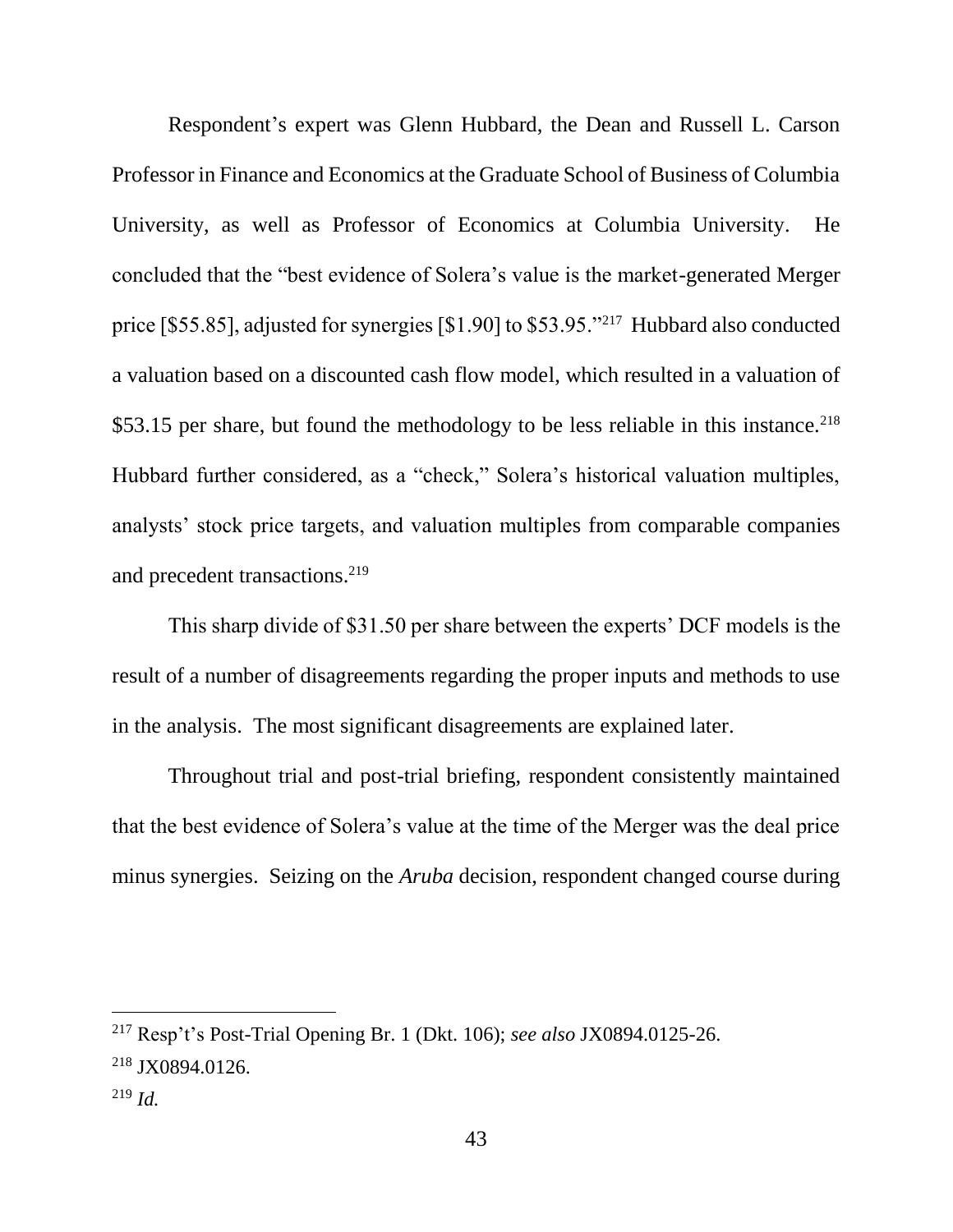Respondent's expert was Glenn Hubbard, the Dean and Russell L. Carson Professor in Finance and Economics at the Graduate School of Business of Columbia University, as well as Professor of Economics at Columbia University. He concluded that the "best evidence of Solera's value is the market-generated Merger price [$55.85], adjusted for synergies [$1.90] to $53.95."[217] Hubbard also conducted a valuation based on a discounted cash flow model, which resulted in a valuation of $53.15 per share, but found the methodology to be less reliable in this instance.[218] Hubbard further considered, as a "check," Solera's historical valuation multiples, analysts' stock price targets, and valuation multiples from comparable companies and precedent transactions.[219]

This sharp divide of $31.50 per share between the experts' DCF models is the result of a number of disagreements regarding the proper inputs and methods to use in the analysis. The most significant disagreements are explained later.

Throughout trial and post-trial briefing, respondent consistently maintained that the best evidence of Solera's value at the time of the Merger was the deal price minus synergies. Seizing on the *Aruba* decision, respondent changed course during

---

[217] Resp't's Post-Trial Opening Br. 1 (Dkt. 106); *see also* JX0894.0125-26.

[218] JX0894.0126.

[219] *Id.*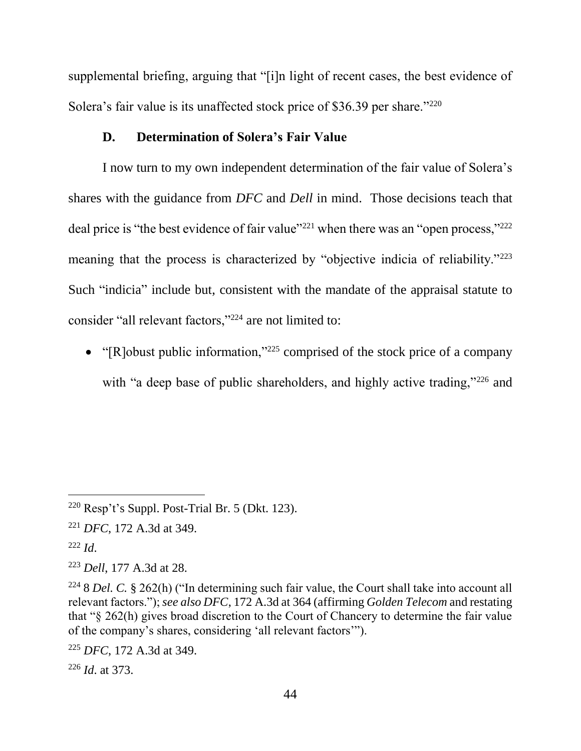supplemental briefing, arguing that "[i]n light of recent cases, the best evidence of Solera's fair value is its unaffected stock price of $36.39 per share."[220]

### D. Determination of Solera's Fair Value

I now turn to my own independent determination of the fair value of Solera's shares with the guidance from *DFC* and *Dell* in mind. Those decisions teach that deal price is "the best evidence of fair value"[221] when there was an "open process,"[222] meaning that the process is characterized by "objective indicia of reliability."[223] Such "indicia" include but, consistent with the mandate of the appraisal statute to consider "all relevant factors,"[224] are not limited to:

- "[R]obust public information,"[225] comprised of the stock price of a company with "a deep base of public shareholders, and highly active trading,"[226] and

---

[220] Resp't's Suppl. Post-Trial Br. 5 (Dkt. 123).

[221] *DFC*, 172 A.3d at 349.

[222] *Id*.

[223] *Dell*, 177 A.3d at 28.

[224] 8 *Del. C.* § 262(h) ("In determining such fair value, the Court shall take into account all relevant factors."); *see also DFC*, 172 A.3d at 364 (affirming *Golden Telecom* and restating that "§ 262(h) gives broad discretion to the Court of Chancery to determine the fair value of the company's shares, considering 'all relevant factors'").

[225] *DFC*, 172 A.3d at 349.

[226] *Id*. at 373.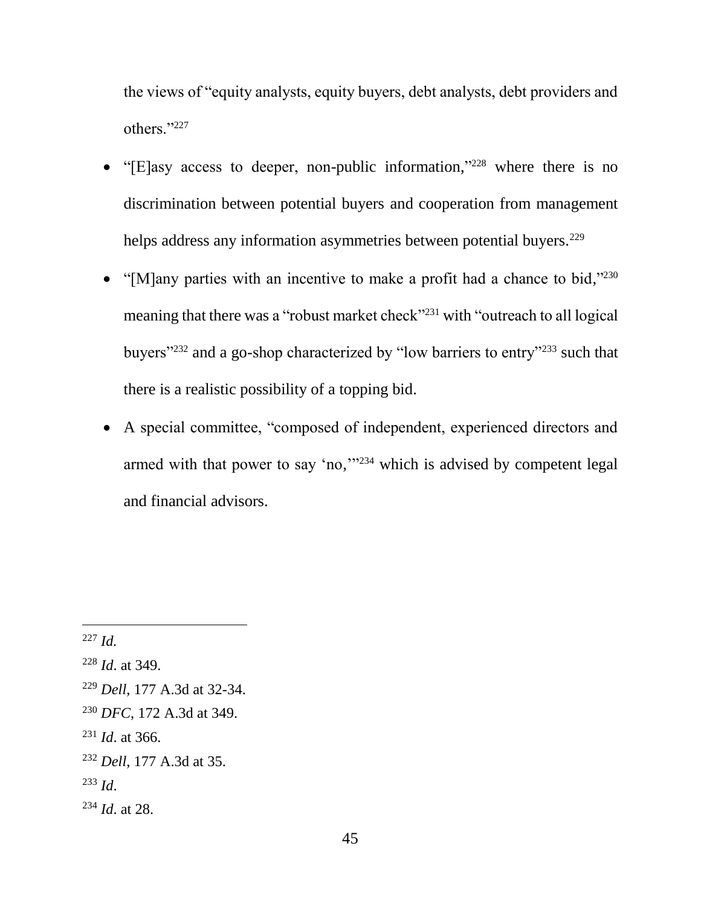the views of "equity analysts, equity buyers, debt analysts, debt providers and others."[227]

- "[E]asy access to deeper, non-public information,"[228] where there is no discrimination between potential buyers and cooperation from management helps address any information asymmetries between potential buyers.[229]
- "[M]any parties with an incentive to make a profit had a chance to bid,"[230] meaning that there was a "robust market check"[231] with "outreach to all logical buyers"[232] and a go-shop characterized by "low barriers to entry"[233] such that there is a realistic possibility of a topping bid.
- A special committee, "composed of independent, experienced directors and armed with that power to say 'no,'"[234] which is advised by competent legal and financial advisors.

---

[227] *Id.*

[228] *Id*. at 349.

[229] *Dell*, 177 A.3d at 32-34.

[230] *DFC*, 172 A.3d at 349.

[231] *Id*. at 366.

[232] *Dell*, 177 A.3d at 35.

[233] *Id*.

[234] *Id*. at 28.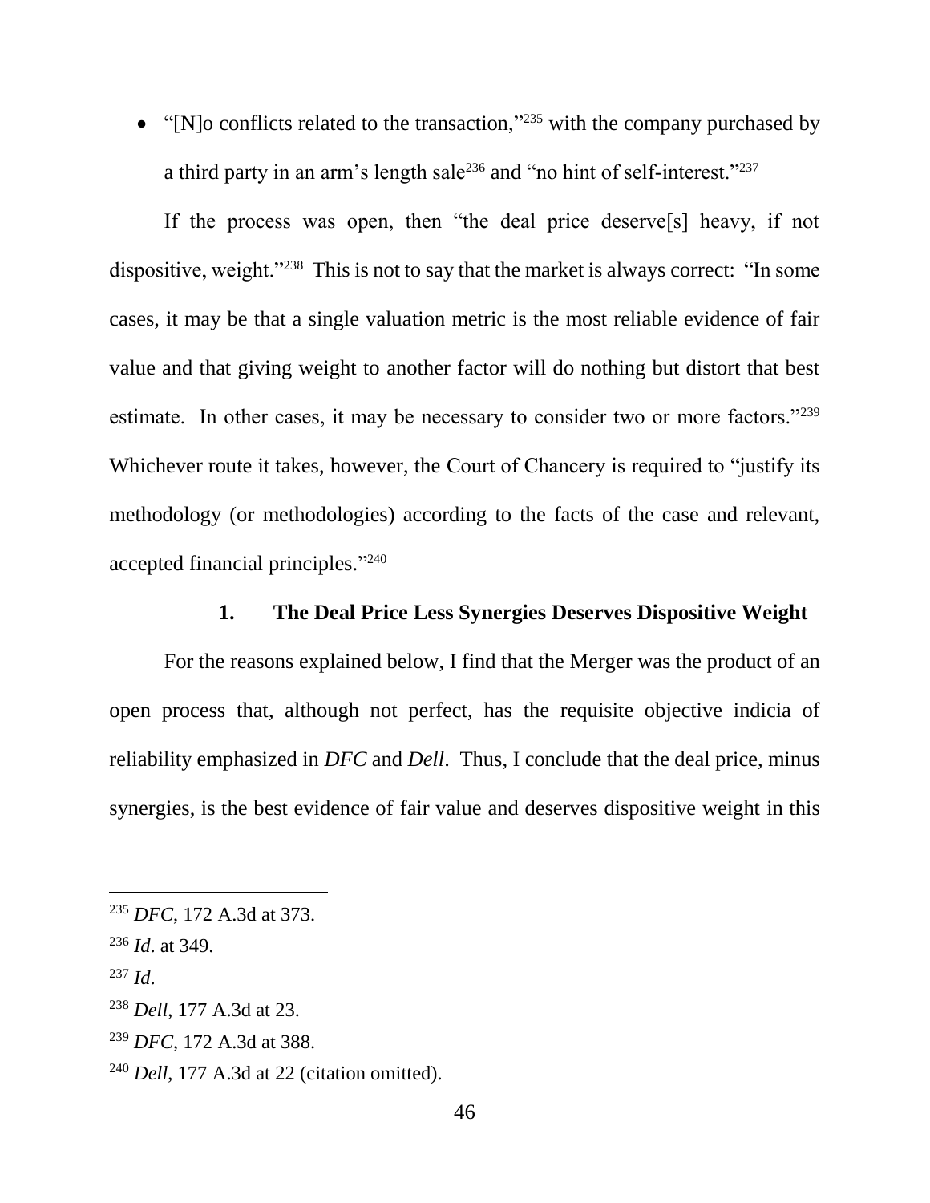- "[N]o conflicts related to the transaction,"[235] with the company purchased by a third party in an arm's length sale[236] and "no hint of self-interest."[237]

If the process was open, then "the deal price deserve[s] heavy, if not dispositive, weight."[238] This is not to say that the market is always correct: "In some cases, it may be that a single valuation metric is the most reliable evidence of fair value and that giving weight to another factor will do nothing but distort that best estimate. In other cases, it may be necessary to consider two or more factors."[239] Whichever route it takes, however, the Court of Chancery is required to "justify its methodology (or methodologies) according to the facts of the case and relevant, accepted financial principles."[240]

### 1. The Deal Price Less Synergies Deserves Dispositive Weight

For the reasons explained below, I find that the Merger was the product of an open process that, although not perfect, has the requisite objective indicia of reliability emphasized in *DFC* and *Dell*. Thus, I conclude that the deal price, minus synergies, is the best evidence of fair value and deserves dispositive weight in this

---

[235] *DFC*, 172 A.3d at 373.

[236] *Id*. at 349.

[237] *Id*.

[238] *Dell*, 177 A.3d at 23.

[239] *DFC*, 172 A.3d at 388.

[240] *Dell*, 177 A.3d at 22 (citation omitted).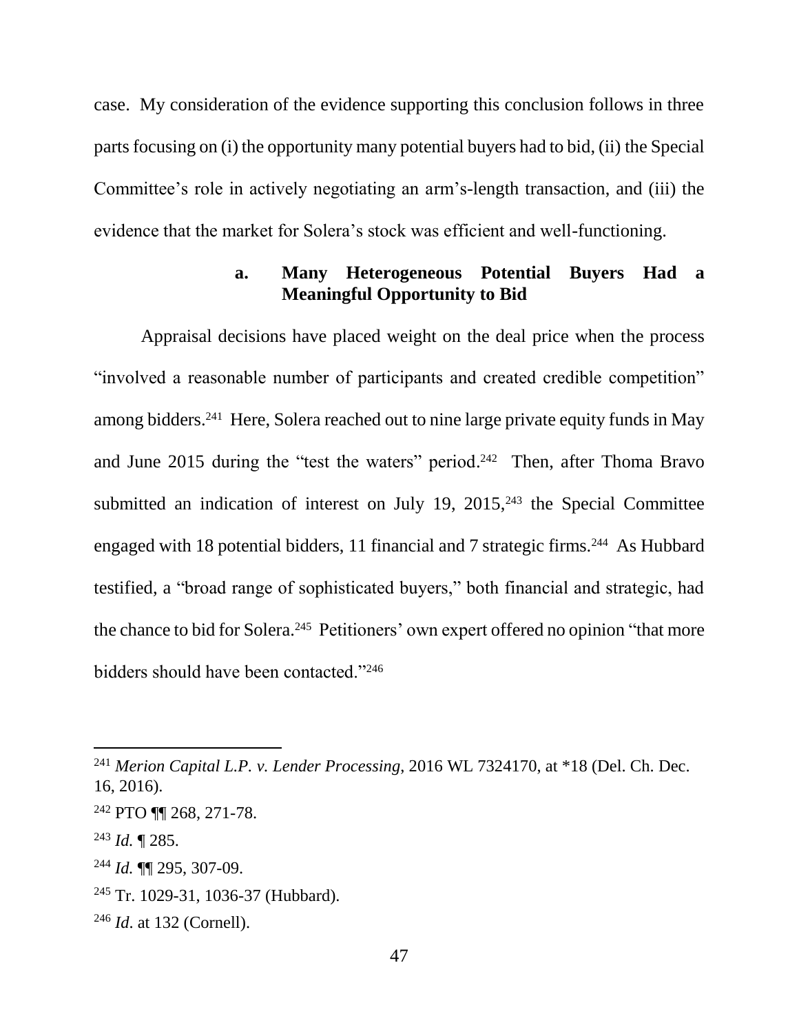case. My consideration of the evidence supporting this conclusion follows in three parts focusing on (i) the opportunity many potential buyers had to bid, (ii) the Special Committee's role in actively negotiating an arm's-length transaction, and (iii) the evidence that the market for Solera's stock was efficient and well-functioning.

#### a. Many Heterogeneous Potential Buyers Had a Meaningful Opportunity to Bid

Appraisal decisions have placed weight on the deal price when the process "involved a reasonable number of participants and created credible competition" among bidders.[241] Here, Solera reached out to nine large private equity funds in May and June 2015 during the "test the waters" period.[242] Then, after Thoma Bravo submitted an indication of interest on July 19, 2015,[243] the Special Committee engaged with 18 potential bidders, 11 financial and 7 strategic firms.[244] As Hubbard testified, a "broad range of sophisticated buyers," both financial and strategic, had the chance to bid for Solera.[245] Petitioners' own expert offered no opinion "that more bidders should have been contacted."[246]

---

[241] *Merion Capital L.P. v. Lender Processing*, 2016 WL 7324170, at *18 (Del. Ch. Dec. 16, 2016).

[242] PTO ¶¶ 268, 271-78.

[243] *Id.* ¶ 285.

[244] *Id.* ¶¶ 295, 307-09.

[245] Tr. 1029-31, 1036-37 (Hubbard).

[246] *Id*. at 132 (Cornell).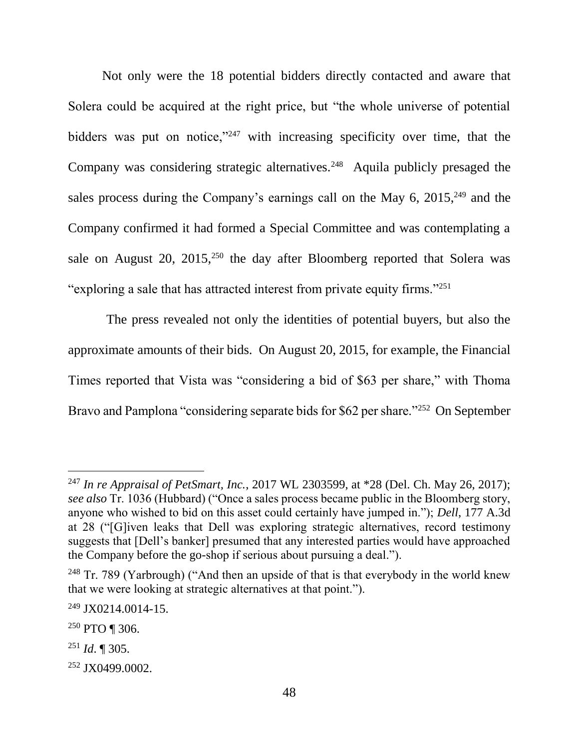Not only were the 18 potential bidders directly contacted and aware that Solera could be acquired at the right price, but "the whole universe of potential bidders was put on notice,"[247] with increasing specificity over time, that the Company was considering strategic alternatives.[248] Aquila publicly presaged the sales process during the Company's earnings call on the May 6, 2015,[249] and the Company confirmed it had formed a Special Committee and was contemplating a sale on August 20, 2015,[250] the day after Bloomberg reported that Solera was "exploring a sale that has attracted interest from private equity firms."[251]

The press revealed not only the identities of potential buyers, but also the approximate amounts of their bids. On August 20, 2015, for example, the Financial Times reported that Vista was "considering a bid of $63 per share," with Thoma Bravo and Pamplona "considering separate bids for $62 per share."[252] On September

---

[247] *In re Appraisal of PetSmart, Inc.*, 2017 WL 2303599, at *28 (Del. Ch. May 26, 2017); *see also* Tr. 1036 (Hubbard) ("Once a sales process became public in the Bloomberg story, anyone who wished to bid on this asset could certainly have jumped in."); *Dell*, 177 A.3d at 28 ("[G]iven leaks that Dell was exploring strategic alternatives, record testimony suggests that [Dell's banker] presumed that any interested parties would have approached the Company before the go-shop if serious about pursuing a deal.").

[248] Tr. 789 (Yarbrough) ("And then an upside of that is that everybody in the world knew that we were looking at strategic alternatives at that point.").

[249] JX0214.0014-15.

[250] PTO ¶ 306.

[251] *Id*. ¶ 305.

[252] JX0499.0002.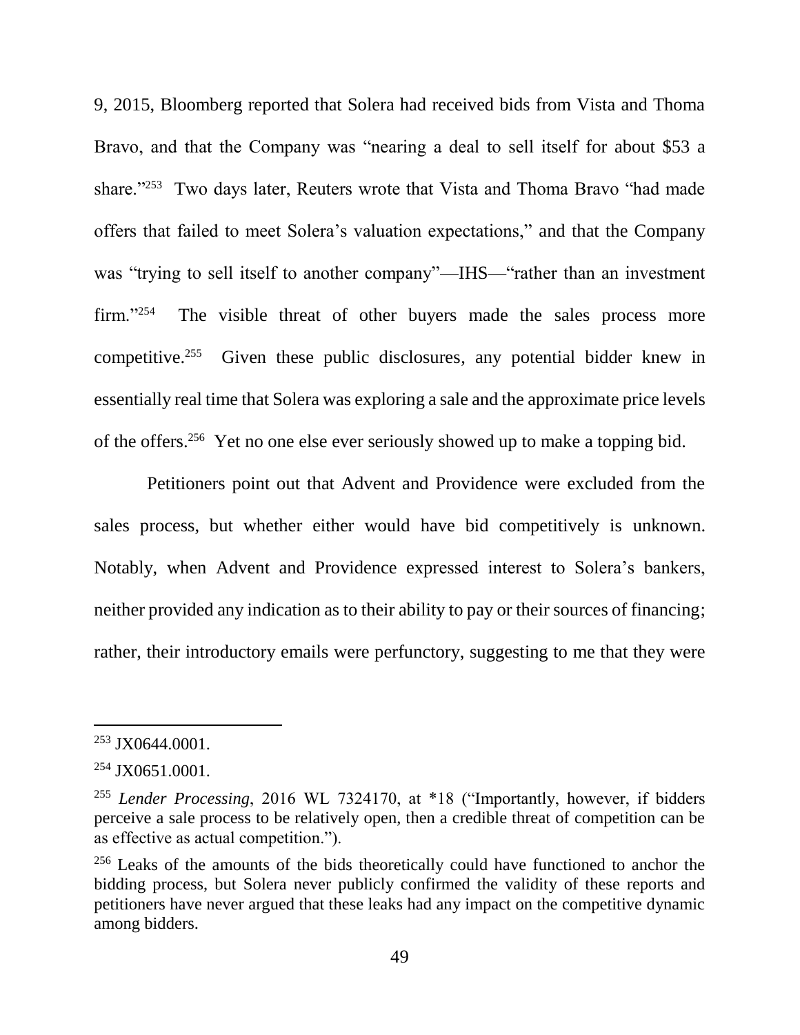9, 2015, Bloomberg reported that Solera had received bids from Vista and Thoma Bravo, and that the Company was "nearing a deal to sell itself for about $53 a share."[253] Two days later, Reuters wrote that Vista and Thoma Bravo "had made offers that failed to meet Solera's valuation expectations," and that the Company was "trying to sell itself to another company"—IHS—"rather than an investment firm."[254] The visible threat of other buyers made the sales process more competitive.[255] Given these public disclosures, any potential bidder knew in essentially real time that Solera was exploring a sale and the approximate price levels of the offers.[256] Yet no one else ever seriously showed up to make a topping bid.

Petitioners point out that Advent and Providence were excluded from the sales process, but whether either would have bid competitively is unknown. Notably, when Advent and Providence expressed interest to Solera's bankers, neither provided any indication as to their ability to pay or their sources of financing; rather, their introductory emails were perfunctory, suggesting to me that they were

---

[253] JX0644.0001.

[254] JX0651.0001.

[255] *Lender Processing*, 2016 WL 7324170, at *18 ("Importantly, however, if bidders perceive a sale process to be relatively open, then a credible threat of competition can be as effective as actual competition.").

[256] Leaks of the amounts of the bids theoretically could have functioned to anchor the bidding process, but Solera never publicly confirmed the validity of these reports and petitioners have never argued that these leaks had any impact on the competitive dynamic among bidders.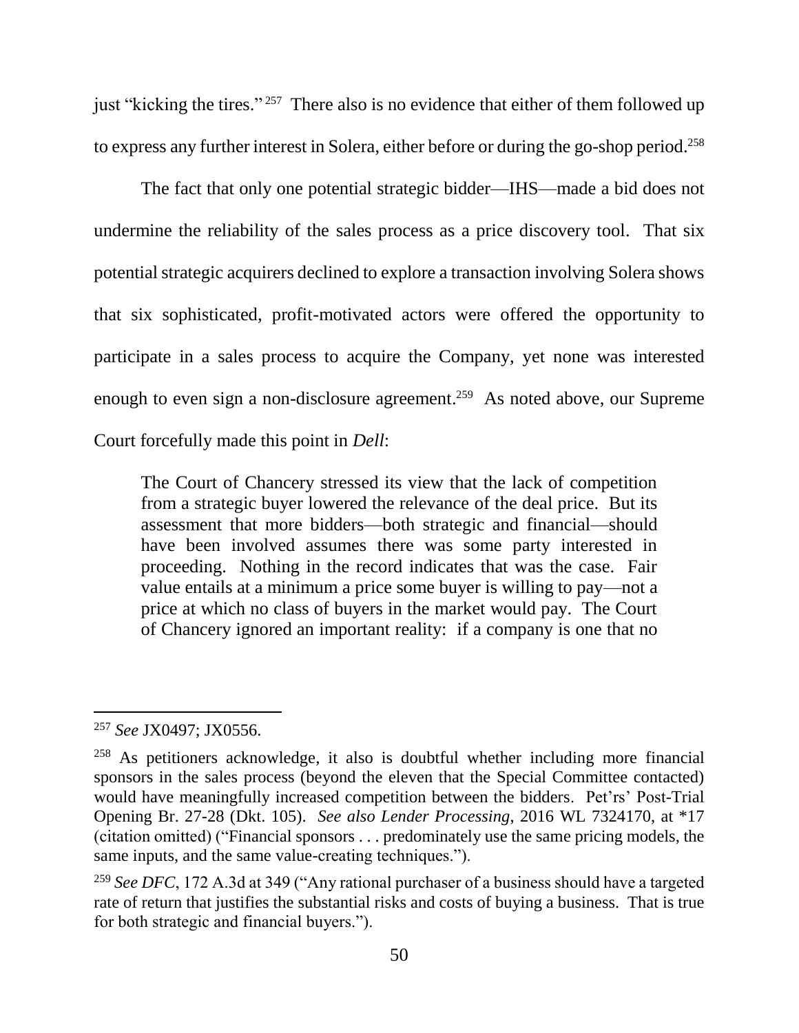just "kicking the tires."[257] There also is no evidence that either of them followed up to express any further interest in Solera, either before or during the go-shop period.[258]

The fact that only one potential strategic bidder—IHS—made a bid does not undermine the reliability of the sales process as a price discovery tool. That six potential strategic acquirers declined to explore a transaction involving Solera shows that six sophisticated, profit-motivated actors were offered the opportunity to participate in a sales process to acquire the Company, yet none was interested enough to even sign a non-disclosure agreement.[259] As noted above, our Supreme Court forcefully made this point in *Dell*:

> The Court of Chancery stressed its view that the lack of competition from a strategic buyer lowered the relevance of the deal price. But its assessment that more bidders—both strategic and financial—should have been involved assumes there was some party interested in proceeding. Nothing in the record indicates that was the case. Fair value entails at a minimum a price some buyer is willing to pay—not a price at which no class of buyers in the market would pay. The Court of Chancery ignored an important reality: if a company is one that no

---

[257] *See* JX0497; JX0556.

[258] As petitioners acknowledge, it also is doubtful whether including more financial sponsors in the sales process (beyond the eleven that the Special Committee contacted) would have meaningfully increased competition between the bidders. Pet'rs' Post-Trial Opening Br. 27-28 (Dkt. 105). *See also Lender Processing*, 2016 WL 7324170, at *17 (citation omitted) ("Financial sponsors . . . predominately use the same pricing models, the same inputs, and the same value-creating techniques.").

[259] *See DFC*, 172 A.3d at 349 ("Any rational purchaser of a business should have a targeted rate of return that justifies the substantial risks and costs of buying a business. That is true for both strategic and financial buyers.").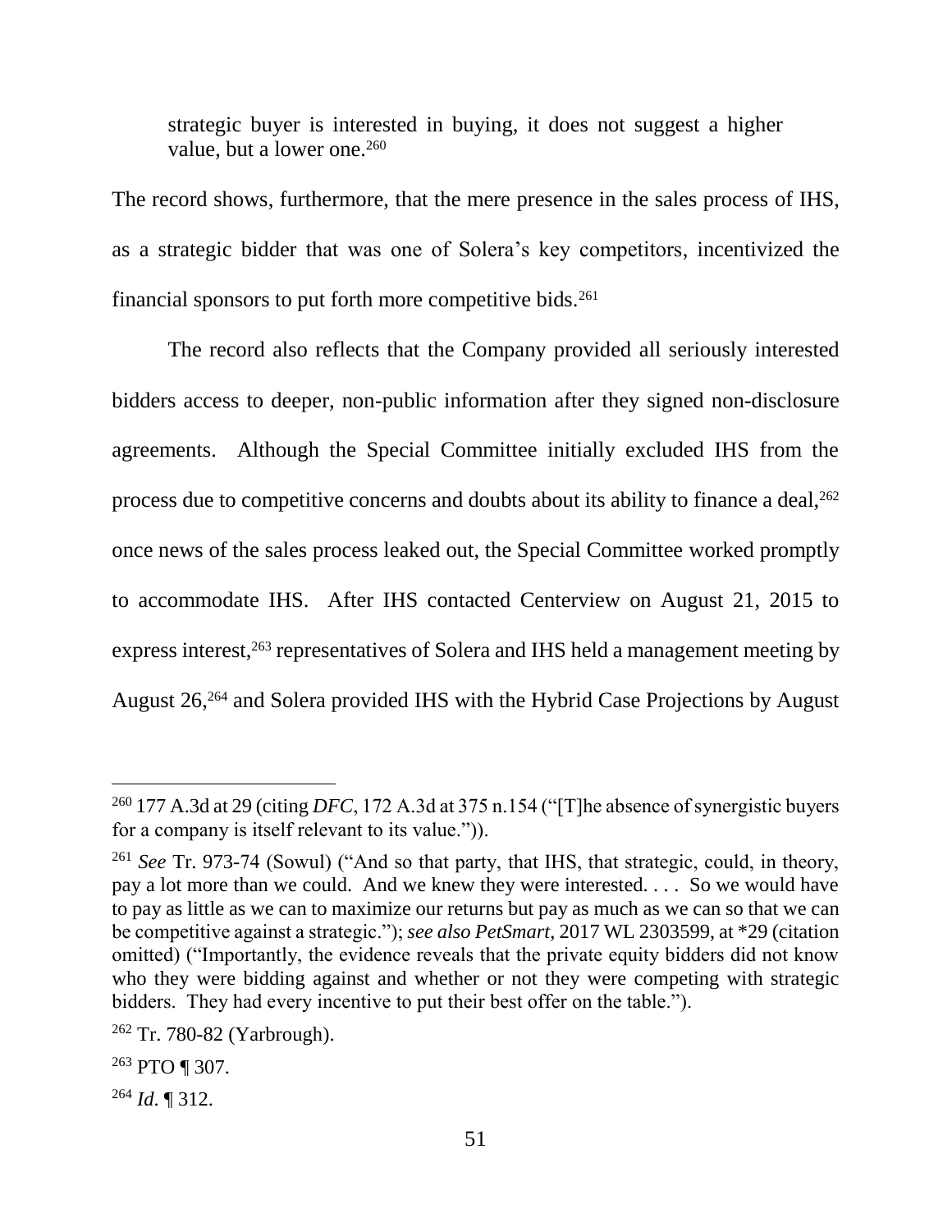> strategic buyer is interested in buying, it does not suggest a higher value, but a lower one.[260]

The record shows, furthermore, that the mere presence in the sales process of IHS, as a strategic bidder that was one of Solera's key competitors, incentivized the financial sponsors to put forth more competitive bids.[261]

The record also reflects that the Company provided all seriously interested bidders access to deeper, non-public information after they signed non-disclosure agreements. Although the Special Committee initially excluded IHS from the process due to competitive concerns and doubts about its ability to finance a deal,[262] once news of the sales process leaked out, the Special Committee worked promptly to accommodate IHS. After IHS contacted Centerview on August 21, 2015 to express interest,[263] representatives of Solera and IHS held a management meeting by August 26,[264] and Solera provided IHS with the Hybrid Case Projections by August

---

[260] 177 A.3d at 29 (citing *DFC*, 172 A.3d at 375 n.154 ("[T]he absence of synergistic buyers for a company is itself relevant to its value.")).

[261] *See* Tr. 973-74 (Sowul) ("And so that party, that IHS, that strategic, could, in theory, pay a lot more than we could. And we knew they were interested. . . . So we would have to pay as little as we can to maximize our returns but pay as much as we can so that we can be competitive against a strategic."); *see also PetSmart*, 2017 WL 2303599, at *29 (citation omitted) ("Importantly, the evidence reveals that the private equity bidders did not know who they were bidding against and whether or not they were competing with strategic bidders. They had every incentive to put their best offer on the table.").

[262] Tr. 780-82 (Yarbrough).

[263] PTO ¶ 307.

[264] *Id.* ¶ 312.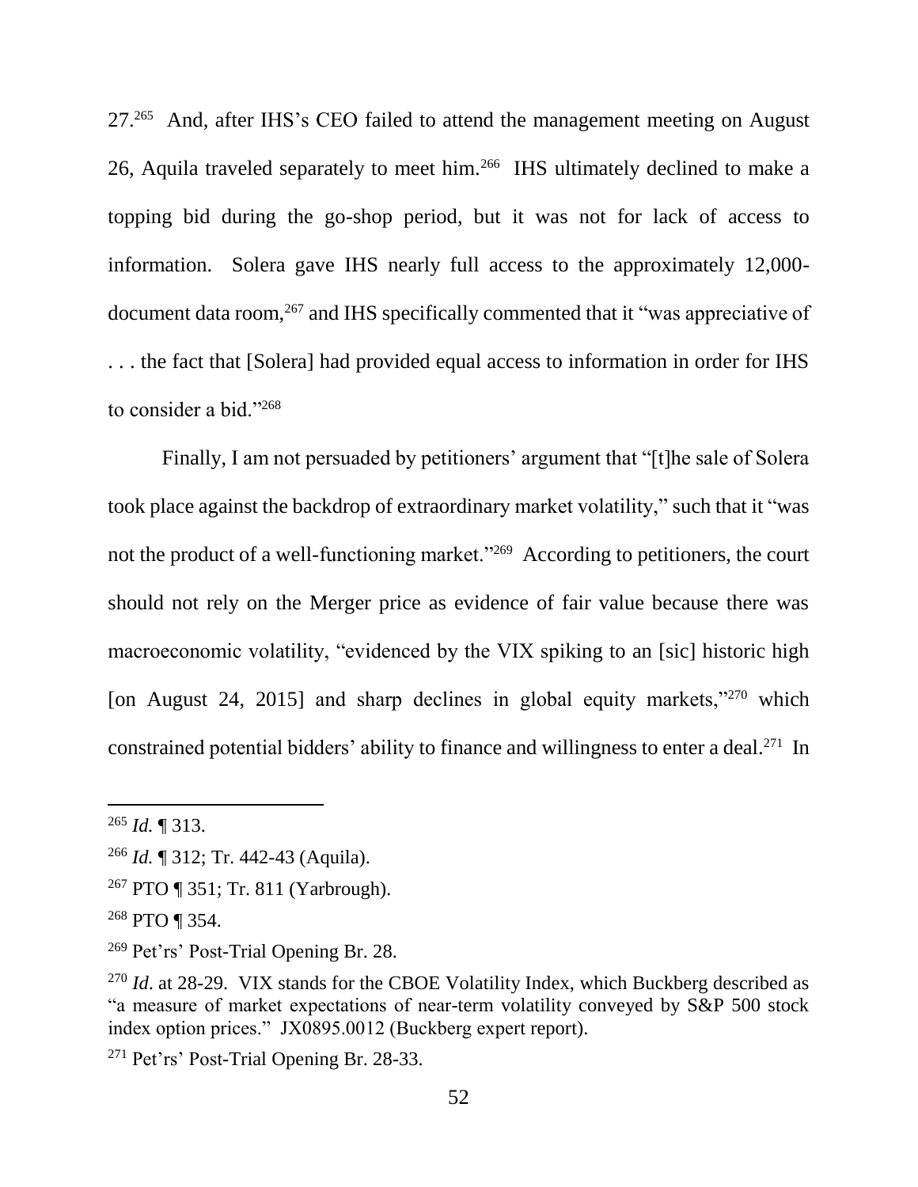27.[265] And, after IHS's CEO failed to attend the management meeting on August 26, Aquila traveled separately to meet him.[266] IHS ultimately declined to make a topping bid during the go-shop period, but it was not for lack of access to information. Solera gave IHS nearly full access to the approximately 12,000-document data room,[267] and IHS specifically commented that it "was appreciative of . . . the fact that [Solera] had provided equal access to information in order for IHS to consider a bid."[268]

Finally, I am not persuaded by petitioners' argument that "[t]he sale of Solera took place against the backdrop of extraordinary market volatility," such that it "was not the product of a well-functioning market."[269] According to petitioners, the court should not rely on the Merger price as evidence of fair value because there was macroeconomic volatility, "evidenced by the VIX spiking to an [sic] historic high [on August 24, 2015] and sharp declines in global equity markets,"[270] which constrained potential bidders' ability to finance and willingness to enter a deal.[271] In

---

[265] *Id.* ¶ 313.

[266] *Id.* ¶ 312; Tr. 442-43 (Aquila).

[267] PTO ¶ 351; Tr. 811 (Yarbrough).

[268] PTO ¶ 354.

[269] Pet'rs' Post-Trial Opening Br. 28.

[270] *Id*. at 28-29. VIX stands for the CBOE Volatility Index, which Buckberg described as "a measure of market expectations of near-term volatility conveyed by S&P 500 stock index option prices." JX0895.0012 (Buckberg expert report).

[271] Pet'rs' Post-Trial Opening Br. 28-33.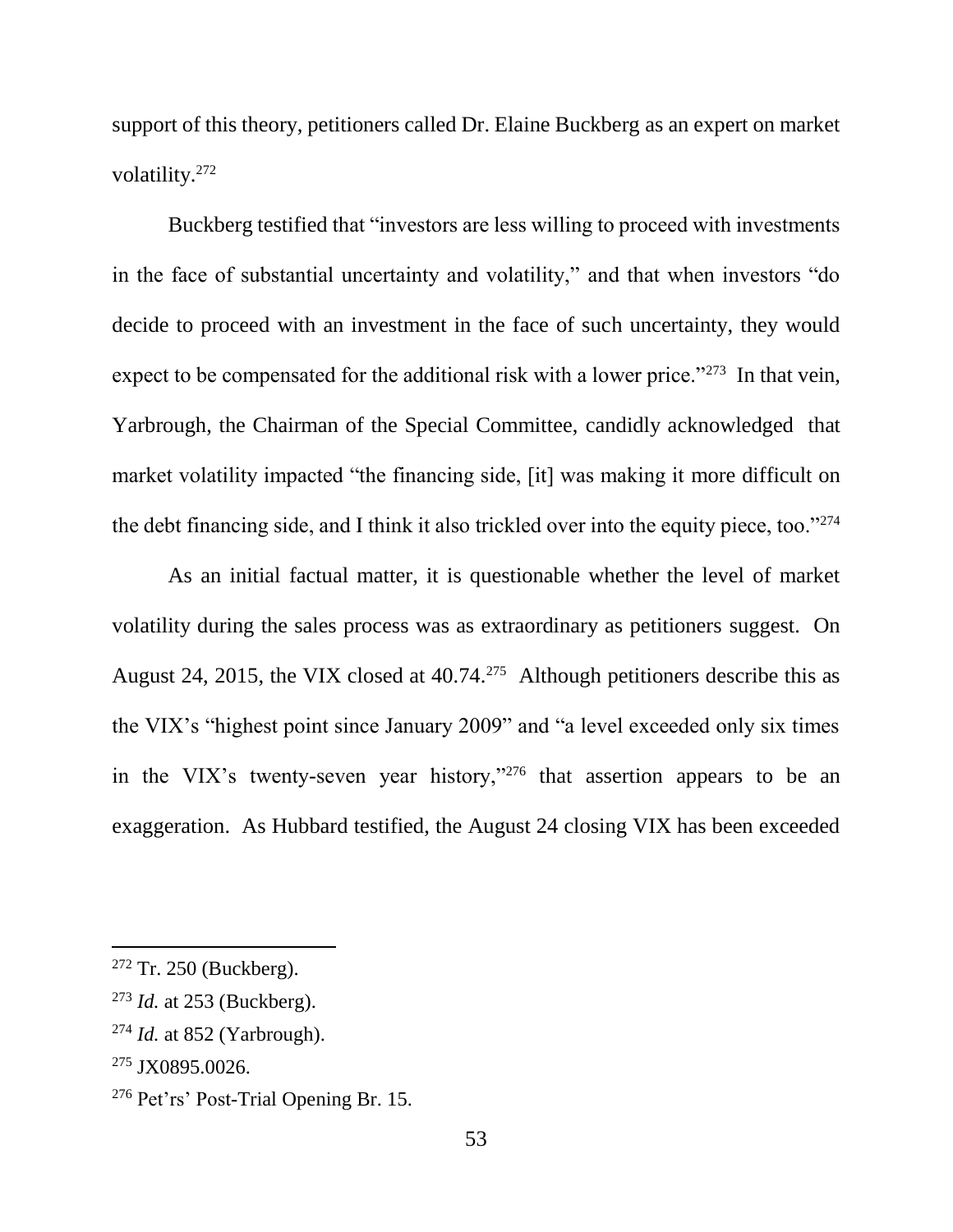support of this theory, petitioners called Dr. Elaine Buckberg as an expert on market volatility.[272]

Buckberg testified that "investors are less willing to proceed with investments in the face of substantial uncertainty and volatility," and that when investors "do decide to proceed with an investment in the face of such uncertainty, they would expect to be compensated for the additional risk with a lower price."[273] In that vein, Yarbrough, the Chairman of the Special Committee, candidly acknowledged that market volatility impacted "the financing side, [it] was making it more difficult on the debt financing side, and I think it also trickled over into the equity piece, too."[274]

As an initial factual matter, it is questionable whether the level of market volatility during the sales process was as extraordinary as petitioners suggest. On August 24, 2015, the VIX closed at 40.74.[275] Although petitioners describe this as the VIX's "highest point since January 2009" and "a level exceeded only six times in the VIX's twenty-seven year history,"[276] that assertion appears to be an exaggeration. As Hubbard testified, the August 24 closing VIX has been exceeded

---

[272] Tr. 250 (Buckberg).

[273] *Id.* at 253 (Buckberg).

[274] *Id.* at 852 (Yarbrough).

[275] JX0895.0026.

[276] Pet'rs' Post-Trial Opening Br. 15.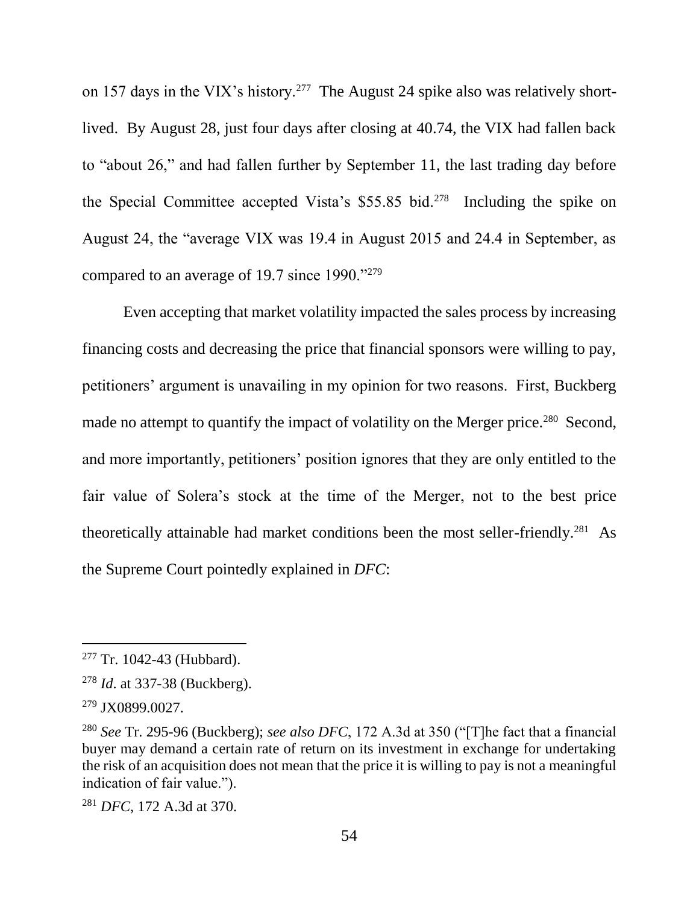on 157 days in the VIX's history.[277] The August 24 spike also was relatively short-lived. By August 28, just four days after closing at 40.74, the VIX had fallen back to "about 26," and had fallen further by September 11, the last trading day before the Special Committee accepted Vista's $55.85 bid.[278] Including the spike on August 24, the "average VIX was 19.4 in August 2015 and 24.4 in September, as compared to an average of 19.7 since 1990."[279]

Even accepting that market volatility impacted the sales process by increasing financing costs and decreasing the price that financial sponsors were willing to pay, petitioners' argument is unavailing in my opinion for two reasons. First, Buckberg made no attempt to quantify the impact of volatility on the Merger price.[280] Second, and more importantly, petitioners' position ignores that they are only entitled to the fair value of Solera's stock at the time of the Merger, not to the best price theoretically attainable had market conditions been the most seller-friendly.[281] As the Supreme Court pointedly explained in *DFC*:

---

[277] Tr. 1042-43 (Hubbard).

[278] *Id*. at 337-38 (Buckberg).

[279] JX0899.0027.

[280] *See* Tr. 295-96 (Buckberg); *see also DFC*, 172 A.3d at 350 ("[T]he fact that a financial buyer may demand a certain rate of return on its investment in exchange for undertaking the risk of an acquisition does not mean that the price it is willing to pay is not a meaningful indication of fair value.").

[281] *DFC*, 172 A.3d at 370.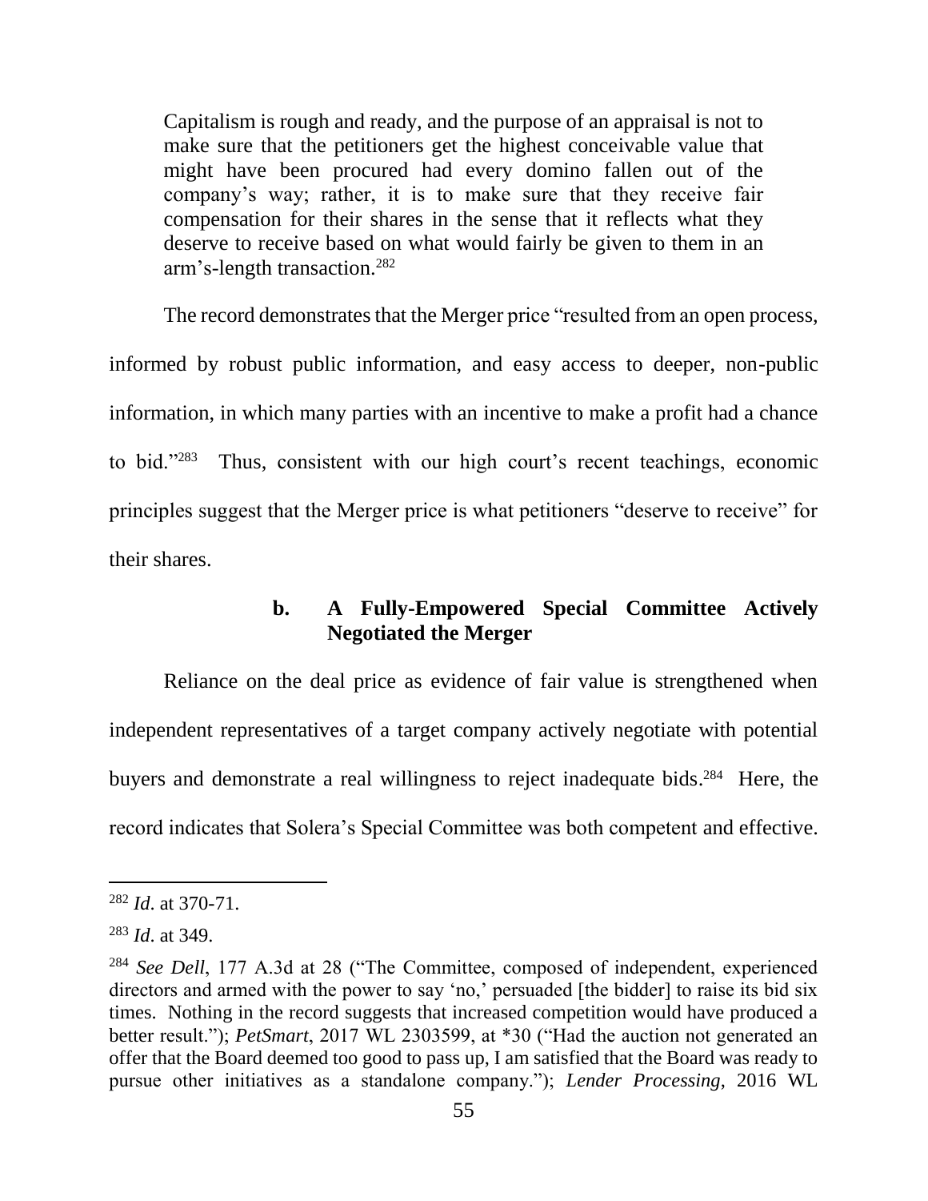> Capitalism is rough and ready, and the purpose of an appraisal is not to make sure that the petitioners get the highest conceivable value that might have been procured had every domino fallen out of the company's way; rather, it is to make sure that they receive fair compensation for their shares in the sense that it reflects what they deserve to receive based on what would fairly be given to them in an arm's-length transaction.[282]

The record demonstrates that the Merger price "resulted from an open process, informed by robust public information, and easy access to deeper, non-public information, in which many parties with an incentive to make a profit had a chance to bid."[283] Thus, consistent with our high court's recent teachings, economic principles suggest that the Merger price is what petitioners "deserve to receive" for their shares.

#### b. A Fully-Empowered Special Committee Actively Negotiated the Merger

Reliance on the deal price as evidence of fair value is strengthened when independent representatives of a target company actively negotiate with potential buyers and demonstrate a real willingness to reject inadequate bids.[284] Here, the record indicates that Solera's Special Committee was both competent and effective.

---

[282] *Id*. at 370-71.

[283] *Id*. at 349.

[284] *See Dell*, 177 A.3d at 28 ("The Committee, composed of independent, experienced directors and armed with the power to say 'no,' persuaded [the bidder] to raise its bid six times. Nothing in the record suggests that increased competition would have produced a better result."); *PetSmart*, 2017 WL 2303599, at *30 ("Had the auction not generated an offer that the Board deemed too good to pass up, I am satisfied that the Board was ready to pursue other initiatives as a standalone company."); *Lender Processing*, 2016 WL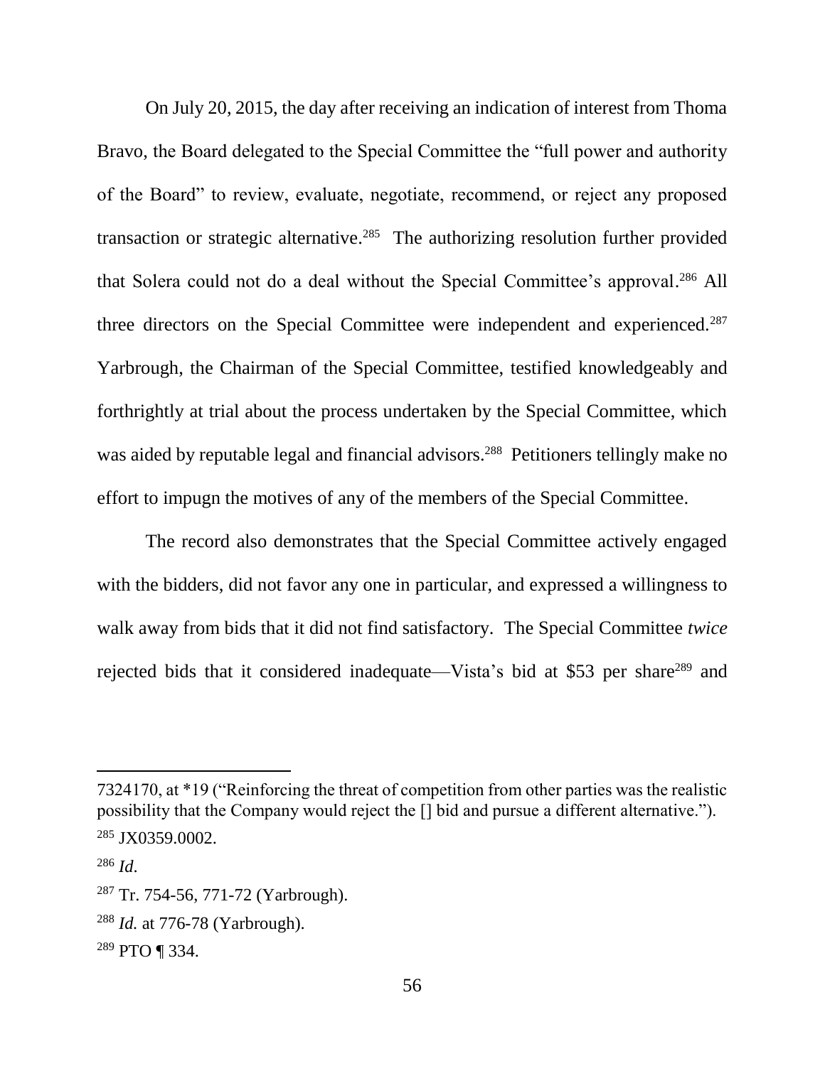On July 20, 2015, the day after receiving an indication of interest from Thoma Bravo, the Board delegated to the Special Committee the "full power and authority of the Board" to review, evaluate, negotiate, recommend, or reject any proposed transaction or strategic alternative.[285] The authorizing resolution further provided that Solera could not do a deal without the Special Committee's approval.[286] All three directors on the Special Committee were independent and experienced.[287] Yarbrough, the Chairman of the Special Committee, testified knowledgeably and forthrightly at trial about the process undertaken by the Special Committee, which was aided by reputable legal and financial advisors.[288] Petitioners tellingly make no effort to impugn the motives of any of the members of the Special Committee.

The record also demonstrates that the Special Committee actively engaged with the bidders, did not favor any one in particular, and expressed a willingness to walk away from bids that it did not find satisfactory. The Special Committee *twice* rejected bids that it considered inadequate—Vista's bid at $53 per share[289] and

---

7324170, at *19 ("Reinforcing the threat of competition from other parties was the realistic possibility that the Company would reject the [] bid and pursue a different alternative.").

[285] JX0359.0002.

[286] *Id*.

[287] Tr. 754-56, 771-72 (Yarbrough).

[288] *Id.* at 776-78 (Yarbrough).

[289] PTO ¶ 334.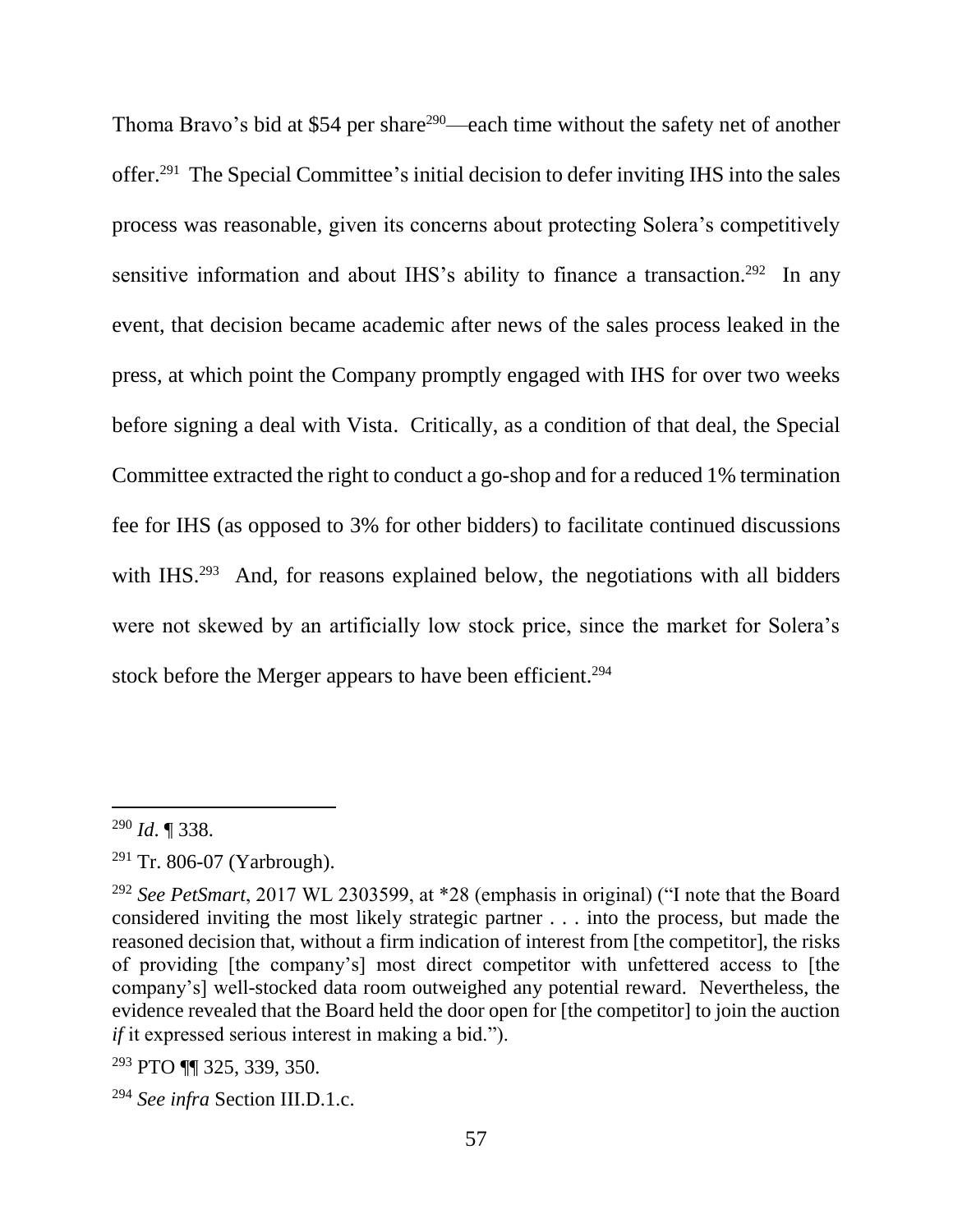Thoma Bravo's bid at $54 per share[290]—each time without the safety net of another offer.[291] The Special Committee's initial decision to defer inviting IHS into the sales process was reasonable, given its concerns about protecting Solera's competitively sensitive information and about IHS's ability to finance a transaction.[292] In any event, that decision became academic after news of the sales process leaked in the press, at which point the Company promptly engaged with IHS for over two weeks before signing a deal with Vista. Critically, as a condition of that deal, the Special Committee extracted the right to conduct a go-shop and for a reduced 1% termination fee for IHS (as opposed to 3% for other bidders) to facilitate continued discussions with IHS.[293] And, for reasons explained below, the negotiations with all bidders were not skewed by an artificially low stock price, since the market for Solera's stock before the Merger appears to have been efficient.[294]

---

[290] *Id*. ¶ 338.

[291] Tr. 806-07 (Yarbrough).

[292] *See PetSmart*, 2017 WL 2303599, at *28 (emphasis in original) ("I note that the Board considered inviting the most likely strategic partner . . . into the process, but made the reasoned decision that, without a firm indication of interest from [the competitor], the risks of providing [the company's] most direct competitor with unfettered access to [the company's] well-stocked data room outweighed any potential reward. Nevertheless, the evidence revealed that the Board held the door open for [the competitor] to join the auction *if* it expressed serious interest in making a bid.").

[293] PTO ¶¶ 325, 339, 350.

[294] *See infra* Section III.D.1.c.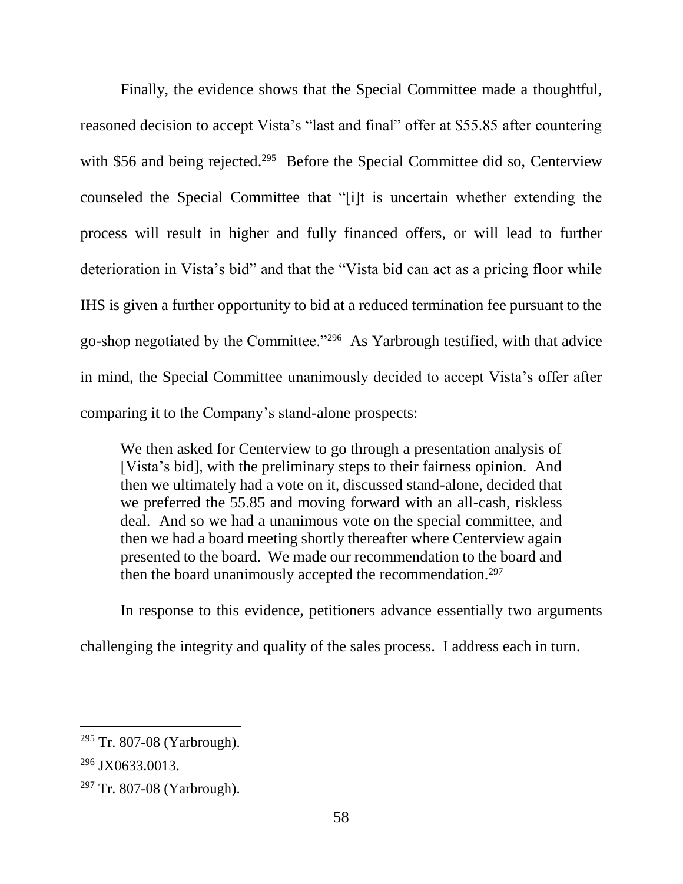Finally, the evidence shows that the Special Committee made a thoughtful, reasoned decision to accept Vista's "last and final" offer at $55.85 after countering with $56 and being rejected.[295] Before the Special Committee did so, Centerview counseled the Special Committee that "[i]t is uncertain whether extending the process will result in higher and fully financed offers, or will lead to further deterioration in Vista's bid" and that the "Vista bid can act as a pricing floor while IHS is given a further opportunity to bid at a reduced termination fee pursuant to the go-shop negotiated by the Committee."[296] As Yarbrough testified, with that advice in mind, the Special Committee unanimously decided to accept Vista's offer after comparing it to the Company's stand-alone prospects:

> We then asked for Centerview to go through a presentation analysis of [Vista's bid], with the preliminary steps to their fairness opinion. And then we ultimately had a vote on it, discussed stand-alone, decided that we preferred the 55.85 and moving forward with an all-cash, riskless deal. And so we had a unanimous vote on the special committee, and then we had a board meeting shortly thereafter where Centerview again presented to the board. We made our recommendation to the board and then the board unanimously accepted the recommendation.[297]

In response to this evidence, petitioners advance essentially two arguments challenging the integrity and quality of the sales process. I address each in turn.

---

[295] Tr. 807-08 (Yarbrough).

[296] JX0633.0013.

[297] Tr. 807-08 (Yarbrough).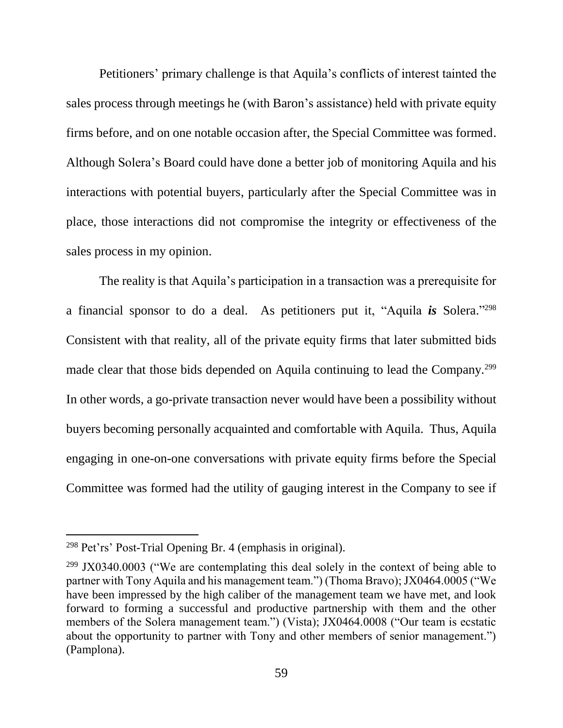Petitioners' primary challenge is that Aquila's conflicts of interest tainted the sales process through meetings he (with Baron's assistance) held with private equity firms before, and on one notable occasion after, the Special Committee was formed. Although Solera's Board could have done a better job of monitoring Aquila and his interactions with potential buyers, particularly after the Special Committee was in place, those interactions did not compromise the integrity or effectiveness of the sales process in my opinion.

The reality is that Aquila's participation in a transaction was a prerequisite for a financial sponsor to do a deal. As petitioners put it, "Aquila ***is*** Solera."[298] Consistent with that reality, all of the private equity firms that later submitted bids made clear that those bids depended on Aquila continuing to lead the Company.[299] In other words, a go-private transaction never would have been a possibility without buyers becoming personally acquainted and comfortable with Aquila. Thus, Aquila engaging in one-on-one conversations with private equity firms before the Special Committee was formed had the utility of gauging interest in the Company to see if

---

[298] Pet'rs' Post-Trial Opening Br. 4 (emphasis in original).

[299] JX0340.0003 ("We are contemplating this deal solely in the context of being able to partner with Tony Aquila and his management team.") (Thoma Bravo); JX0464.0005 ("We have been impressed by the high caliber of the management team we have met, and look forward to forming a successful and productive partnership with them and the other members of the Solera management team.") (Vista); JX0464.0008 ("Our team is ecstatic about the opportunity to partner with Tony and other members of senior management.") (Pamplona).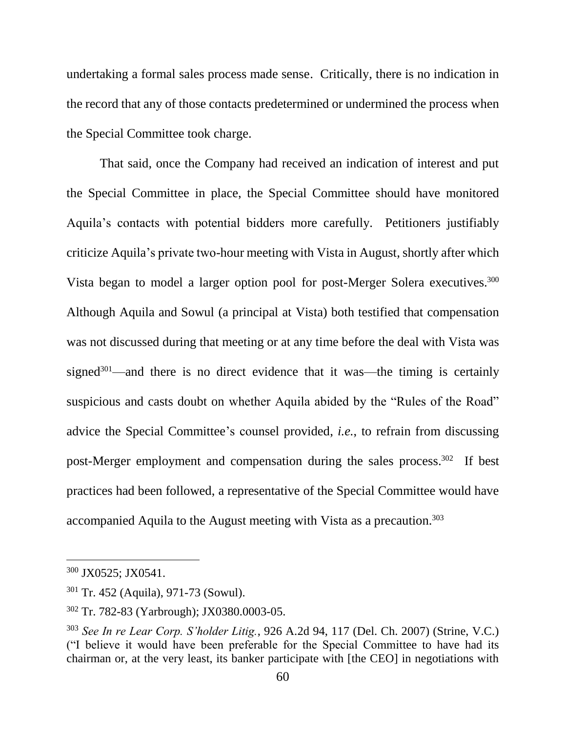undertaking a formal sales process made sense. Critically, there is no indication in the record that any of those contacts predetermined or undermined the process when the Special Committee took charge.

That said, once the Company had received an indication of interest and put the Special Committee in place, the Special Committee should have monitored Aquila's contacts with potential bidders more carefully. Petitioners justifiably criticize Aquila's private two-hour meeting with Vista in August, shortly after which Vista began to model a larger option pool for post-Merger Solera executives.[300] Although Aquila and Sowul (a principal at Vista) both testified that compensation was not discussed during that meeting or at any time before the deal with Vista was signed[301]—and there is no direct evidence that it was—the timing is certainly suspicious and casts doubt on whether Aquila abided by the "Rules of the Road" advice the Special Committee's counsel provided, *i.e.*, to refrain from discussing post-Merger employment and compensation during the sales process.[302] If best practices had been followed, a representative of the Special Committee would have accompanied Aquila to the August meeting with Vista as a precaution.[303]

---

[300] JX0525; JX0541.

[301] Tr. 452 (Aquila), 971-73 (Sowul).

[302] Tr. 782-83 (Yarbrough); JX0380.0003-05.

[303] *See In re Lear Corp. S'holder Litig.*, 926 A.2d 94, 117 (Del. Ch. 2007) (Strine, V.C.) ("I believe it would have been preferable for the Special Committee to have had its chairman or, at the very least, its banker participate with [the CEO] in negotiations with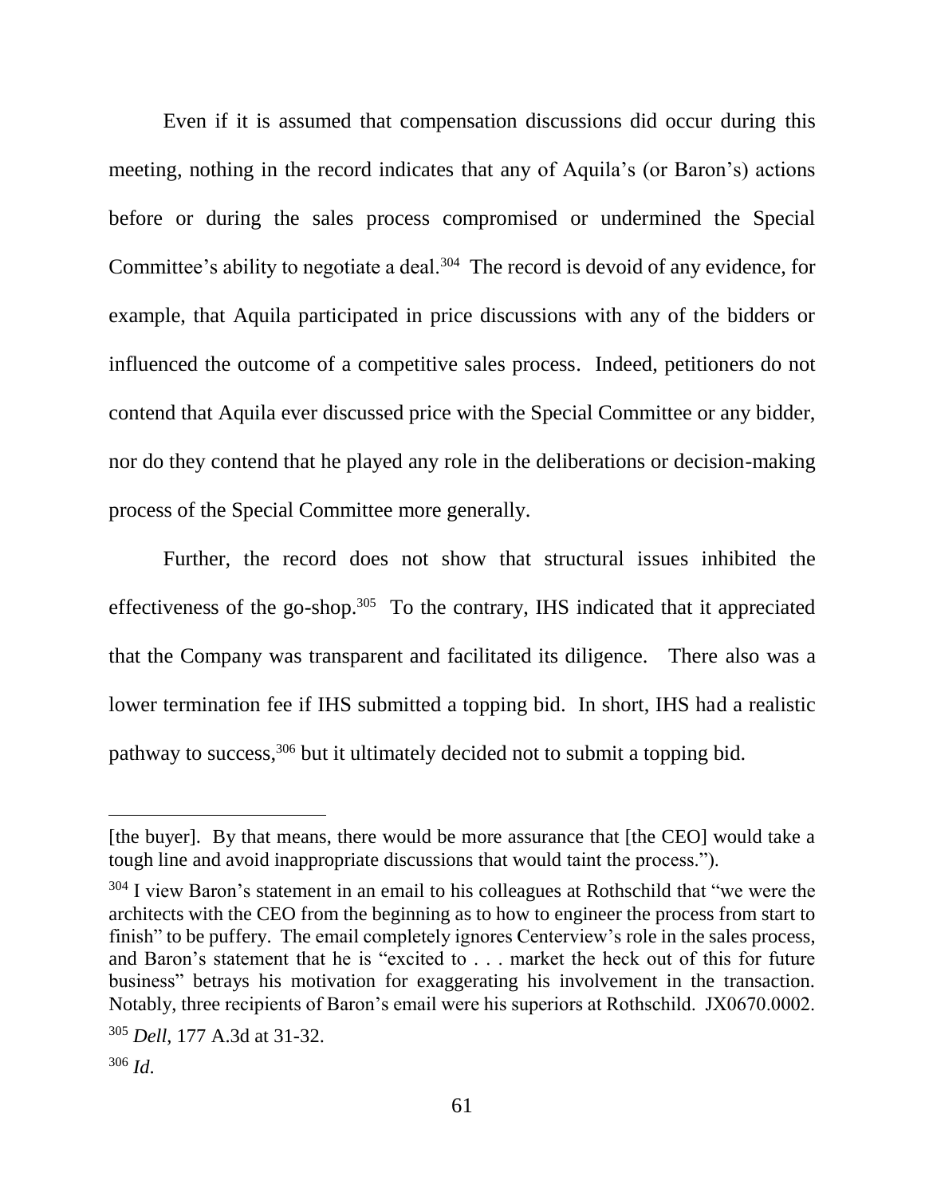Even if it is assumed that compensation discussions did occur during this meeting, nothing in the record indicates that any of Aquila's (or Baron's) actions before or during the sales process compromised or undermined the Special Committee's ability to negotiate a deal.[304] The record is devoid of any evidence, for example, that Aquila participated in price discussions with any of the bidders or influenced the outcome of a competitive sales process. Indeed, petitioners do not contend that Aquila ever discussed price with the Special Committee or any bidder, nor do they contend that he played any role in the deliberations or decision-making process of the Special Committee more generally.

Further, the record does not show that structural issues inhibited the effectiveness of the go-shop.[305] To the contrary, IHS indicated that it appreciated that the Company was transparent and facilitated its diligence. There also was a lower termination fee if IHS submitted a topping bid. In short, IHS had a realistic pathway to success,[306] but it ultimately decided not to submit a topping bid.

---

[the buyer]. By that means, there would be more assurance that [the CEO] would take a tough line and avoid inappropriate discussions that would taint the process.").

[304] I view Baron's statement in an email to his colleagues at Rothschild that "we were the architects with the CEO from the beginning as to how to engineer the process from start to finish" to be puffery. The email completely ignores Centerview's role in the sales process, and Baron's statement that he is "excited to . . . market the heck out of this for future business" betrays his motivation for exaggerating his involvement in the transaction. Notably, three recipients of Baron's email were his superiors at Rothschild. JX0670.0002.

[305] *Dell*, 177 A.3d at 31-32.

[306] *Id*.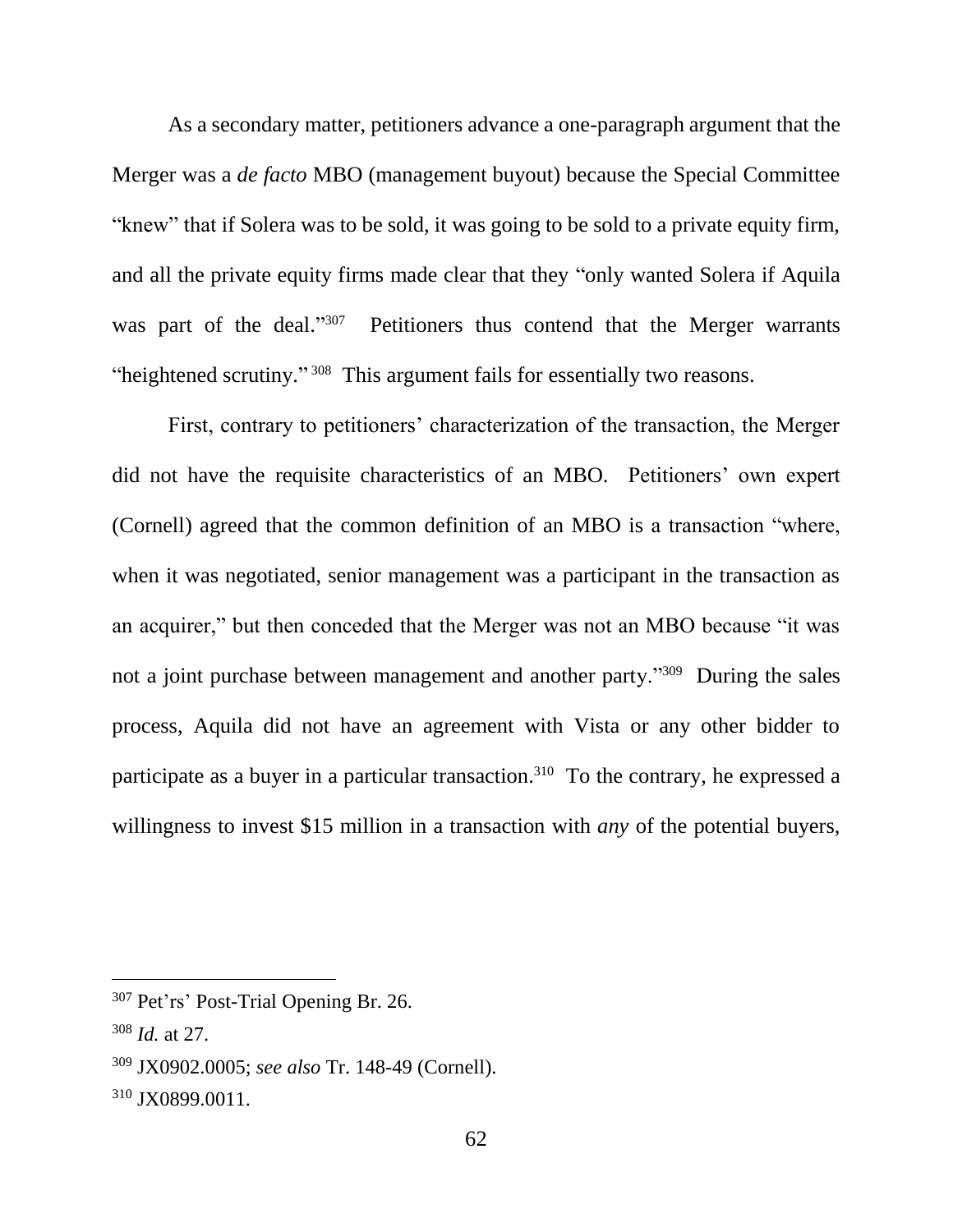As a secondary matter, petitioners advance a one-paragraph argument that the Merger was a *de facto* MBO (management buyout) because the Special Committee "knew" that if Solera was to be sold, it was going to be sold to a private equity firm, and all the private equity firms made clear that they "only wanted Solera if Aquila was part of the deal."[307] Petitioners thus contend that the Merger warrants "heightened scrutiny."[308] This argument fails for essentially two reasons.

First, contrary to petitioners' characterization of the transaction, the Merger did not have the requisite characteristics of an MBO. Petitioners' own expert (Cornell) agreed that the common definition of an MBO is a transaction "where, when it was negotiated, senior management was a participant in the transaction as an acquirer," but then conceded that the Merger was not an MBO because "it was not a joint purchase between management and another party."[309] During the sales process, Aquila did not have an agreement with Vista or any other bidder to participate as a buyer in a particular transaction.[310] To the contrary, he expressed a willingness to invest $15 million in a transaction with *any* of the potential buyers,

---

[307] Pet'rs' Post-Trial Opening Br. 26.

[308] *Id.* at 27.

[309] JX0902.0005; *see also* Tr. 148-49 (Cornell).

[310] JX0899.0011.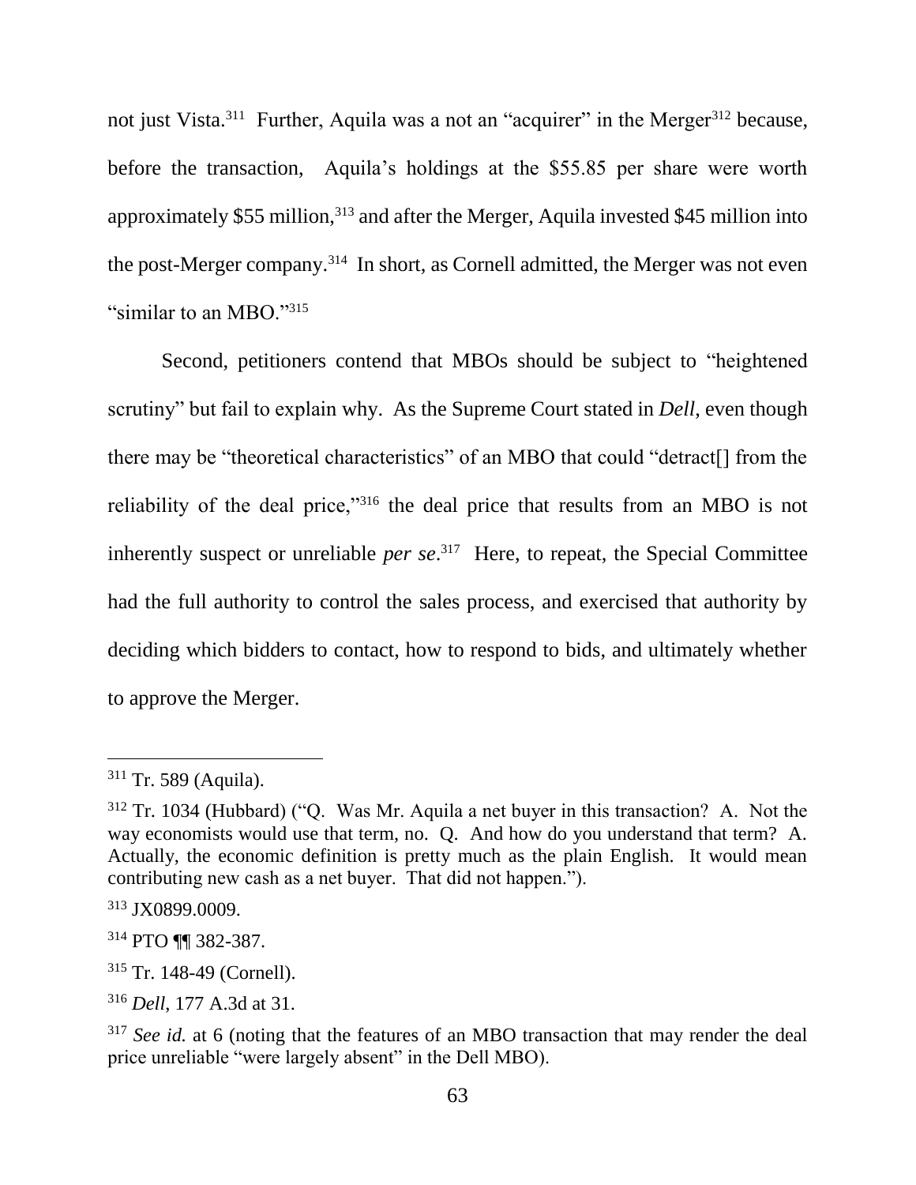not just Vista.[311] Further, Aquila was a not an "acquirer" in the Merger[312] because, before the transaction, Aquila's holdings at the $55.85 per share were worth approximately $55 million,[313] and after the Merger, Aquila invested $45 million into the post-Merger company.[314] In short, as Cornell admitted, the Merger was not even "similar to an MBO."[315]

Second, petitioners contend that MBOs should be subject to "heightened scrutiny" but fail to explain why. As the Supreme Court stated in *Dell*, even though there may be "theoretical characteristics" of an MBO that could "detract[] from the reliability of the deal price,"[316] the deal price that results from an MBO is not inherently suspect or unreliable *per se*.[317] Here, to repeat, the Special Committee had the full authority to control the sales process, and exercised that authority by deciding which bidders to contact, how to respond to bids, and ultimately whether to approve the Merger.

---

[311] Tr. 589 (Aquila).

[312] Tr. 1034 (Hubbard) ("Q. Was Mr. Aquila a net buyer in this transaction? A. Not the way economists would use that term, no. Q. And how do you understand that term? A. Actually, the economic definition is pretty much as the plain English. It would mean contributing new cash as a net buyer. That did not happen.").

[313] JX0899.0009.

[314] PTO ¶¶ 382-387.

[315] Tr. 148-49 (Cornell).

[316] *Dell*, 177 A.3d at 31.

[317] *See id.* at 6 (noting that the features of an MBO transaction that may render the deal price unreliable "were largely absent" in the Dell MBO).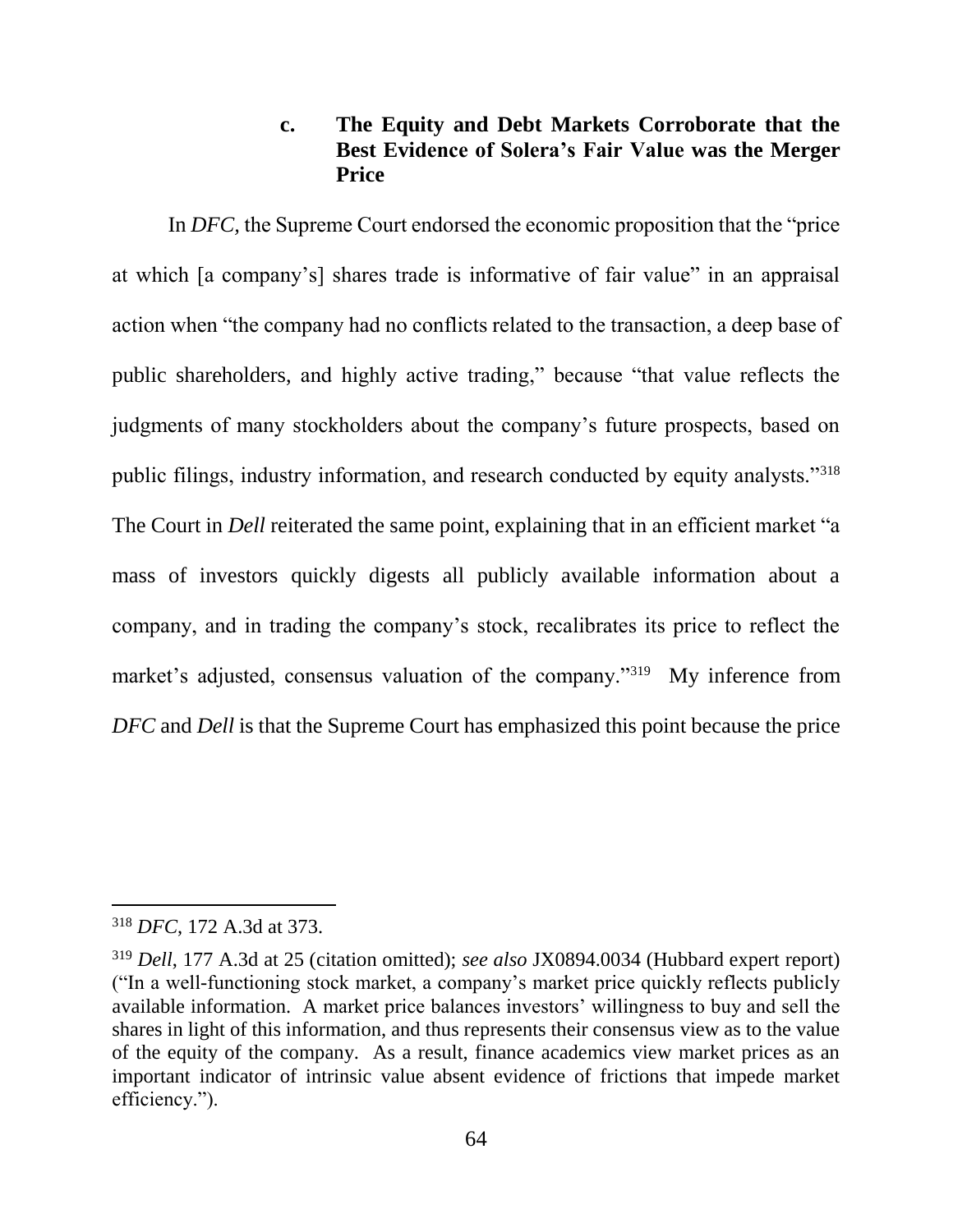### c. The Equity and Debt Markets Corroborate that the Best Evidence of Solera's Fair Value was the Merger Price

In *DFC,* the Supreme Court endorsed the economic proposition that the "price at which [a company's] shares trade is informative of fair value" in an appraisal action when "the company had no conflicts related to the transaction, a deep base of public shareholders, and highly active trading," because "that value reflects the judgments of many stockholders about the company's future prospects, based on public filings, industry information, and research conducted by equity analysts."[318] The Court in *Dell* reiterated the same point, explaining that in an efficient market "a mass of investors quickly digests all publicly available information about a company, and in trading the company's stock, recalibrates its price to reflect the market's adjusted, consensus valuation of the company."[319] My inference from *DFC* and *Dell* is that the Supreme Court has emphasized this point because the price

---

[318] *DFC*, 172 A.3d at 373.

[319] *Dell*, 177 A.3d at 25 (citation omitted); *see also* JX0894.0034 (Hubbard expert report) ("In a well-functioning stock market, a company's market price quickly reflects publicly available information. A market price balances investors' willingness to buy and sell the shares in light of this information, and thus represents their consensus view as to the value of the equity of the company. As a result, finance academics view market prices as an important indicator of intrinsic value absent evidence of frictions that impede market efficiency.").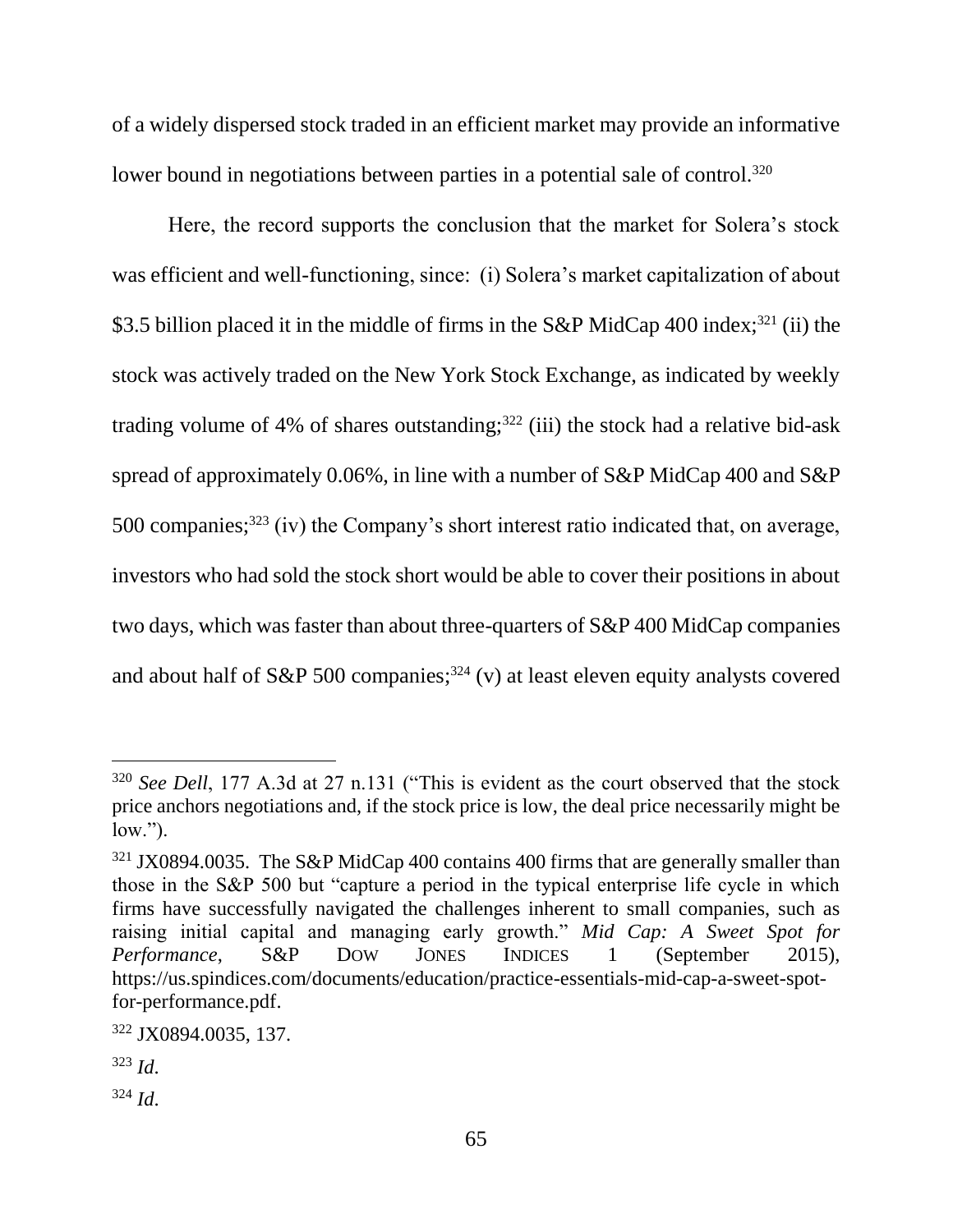of a widely dispersed stock traded in an efficient market may provide an informative lower bound in negotiations between parties in a potential sale of control.[320]

Here, the record supports the conclusion that the market for Solera's stock was efficient and well-functioning, since: (i) Solera's market capitalization of about $3.5 billion placed it in the middle of firms in the S&P MidCap 400 index;[321] (ii) the stock was actively traded on the New York Stock Exchange, as indicated by weekly trading volume of 4% of shares outstanding;[322] (iii) the stock had a relative bid-ask spread of approximately 0.06%, in line with a number of S&P MidCap 400 and S&P 500 companies;[323] (iv) the Company's short interest ratio indicated that, on average, investors who had sold the stock short would be able to cover their positions in about two days, which was faster than about three-quarters of S&P 400 MidCap companies and about half of S&P 500 companies;[324] (v) at least eleven equity analysts covered

---

[320] *See Dell*, 177 A.3d at 27 n.131 ("This is evident as the court observed that the stock price anchors negotiations and, if the stock price is low, the deal price necessarily might be low.").

[321] JX0894.0035. The S&P MidCap 400 contains 400 firms that are generally smaller than those in the S&P 500 but "capture a period in the typical enterprise life cycle in which firms have successfully navigated the challenges inherent to small companies, such as raising initial capital and managing early growth." *Mid Cap: A Sweet Spot for Performance*, S&P DOW JONES INDICES 1 (September 2015), https://us.spindices.com/documents/education/practice-essentials-mid-cap-a-sweet-spot-for-performance.pdf.

[322] JX0894.0035, 137.

[323] *Id.*

[324] *Id.*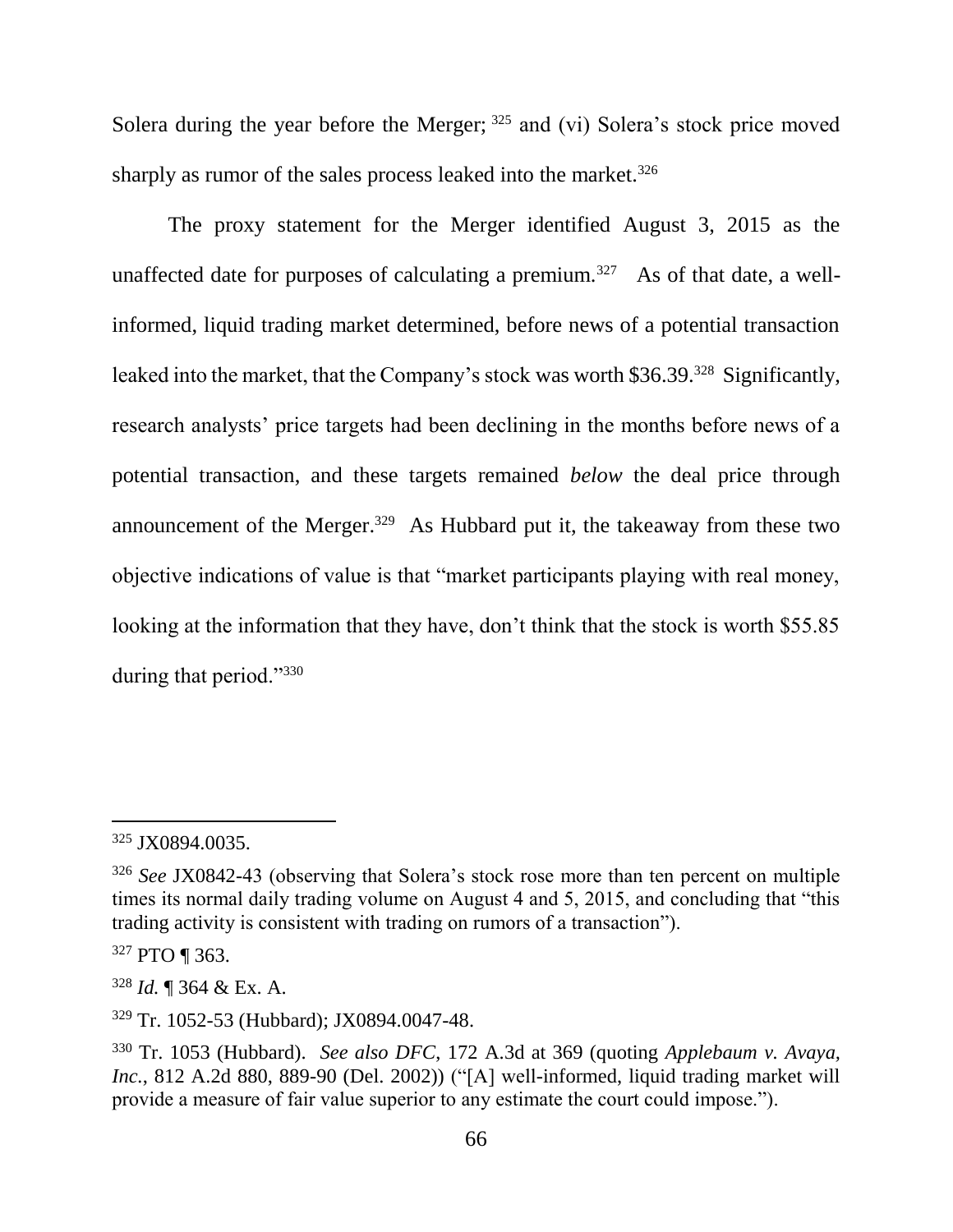Solera during the year before the Merger;[325] and (vi) Solera's stock price moved sharply as rumor of the sales process leaked into the market.[326]

The proxy statement for the Merger identified August 3, 2015 as the unaffected date for purposes of calculating a premium.[327] As of that date, a well-informed, liquid trading market determined, before news of a potential transaction leaked into the market, that the Company's stock was worth $36.39.[328] Significantly, research analysts' price targets had been declining in the months before news of a potential transaction, and these targets remained *below* the deal price through announcement of the Merger.[329] As Hubbard put it, the takeaway from these two objective indications of value is that "market participants playing with real money, looking at the information that they have, don't think that the stock is worth $55.85 during that period."[330]

---

[325] JX0894.0035.

[326] *See* JX0842-43 (observing that Solera's stock rose more than ten percent on multiple times its normal daily trading volume on August 4 and 5, 2015, and concluding that "this trading activity is consistent with trading on rumors of a transaction").

[327] PTO ¶ 363.

[328] *Id.* ¶ 364 & Ex. A.

[329] Tr. 1052-53 (Hubbard); JX0894.0047-48.

[330] Tr. 1053 (Hubbard). *See also DFC*, 172 A.3d at 369 (quoting *Applebaum v. Avaya, Inc.*, 812 A.2d 880, 889-90 (Del. 2002)) ("[A] well-informed, liquid trading market will provide a measure of fair value superior to any estimate the court could impose.").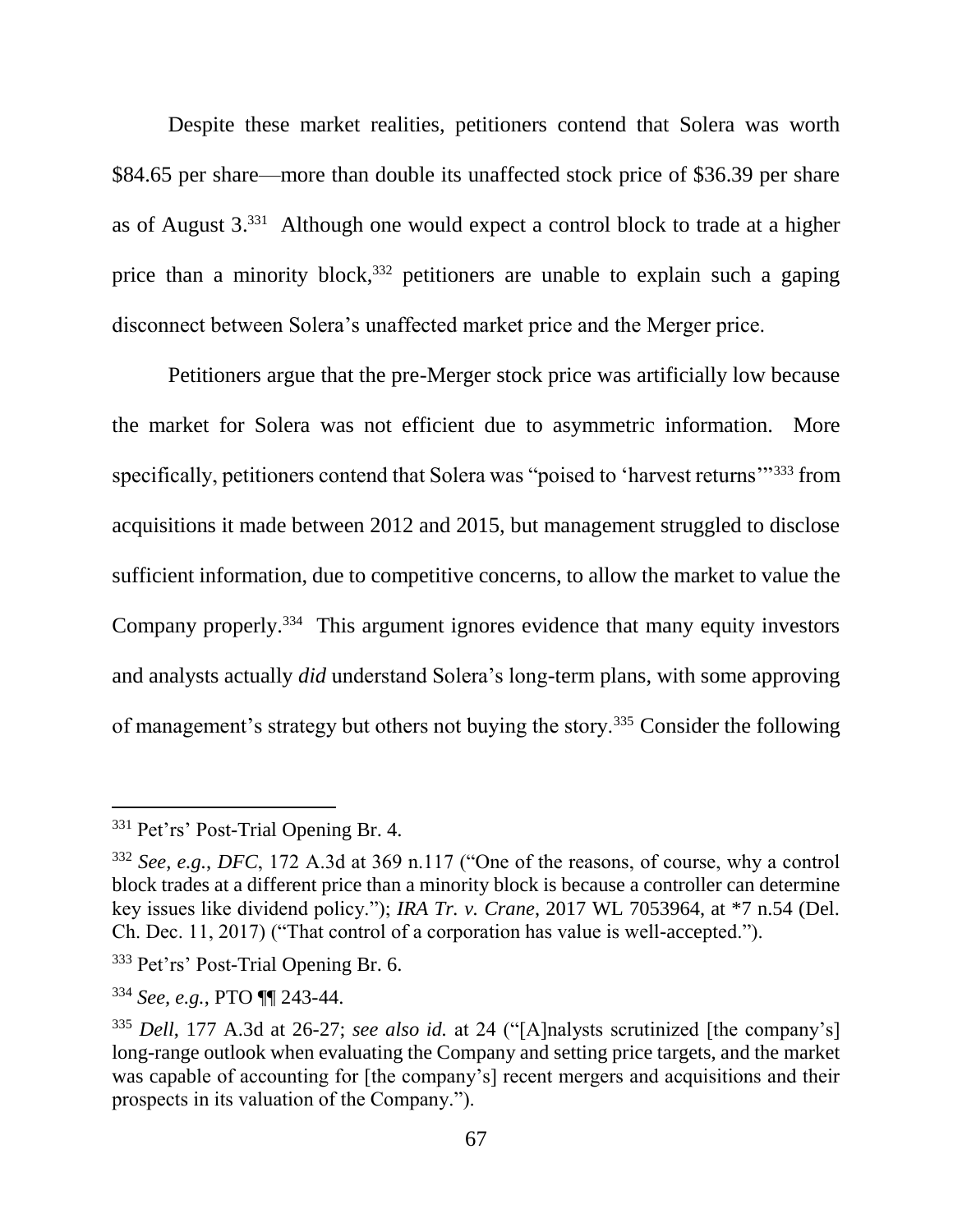Despite these market realities, petitioners contend that Solera was worth $84.65 per share—more than double its unaffected stock price of $36.39 per share as of August 3.[331] Although one would expect a control block to trade at a higher price than a minority block,[332] petitioners are unable to explain such a gaping disconnect between Solera's unaffected market price and the Merger price.

Petitioners argue that the pre-Merger stock price was artificially low because the market for Solera was not efficient due to asymmetric information. More specifically, petitioners contend that Solera was "poised to 'harvest returns'"[333] from acquisitions it made between 2012 and 2015, but management struggled to disclose sufficient information, due to competitive concerns, to allow the market to value the Company properly.[334] This argument ignores evidence that many equity investors and analysts actually *did* understand Solera's long-term plans, with some approving of management's strategy but others not buying the story.[335] Consider the following

---

[331] Pet'rs' Post-Trial Opening Br. 4.

[332] *See, e.g.*, *DFC*, 172 A.3d at 369 n.117 ("One of the reasons, of course, why a control block trades at a different price than a minority block is because a controller can determine key issues like dividend policy."); *IRA Tr. v. Crane*, 2017 WL 7053964, at *7 n.54 (Del. Ch. Dec. 11, 2017) ("That control of a corporation has value is well-accepted.").

[333] Pet'rs' Post-Trial Opening Br. 6.

[334] *See, e.g.*, PTO ¶¶ 243-44.

[335] *Dell*, 177 A.3d at 26-27; *see also id.* at 24 ("[A]nalysts scrutinized [the company's] long-range outlook when evaluating the Company and setting price targets, and the market was capable of accounting for [the company's] recent mergers and acquisitions and their prospects in its valuation of the Company.").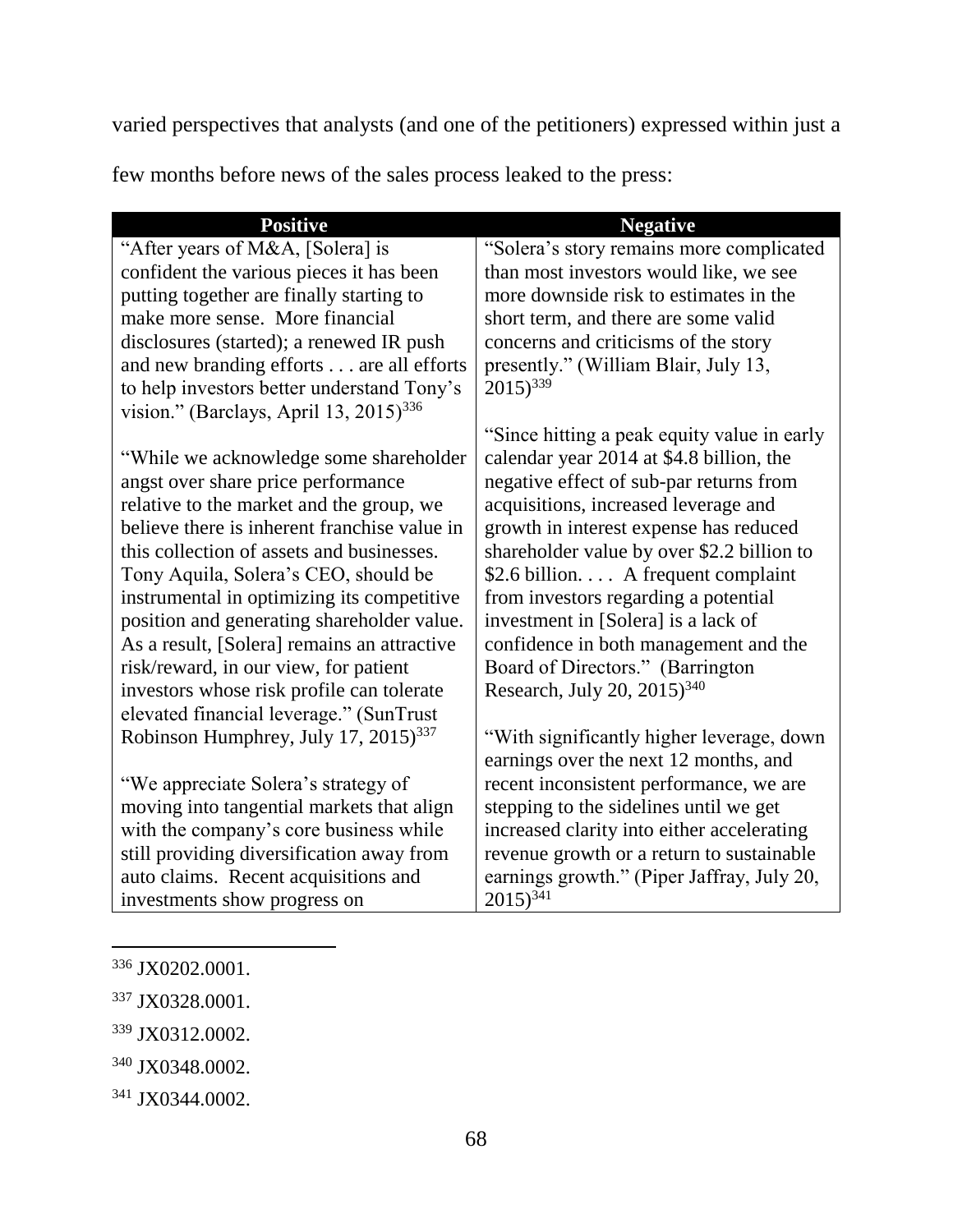varied perspectives that analysts (and one of the petitioners) expressed within just a few months before news of the sales process leaked to the press:

| Positive | Negative |
| --- | --- |
| "After years of M&A, [Solera] is confident the various pieces it has been putting together are finally starting to make more sense. More financial disclosures (started); a renewed IR push and new branding efforts . . . are all efforts to help investors better understand Tony's vision." (Barclays, April 13, 2015)[336] | "Solera's story remains more complicated than most investors would like, we see more downside risk to estimates in the short term, and there are some valid concerns and criticisms of the story presently." (William Blair, July 13, 2015)[339] |
| "While we acknowledge some shareholder angst over share price performance relative to the market and the group, we believe there is inherent franchise value in this collection of assets and businesses. Tony Aquila, Solera's CEO, should be instrumental in optimizing its competitive position and generating shareholder value. As a result, [Solera] remains an attractive risk/reward, in our view, for patient investors whose risk profile can tolerate elevated financial leverage." (SunTrust Robinson Humphrey, July 17, 2015)[337] | "Since hitting a peak equity value in early calendar year 2014 at $4.8 billion, the negative effect of sub-par returns from acquisitions, increased leverage and growth in interest expense has reduced shareholder value by over $2.2 billion to $2.6 billion. . . . A frequent complaint from investors regarding a potential investment in [Solera] is a lack of confidence in both management and the Board of Directors." (Barrington Research, July 20, 2015)[340] |
| "We appreciate Solera's strategy of moving into tangential markets that align with the company's core business while still providing diversification away from auto claims. Recent acquisitions and investments show progress on | "With significantly higher leverage, down earnings over the next 12 months, and recent inconsistent performance, we are stepping to the sidelines until we get increased clarity into either accelerating revenue growth or a return to sustainable earnings growth." (Piper Jaffray, July 20, 2015)[341] |

[336] JX0202.0001.

[337] JX0328.0001.

[339] JX0312.0002.

[340] JX0348.0002.

[341] JX0344.0002.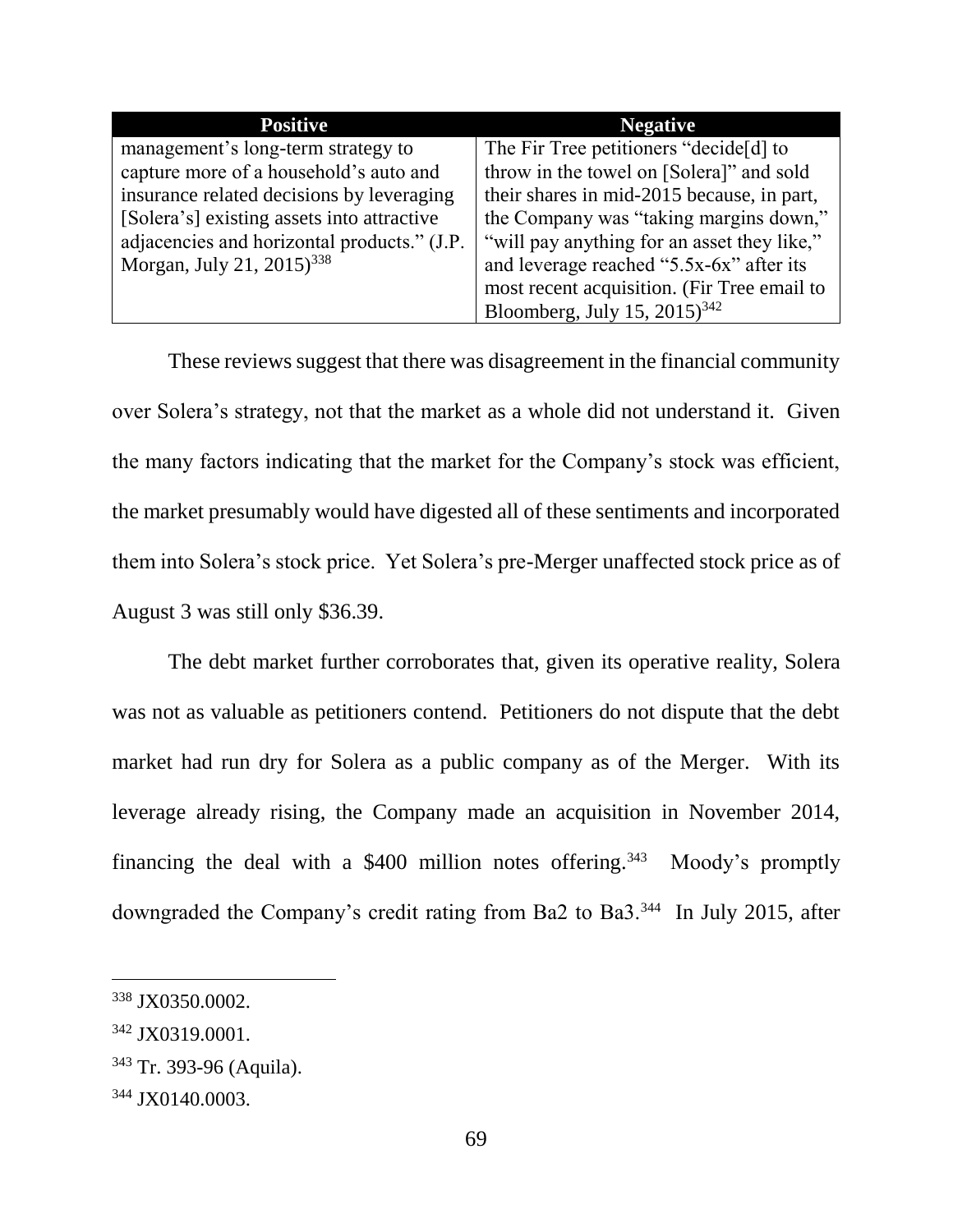| Positive | Negative |
|---|---|
| management's long-term strategy to capture more of a household's auto and insurance related decisions by leveraging [Solera's] existing assets into attractive adjacencies and horizontal products." (J.P. Morgan, July 21, 2015)[338] | The Fir Tree petitioners "decide[d] to throw in the towel on [Solera]" and sold their shares in mid-2015 because, in part, the Company was "taking margins down," "will pay anything for an asset they like," and leverage reached "5.5x-6x" after its most recent acquisition. (Fir Tree email to Bloomberg, July 15, 2015)[342] |

These reviews suggest that there was disagreement in the financial community over Solera's strategy, not that the market as a whole did not understand it. Given the many factors indicating that the market for the Company's stock was efficient, the market presumably would have digested all of these sentiments and incorporated them into Solera's stock price. Yet Solera's pre-Merger unaffected stock price as of August 3 was still only $36.39.

The debt market further corroborates that, given its operative reality, Solera was not as valuable as petitioners contend. Petitioners do not dispute that the debt market had run dry for Solera as a public company as of the Merger. With its leverage already rising, the Company made an acquisition in November 2014, financing the deal with a $400 million notes offering.[343] Moody's promptly downgraded the Company's credit rating from Ba2 to Ba3.[344] In July 2015, after

---

[338] JX0350.0002.

[342] JX0319.0001.

[343] Tr. 393-96 (Aquila).

[344] JX0140.0003.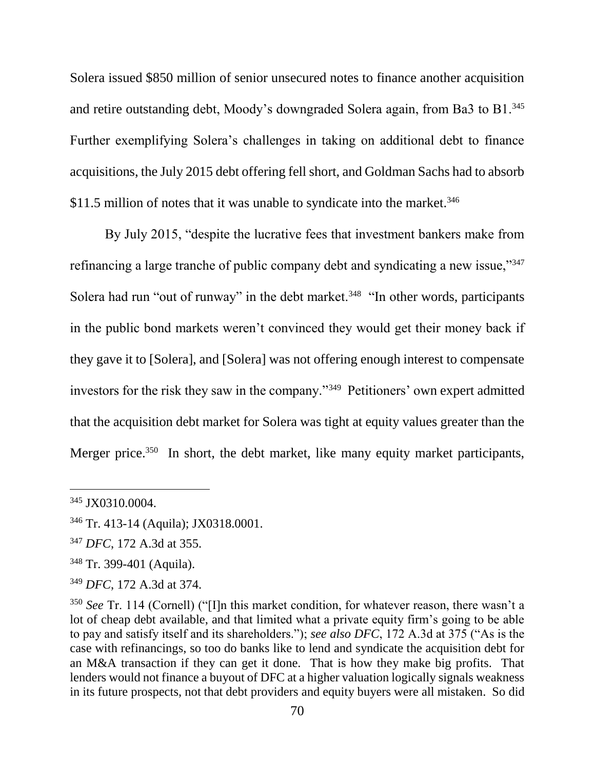Solera issued $850 million of senior unsecured notes to finance another acquisition and retire outstanding debt, Moody's downgraded Solera again, from Ba3 to B1.[345] Further exemplifying Solera's challenges in taking on additional debt to finance acquisitions, the July 2015 debt offering fell short, and Goldman Sachs had to absorb $11.5 million of notes that it was unable to syndicate into the market.[346]

By July 2015, "despite the lucrative fees that investment bankers make from refinancing a large tranche of public company debt and syndicating a new issue,"[347] Solera had run "out of runway" in the debt market.[348] "In other words, participants in the public bond markets weren't convinced they would get their money back if they gave it to [Solera], and [Solera] was not offering enough interest to compensate investors for the risk they saw in the company."[349] Petitioners' own expert admitted that the acquisition debt market for Solera was tight at equity values greater than the Merger price.[350] In short, the debt market, like many equity market participants,

---

[345] JX0310.0004.

[346] Tr. 413-14 (Aquila); JX0318.0001.

[347] *DFC*, 172 A.3d at 355.

[348] Tr. 399-401 (Aquila).

[349] *DFC*, 172 A.3d at 374.

[350] *See* Tr. 114 (Cornell) ("[I]n this market condition, for whatever reason, there wasn't a lot of cheap debt available, and that limited what a private equity firm's going to be able to pay and satisfy itself and its shareholders."); *see also DFC*, 172 A.3d at 375 ("As is the case with refinancings, so too do banks like to lend and syndicate the acquisition debt for an M&A transaction if they can get it done. That is how they make big profits. That lenders would not finance a buyout of DFC at a higher valuation logically signals weakness in its future prospects, not that debt providers and equity buyers were all mistaken. So did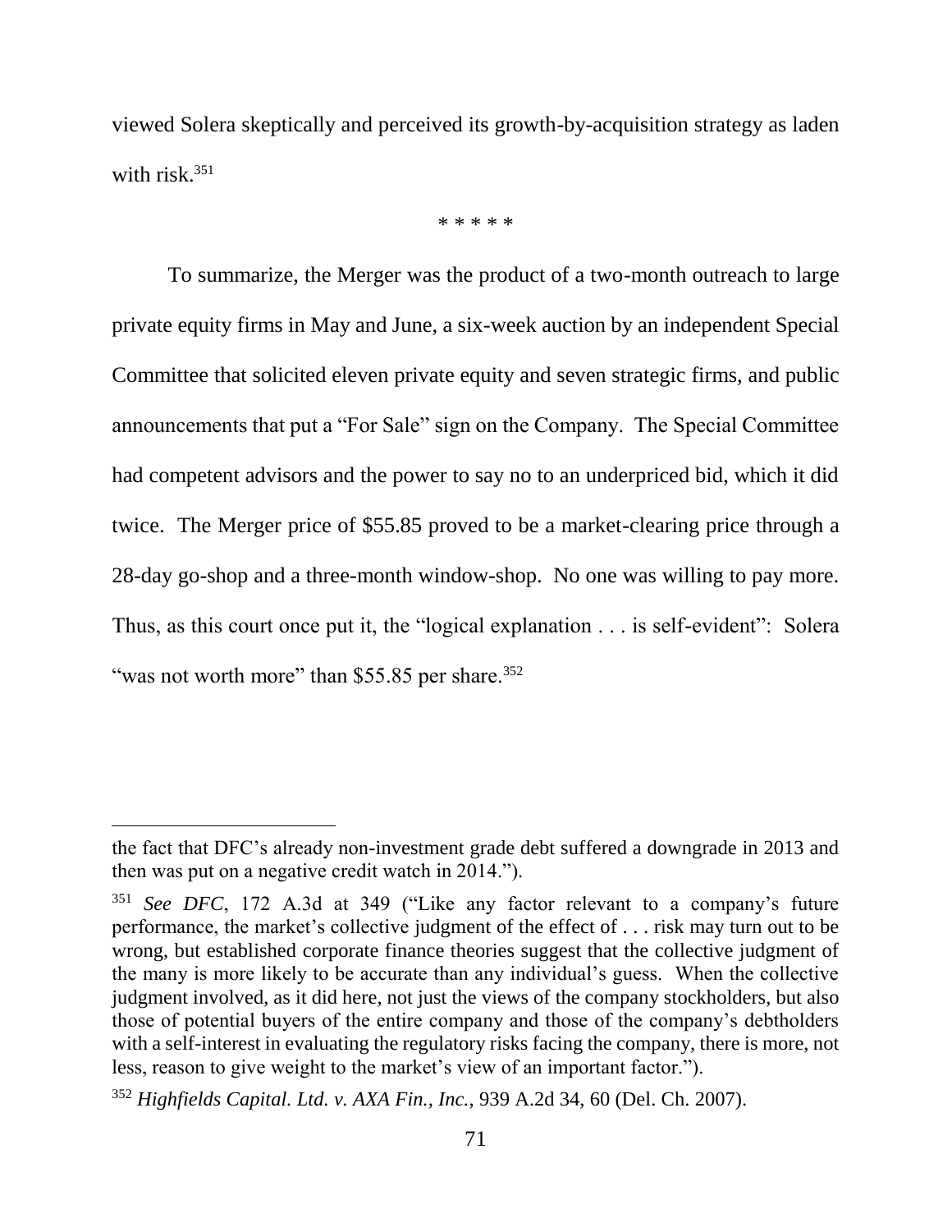viewed Solera skeptically and perceived its growth-by-acquisition strategy as laden with risk.[351]

\* \* \* \* \*

To summarize, the Merger was the product of a two-month outreach to large private equity firms in May and June, a six-week auction by an independent Special Committee that solicited eleven private equity and seven strategic firms, and public announcements that put a "For Sale" sign on the Company. The Special Committee had competent advisors and the power to say no to an underpriced bid, which it did twice. The Merger price of $55.85 proved to be a market-clearing price through a 28-day go-shop and a three-month window-shop. No one was willing to pay more. Thus, as this court once put it, the "logical explanation . . . is self-evident": Solera "was not worth more" than $55.85 per share.[352]

---

the fact that DFC's already non-investment grade debt suffered a downgrade in 2013 and then was put on a negative credit watch in 2014.").

[351] *See DFC*, 172 A.3d at 349 ("Like any factor relevant to a company's future performance, the market's collective judgment of the effect of . . . risk may turn out to be wrong, but established corporate finance theories suggest that the collective judgment of the many is more likely to be accurate than any individual's guess. When the collective judgment involved, as it did here, not just the views of the company stockholders, but also those of potential buyers of the entire company and those of the company's debtholders with a self-interest in evaluating the regulatory risks facing the company, there is more, not less, reason to give weight to the market's view of an important factor.").

[352] *Highfields Capital. Ltd. v. AXA Fin., Inc.*, 939 A.2d 34, 60 (Del. Ch. 2007).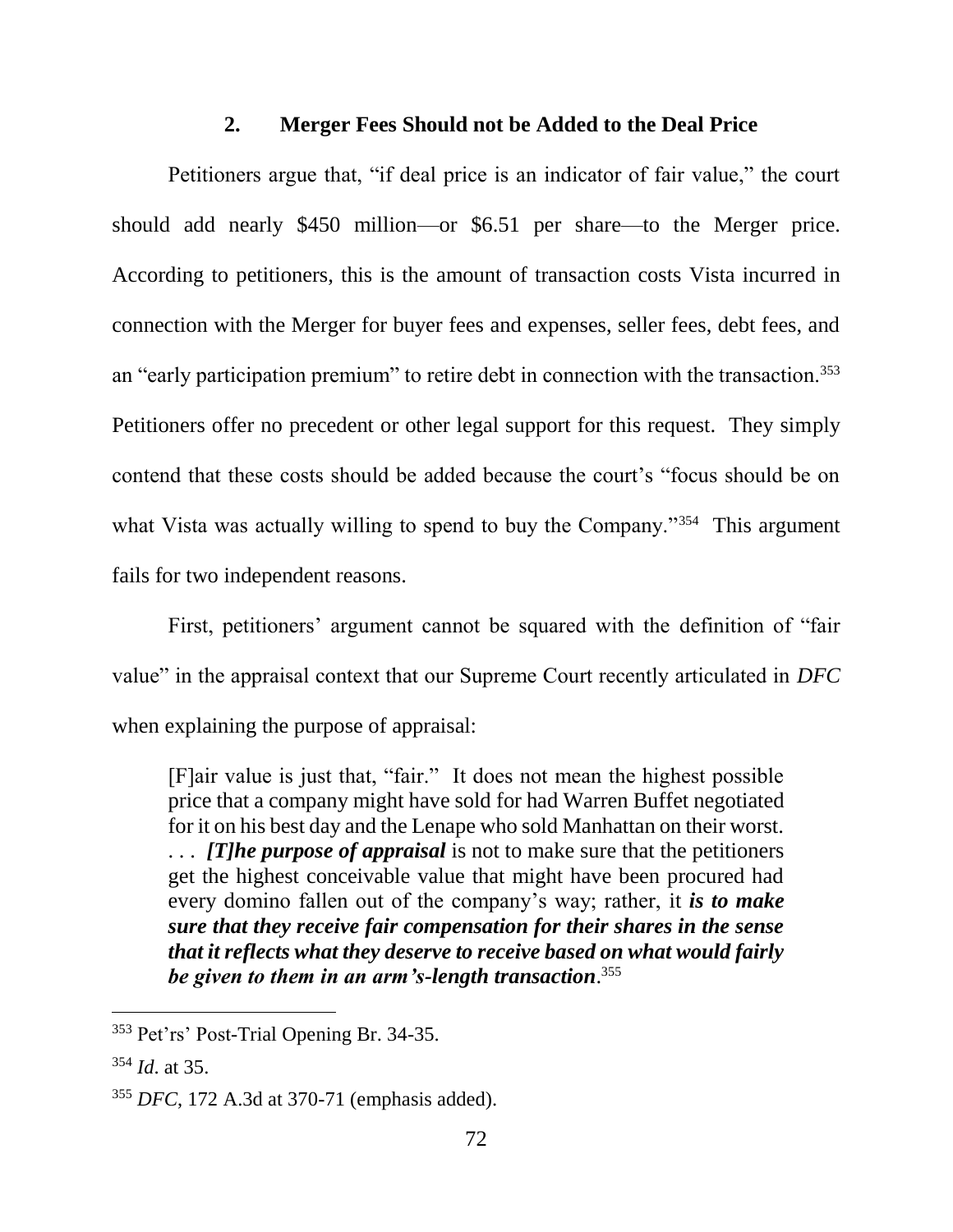### 2. Merger Fees Should not be Added to the Deal Price

Petitioners argue that, "if deal price is an indicator of fair value," the court should add nearly \$450 million—or \$6.51 per share—to the Merger price. According to petitioners, this is the amount of transaction costs Vista incurred in connection with the Merger for buyer fees and expenses, seller fees, debt fees, and an "early participation premium" to retire debt in connection with the transaction.[353] Petitioners offer no precedent or other legal support for this request. They simply contend that these costs should be added because the court's "focus should be on what Vista was actually willing to spend to buy the Company."[354] This argument fails for two independent reasons.

First, petitioners' argument cannot be squared with the definition of "fair value" in the appraisal context that our Supreme Court recently articulated in *DFC* when explaining the purpose of appraisal:

> [F]air value is just that, "fair." It does not mean the highest possible price that a company might have sold for had Warren Buffet negotiated for it on his best day and the Lenape who sold Manhattan on their worst. . . . ***[T]he purpose of appraisal*** is not to make sure that the petitioners get the highest conceivable value that might have been procured had every domino fallen out of the company's way; rather, it ***is to make sure that they receive fair compensation for their shares in the sense that it reflects what they deserve to receive based on what would fairly be given to them in an arm's-length transaction***.[355]

---

[353] Pet'rs' Post-Trial Opening Br. 34-35.

[354] *Id*. at 35.

[355] *DFC*, 172 A.3d at 370-71 (emphasis added).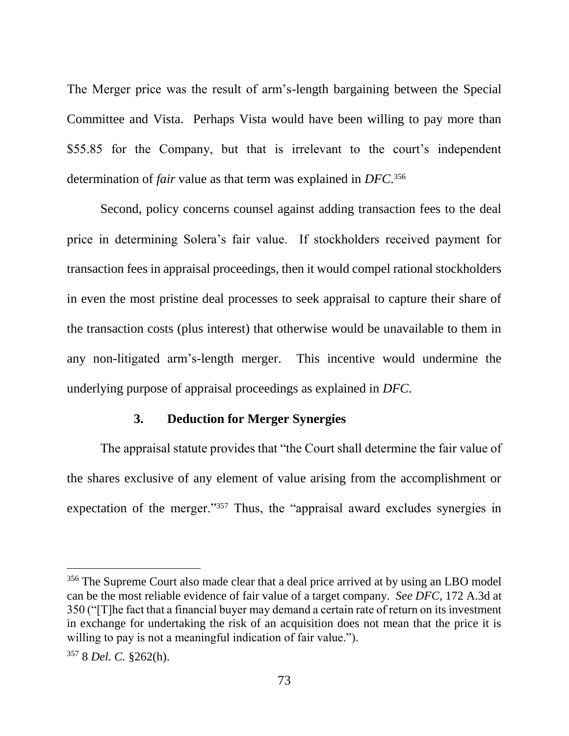The Merger price was the result of arm's-length bargaining between the Special Committee and Vista. Perhaps Vista would have been willing to pay more than $55.85 for the Company, but that is irrelevant to the court's independent determination of *fair* value as that term was explained in *DFC*.[356]

Second, policy concerns counsel against adding transaction fees to the deal price in determining Solera's fair value. If stockholders received payment for transaction fees in appraisal proceedings, then it would compel rational stockholders in even the most pristine deal processes to seek appraisal to capture their share of the transaction costs (plus interest) that otherwise would be unavailable to them in any non-litigated arm's-length merger. This incentive would undermine the underlying purpose of appraisal proceedings as explained in *DFC*.

### 3. Deduction for Merger Synergies

The appraisal statute provides that "the Court shall determine the fair value of the shares exclusive of any element of value arising from the accomplishment or expectation of the merger."[357] Thus, the "appraisal award excludes synergies in

---

[356] The Supreme Court also made clear that a deal price arrived at by using an LBO model can be the most reliable evidence of fair value of a target company. *See DFC*, 172 A.3d at 350 ("[T]he fact that a financial buyer may demand a certain rate of return on its investment in exchange for undertaking the risk of an acquisition does not mean that the price it is willing to pay is not a meaningful indication of fair value.").

[357] 8 *Del. C.* §262(h).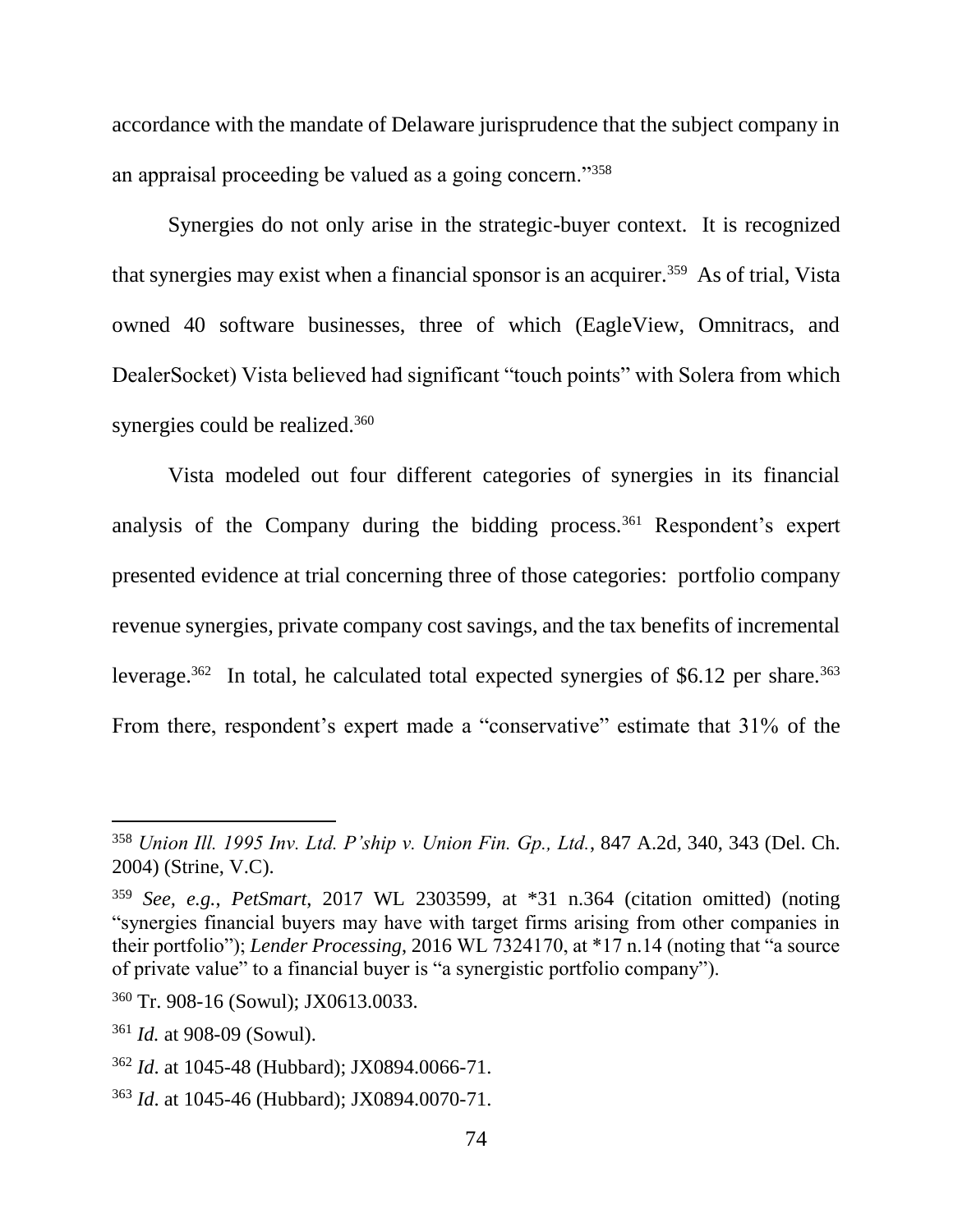accordance with the mandate of Delaware jurisprudence that the subject company in an appraisal proceeding be valued as a going concern."[358]

Synergies do not only arise in the strategic-buyer context. It is recognized that synergies may exist when a financial sponsor is an acquirer.[359] As of trial, Vista owned 40 software businesses, three of which (EagleView, Omnitracs, and DealerSocket) Vista believed had significant "touch points" with Solera from which synergies could be realized.[360]

Vista modeled out four different categories of synergies in its financial analysis of the Company during the bidding process.[361] Respondent's expert presented evidence at trial concerning three of those categories: portfolio company revenue synergies, private company cost savings, and the tax benefits of incremental leverage.[362] In total, he calculated total expected synergies of $6.12 per share.[363] From there, respondent's expert made a "conservative" estimate that 31% of the

---

[358] *Union Ill. 1995 Inv. Ltd. P'ship v. Union Fin. Gp., Ltd.*, 847 A.2d, 340, 343 (Del. Ch. 2004) (Strine, V.C).

[359] *See, e.g.*, *PetSmart*, 2017 WL 2303599, at *31 n.364 (citation omitted) (noting "synergies financial buyers may have with target firms arising from other companies in their portfolio"); *Lender Processing*, 2016 WL 7324170, at *17 n.14 (noting that "a source of private value" to a financial buyer is "a synergistic portfolio company").

[360] Tr. 908-16 (Sowul); JX0613.0033.

[361] *Id.* at 908-09 (Sowul).

[362] *Id*. at 1045-48 (Hubbard); JX0894.0066-71.

[363] *Id*. at 1045-46 (Hubbard); JX0894.0070-71.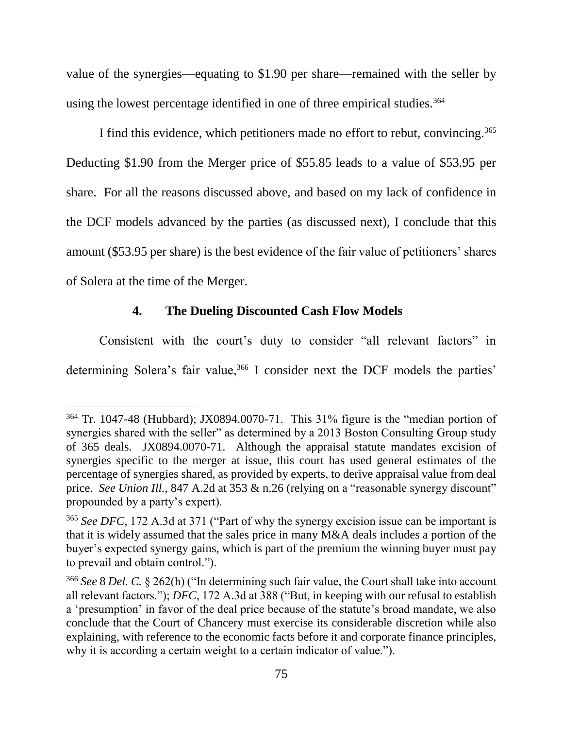value of the synergies—equating to $1.90 per share—remained with the seller by using the lowest percentage identified in one of three empirical studies.[364]

I find this evidence, which petitioners made no effort to rebut, convincing.[365] Deducting $1.90 from the Merger price of $55.85 leads to a value of $53.95 per share. For all the reasons discussed above, and based on my lack of confidence in the DCF models advanced by the parties (as discussed next), I conclude that this amount ($53.95 per share) is the best evidence of the fair value of petitioners' shares of Solera at the time of the Merger.

### 4. The Dueling Discounted Cash Flow Models

Consistent with the court's duty to consider "all relevant factors" in determining Solera's fair value,[366] I consider next the DCF models the parties'

---

[364] Tr. 1047-48 (Hubbard); JX0894.0070-71. This 31% figure is the "median portion of synergies shared with the seller" as determined by a 2013 Boston Consulting Group study of 365 deals. JX0894.0070-71. Although the appraisal statute mandates excision of synergies specific to the merger at issue, this court has used general estimates of the percentage of synergies shared, as provided by experts, to derive appraisal value from deal price. *See Union Ill.*, 847 A.2d at 353 & n.26 (relying on a "reasonable synergy discount" propounded by a party's expert).

[365] *See DFC*, 172 A.3d at 371 ("Part of why the synergy excision issue can be important is that it is widely assumed that the sales price in many M&A deals includes a portion of the buyer's expected synergy gains, which is part of the premium the winning buyer must pay to prevail and obtain control.").

[366] *See* 8 *Del. C.* § 262(h) ("In determining such fair value, the Court shall take into account all relevant factors."); *DFC*, 172 A.3d at 388 ("But, in keeping with our refusal to establish a 'presumption' in favor of the deal price because of the statute's broad mandate, we also conclude that the Court of Chancery must exercise its considerable discretion while also explaining, with reference to the economic facts before it and corporate finance principles, why it is according a certain weight to a certain indicator of value.").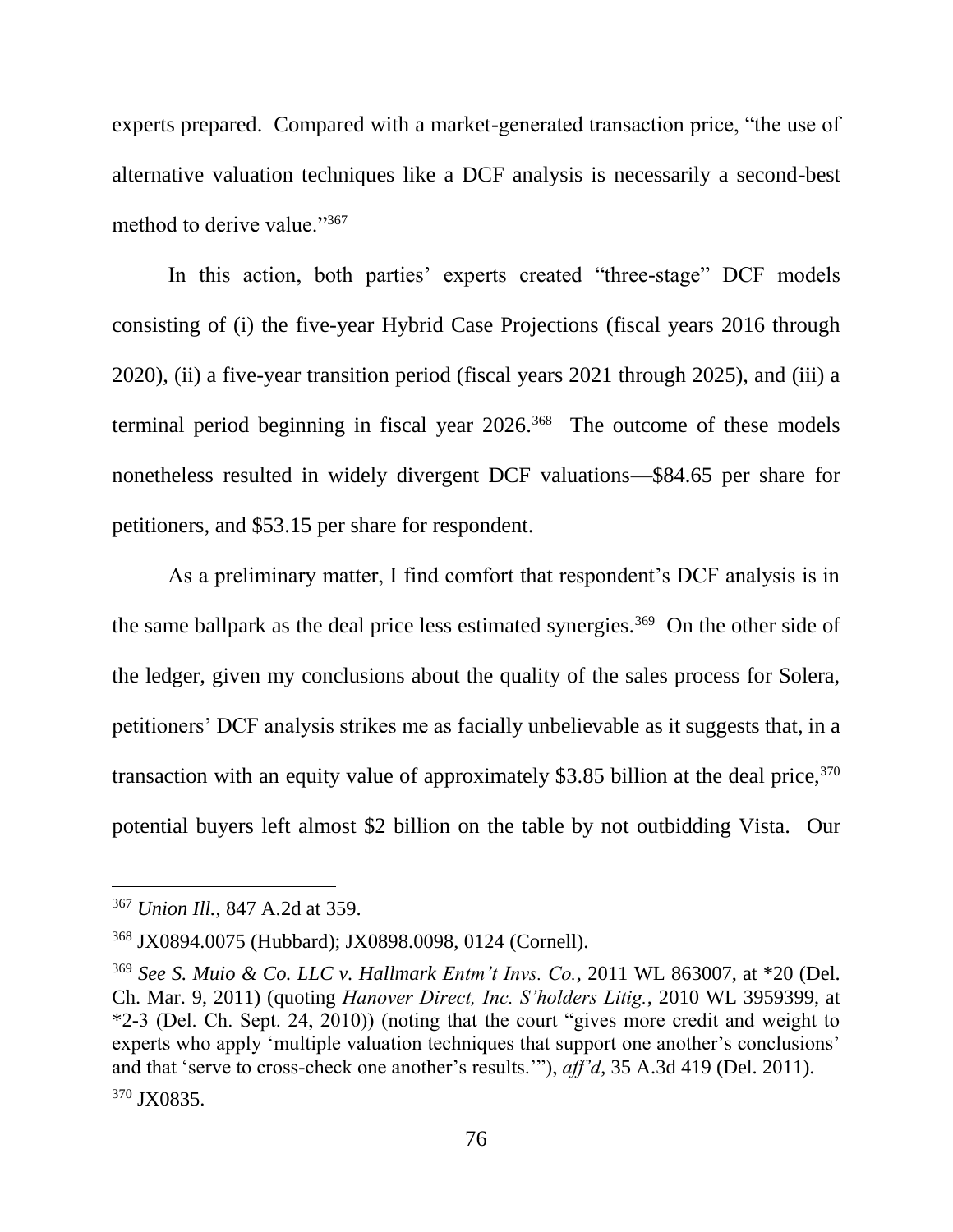experts prepared. Compared with a market-generated transaction price, "the use of alternative valuation techniques like a DCF analysis is necessarily a second-best method to derive value."[367]

In this action, both parties' experts created "three-stage" DCF models consisting of (i) the five-year Hybrid Case Projections (fiscal years 2016 through 2020), (ii) a five-year transition period (fiscal years 2021 through 2025), and (iii) a terminal period beginning in fiscal year 2026.[368] The outcome of these models nonetheless resulted in widely divergent DCF valuations—$84.65 per share for petitioners, and $53.15 per share for respondent.

As a preliminary matter, I find comfort that respondent's DCF analysis is in the same ballpark as the deal price less estimated synergies.[369] On the other side of the ledger, given my conclusions about the quality of the sales process for Solera, petitioners' DCF analysis strikes me as facially unbelievable as it suggests that, in a transaction with an equity value of approximately $3.85 billion at the deal price,[370] potential buyers left almost $2 billion on the table by not outbidding Vista. Our

---

[367] *Union Ill.*, 847 A.2d at 359.

[368] JX0894.0075 (Hubbard); JX0898.0098, 0124 (Cornell).

[369] *See S. Muio & Co. LLC v. Hallmark Entm't Invs. Co.*, 2011 WL 863007, at *20 (Del. Ch. Mar. 9, 2011) (quoting *Hanover Direct, Inc. S'holders Litig.*, 2010 WL 3959399, at *2-3 (Del. Ch. Sept. 24, 2010)) (noting that the court "gives more credit and weight to experts who apply 'multiple valuation techniques that support one another's conclusions' and that 'serve to cross-check one another's results.'"), *aff'd*, 35 A.3d 419 (Del. 2011).

[370] JX0835.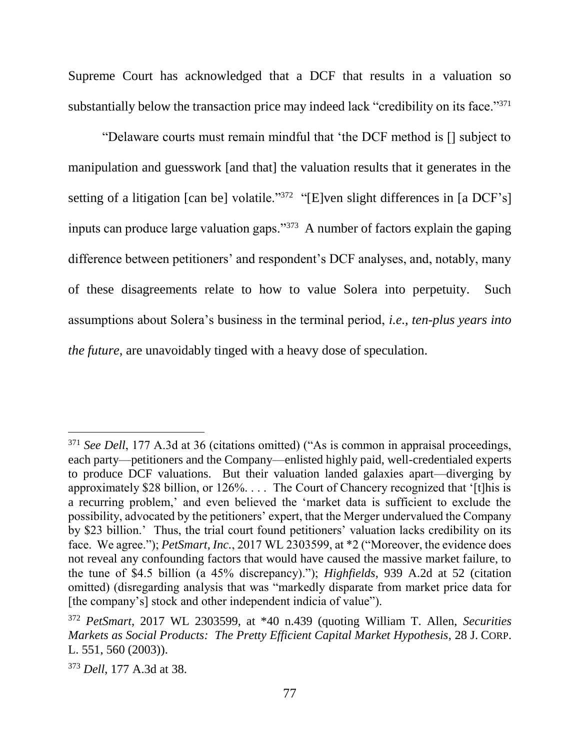Supreme Court has acknowledged that a DCF that results in a valuation so substantially below the transaction price may indeed lack "credibility on its face."[371]

"Delaware courts must remain mindful that 'the DCF method is [] subject to manipulation and guesswork [and that] the valuation results that it generates in the setting of a litigation [can be] volatile."[372] "[E]ven slight differences in [a DCF's] inputs can produce large valuation gaps."[373] A number of factors explain the gaping difference between petitioners' and respondent's DCF analyses, and, notably, many of these disagreements relate to how to value Solera into perpetuity. Such assumptions about Solera's business in the terminal period, *i.e., ten-plus years into the future*, are unavoidably tinged with a heavy dose of speculation.

---

[371] *See Dell*, 177 A.3d at 36 (citations omitted) ("As is common in appraisal proceedings, each party—petitioners and the Company—enlisted highly paid, well-credentialed experts to produce DCF valuations. But their valuation landed galaxies apart—diverging by approximately $28 billion, or 126%. . . . The Court of Chancery recognized that '[t]his is a recurring problem,' and even believed the 'market data is sufficient to exclude the possibility, advocated by the petitioners' expert, that the Merger undervalued the Company by $23 billion.' Thus, the trial court found petitioners' valuation lacks credibility on its face. We agree."); *PetSmart, Inc.*, 2017 WL 2303599, at *2 ("Moreover, the evidence does not reveal any confounding factors that would have caused the massive market failure, to the tune of $4.5 billion (a 45% discrepancy)."); *Highfields*, 939 A.2d at 52 (citation omitted) (disregarding analysis that was "markedly disparate from market price data for [the company's] stock and other independent indicia of value").

[372] *PetSmart*, 2017 WL 2303599, at *40 n.439 (quoting William T. Allen, *Securities Markets as Social Products: The Pretty Efficient Capital Market Hypothesis*, 28 J. CORP. L. 551, 560 (2003)).

[373] *Dell*, 177 A.3d at 38.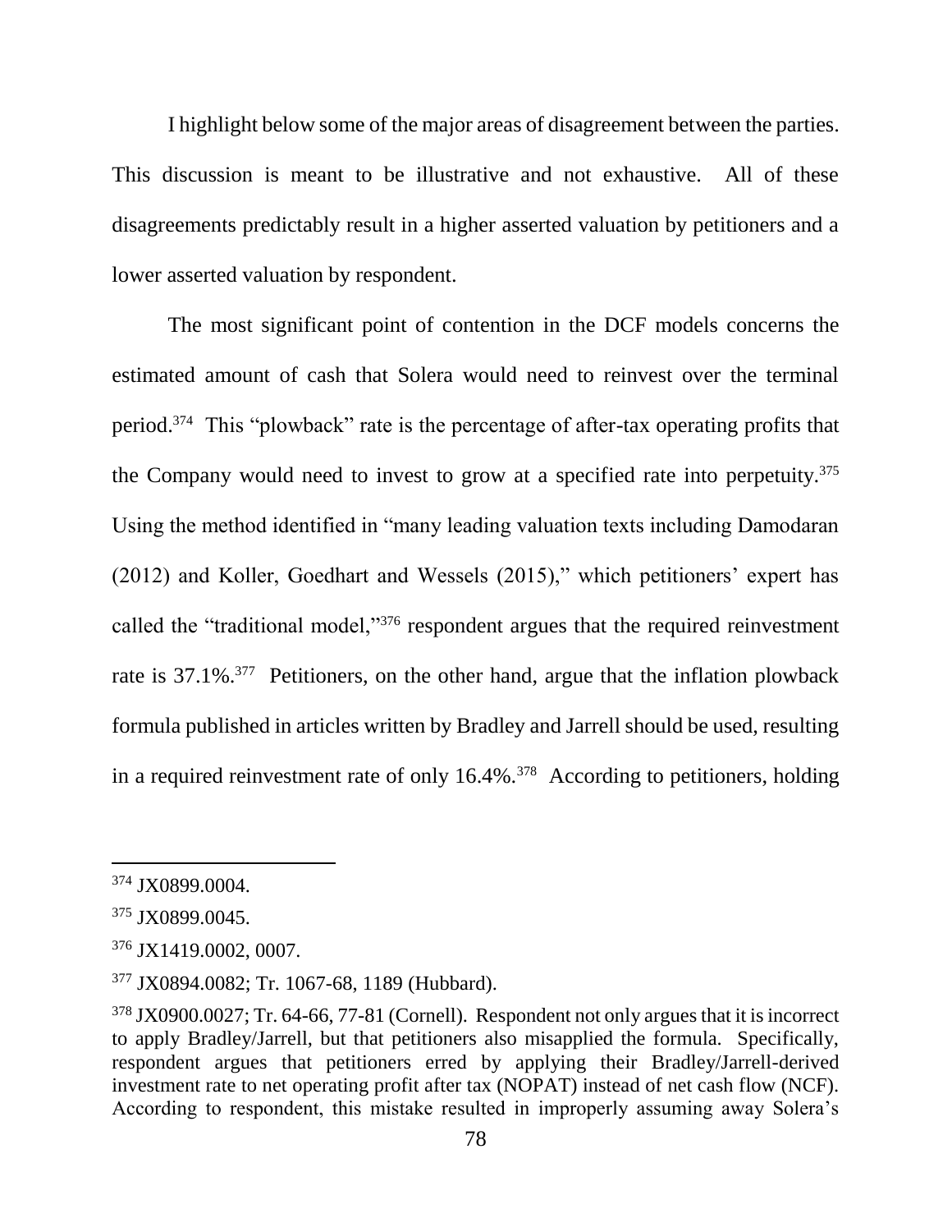I highlight below some of the major areas of disagreement between the parties. This discussion is meant to be illustrative and not exhaustive. All of these disagreements predictably result in a higher asserted valuation by petitioners and a lower asserted valuation by respondent.

The most significant point of contention in the DCF models concerns the estimated amount of cash that Solera would need to reinvest over the terminal period.[374] This "plowback" rate is the percentage of after-tax operating profits that the Company would need to invest to grow at a specified rate into perpetuity.[375] Using the method identified in "many leading valuation texts including Damodaran (2012) and Koller, Goedhart and Wessels (2015)," which petitioners' expert has called the "traditional model,"[376] respondent argues that the required reinvestment rate is 37.1%.[377] Petitioners, on the other hand, argue that the inflation plowback formula published in articles written by Bradley and Jarrell should be used, resulting in a required reinvestment rate of only 16.4%.[378] According to petitioners, holding

---

[374] JX0899.0004.

[375] JX0899.0045.

[376] JX1419.0002, 0007.

[377] JX0894.0082; Tr. 1067-68, 1189 (Hubbard).

[378] JX0900.0027; Tr. 64-66, 77-81 (Cornell). Respondent not only argues that it is incorrect to apply Bradley/Jarrell, but that petitioners also misapplied the formula. Specifically, respondent argues that petitioners erred by applying their Bradley/Jarrell-derived investment rate to net operating profit after tax (NOPAT) instead of net cash flow (NCF). According to respondent, this mistake resulted in improperly assuming away Solera's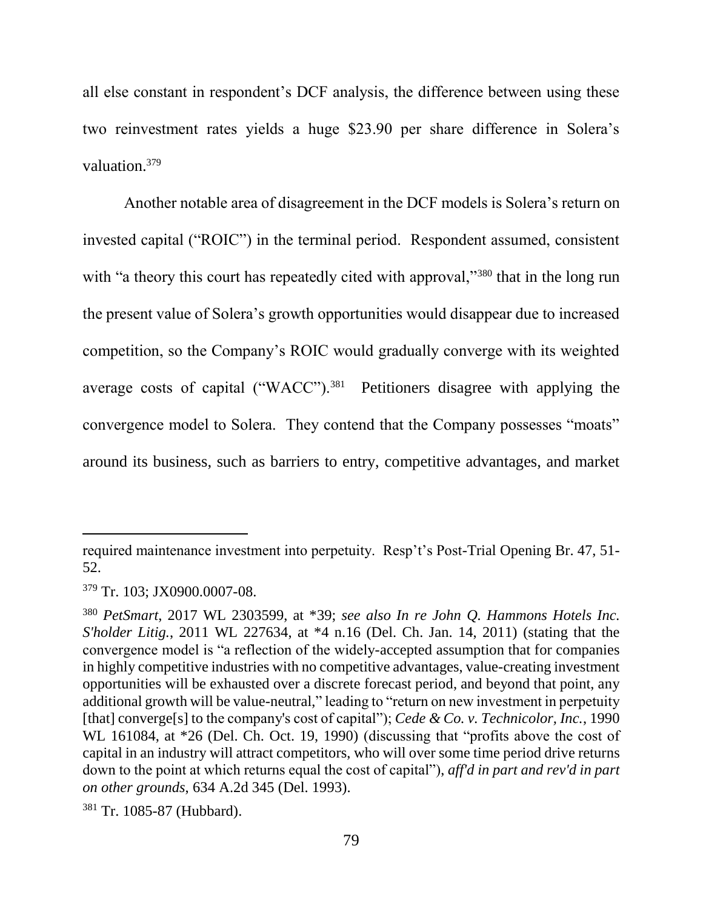all else constant in respondent's DCF analysis, the difference between using these two reinvestment rates yields a huge $23.90 per share difference in Solera's valuation.[379]

Another notable area of disagreement in the DCF models is Solera's return on invested capital ("ROIC") in the terminal period. Respondent assumed, consistent with "a theory this court has repeatedly cited with approval,"[380] that in the long run the present value of Solera's growth opportunities would disappear due to increased competition, so the Company's ROIC would gradually converge with its weighted average costs of capital ("WACC").[381] Petitioners disagree with applying the convergence model to Solera. They contend that the Company possesses "moats" around its business, such as barriers to entry, competitive advantages, and market

---

required maintenance investment into perpetuity. Resp't's Post-Trial Opening Br. 47, 51-52.

[379] Tr. 103; JX0900.0007-08.

[380] *PetSmart*, 2017 WL 2303599, at *39; *see also In re John Q. Hammons Hotels Inc. S'holder Litig.*, 2011 WL 227634, at *4 n.16 (Del. Ch. Jan. 14, 2011) (stating that the convergence model is "a reflection of the widely-accepted assumption that for companies in highly competitive industries with no competitive advantages, value-creating investment opportunities will be exhausted over a discrete forecast period, and beyond that point, any additional growth will be value-neutral," leading to "return on new investment in perpetuity [that] converge[s] to the company's cost of capital"); *Cede & Co. v. Technicolor, Inc.*, 1990 WL 161084, at *26 (Del. Ch. Oct. 19, 1990) (discussing that "profits above the cost of capital in an industry will attract competitors, who will over some time period drive returns down to the point at which returns equal the cost of capital"), *aff'd in part and rev'd in part on other grounds*, 634 A.2d 345 (Del. 1993).

[381] Tr. 1085-87 (Hubbard).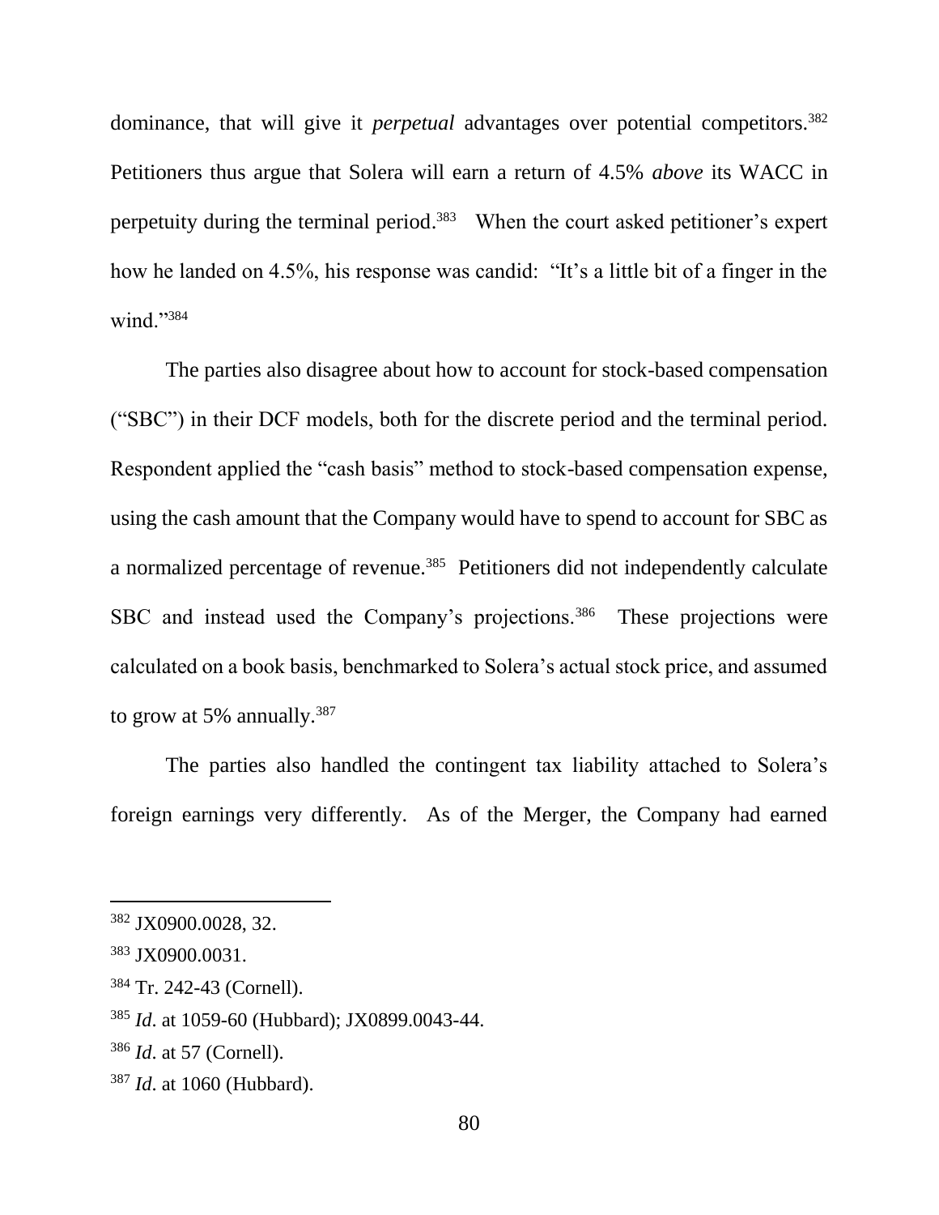dominance, that will give it *perpetual* advantages over potential competitors.[382] Petitioners thus argue that Solera will earn a return of 4.5% *above* its WACC in perpetuity during the terminal period.[383] When the court asked petitioner's expert how he landed on 4.5%, his response was candid: "It's a little bit of a finger in the wind."[384]

The parties also disagree about how to account for stock-based compensation ("SBC") in their DCF models, both for the discrete period and the terminal period. Respondent applied the "cash basis" method to stock-based compensation expense, using the cash amount that the Company would have to spend to account for SBC as a normalized percentage of revenue.[385] Petitioners did not independently calculate SBC and instead used the Company's projections.[386] These projections were calculated on a book basis, benchmarked to Solera's actual stock price, and assumed to grow at 5% annually.[387]

The parties also handled the contingent tax liability attached to Solera's foreign earnings very differently. As of the Merger, the Company had earned

---

[382] JX0900.0028, 32.

[383] JX0900.0031.

[384] Tr. 242-43 (Cornell).

[385] *Id*. at 1059-60 (Hubbard); JX0899.0043-44.

[386] *Id*. at 57 (Cornell).

[387] *Id*. at 1060 (Hubbard).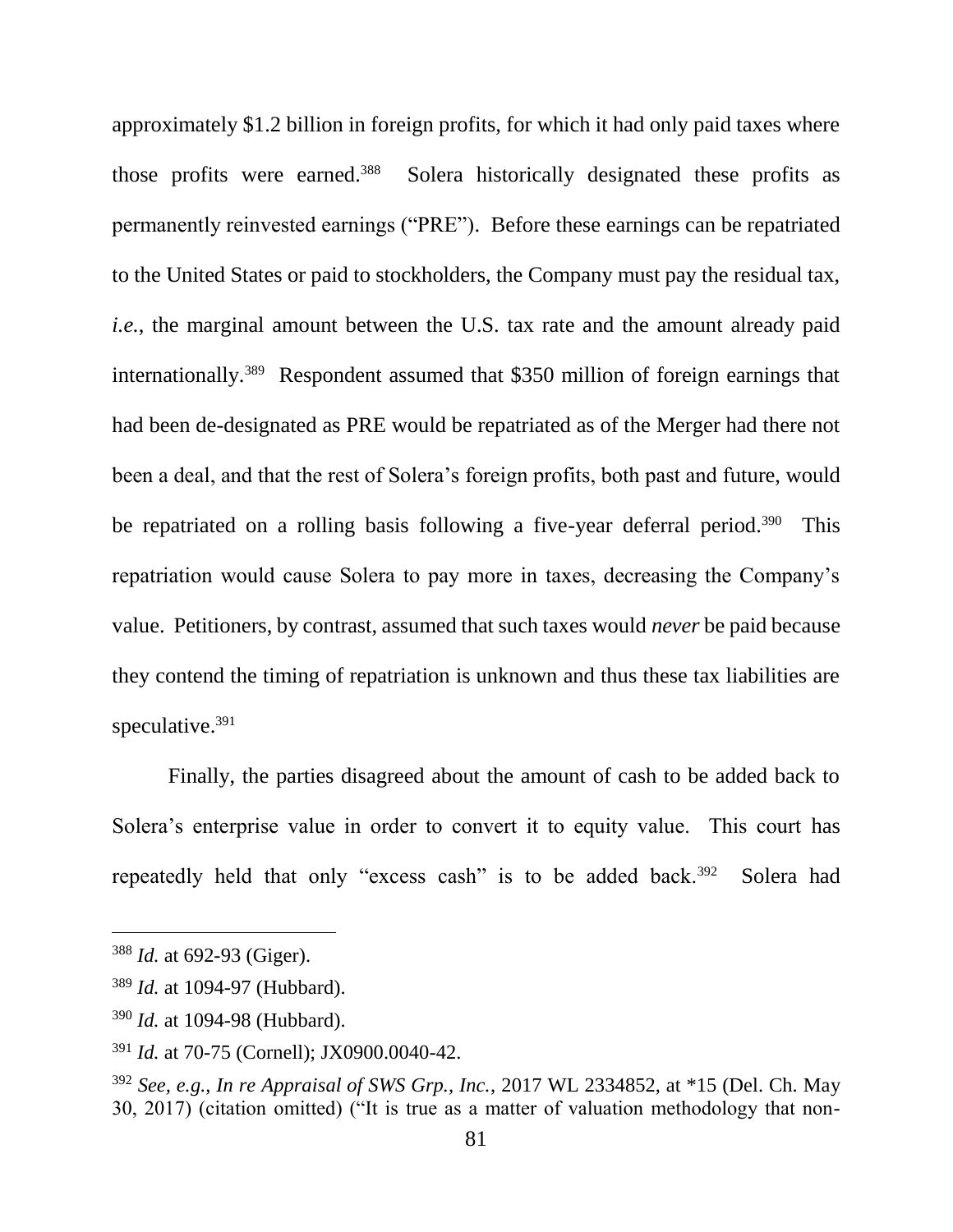approximately $1.2 billion in foreign profits, for which it had only paid taxes where those profits were earned.[388] Solera historically designated these profits as permanently reinvested earnings ("PRE"). Before these earnings can be repatriated to the United States or paid to stockholders, the Company must pay the residual tax, *i.e.*, the marginal amount between the U.S. tax rate and the amount already paid internationally.[389] Respondent assumed that $350 million of foreign earnings that had been de-designated as PRE would be repatriated as of the Merger had there not been a deal, and that the rest of Solera's foreign profits, both past and future, would be repatriated on a rolling basis following a five-year deferral period.[390] This repatriation would cause Solera to pay more in taxes, decreasing the Company's value. Petitioners, by contrast, assumed that such taxes would *never* be paid because they contend the timing of repatriation is unknown and thus these tax liabilities are speculative.[391]

Finally, the parties disagreed about the amount of cash to be added back to Solera's enterprise value in order to convert it to equity value. This court has repeatedly held that only "excess cash" is to be added back.[392] Solera had

---

[388] *Id.* at 692-93 (Giger).

[389] *Id.* at 1094-97 (Hubbard).

[390] *Id.* at 1094-98 (Hubbard).

[391] *Id.* at 70-75 (Cornell); JX0900.0040-42.

[392] *See, e.g.*, *In re Appraisal of SWS Grp., Inc.*, 2017 WL 2334852, at *15 (Del. Ch. May 30, 2017) (citation omitted) ("It is true as a matter of valuation methodology that non-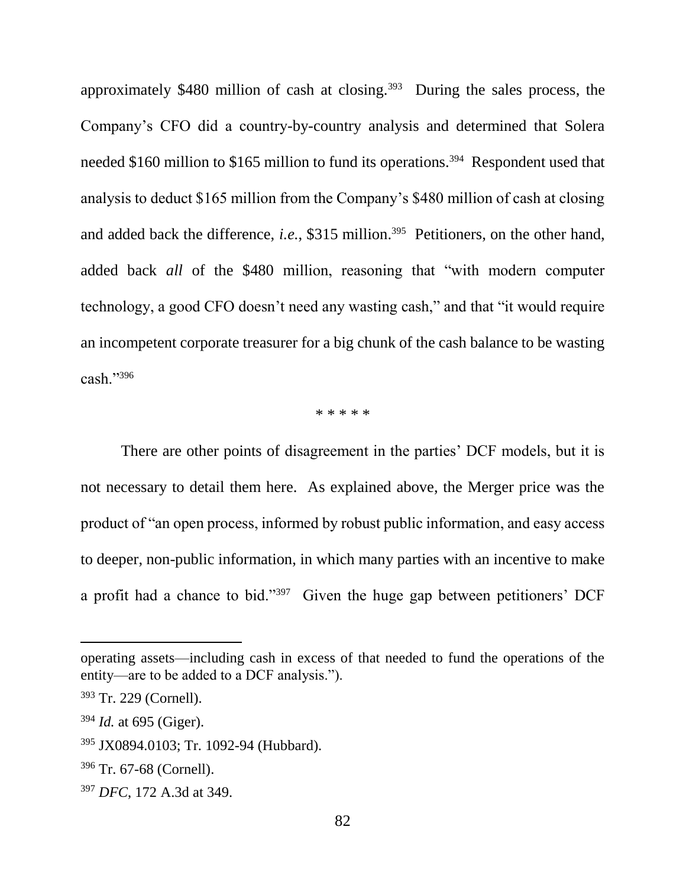approximately $480 million of cash at closing.[393] During the sales process, the Company's CFO did a country-by-country analysis and determined that Solera needed $160 million to $165 million to fund its operations.[394] Respondent used that analysis to deduct $165 million from the Company's $480 million of cash at closing and added back the difference, *i.e.*, $315 million.[395] Petitioners, on the other hand, added back *all* of the $480 million, reasoning that "with modern computer technology, a good CFO doesn't need any wasting cash," and that "it would require an incompetent corporate treasurer for a big chunk of the cash balance to be wasting cash."[396]

\* \* \* \* \*

There are other points of disagreement in the parties' DCF models, but it is not necessary to detail them here. As explained above, the Merger price was the product of "an open process, informed by robust public information, and easy access to deeper, non-public information, in which many parties with an incentive to make a profit had a chance to bid."[397] Given the huge gap between petitioners' DCF

---

operating assets—including cash in excess of that needed to fund the operations of the entity—are to be added to a DCF analysis.").

[393] Tr. 229 (Cornell).

[394] *Id.* at 695 (Giger).

[395] JX0894.0103; Tr. 1092-94 (Hubbard).

[396] Tr. 67-68 (Cornell).

[397] *DFC*, 172 A.3d at 349.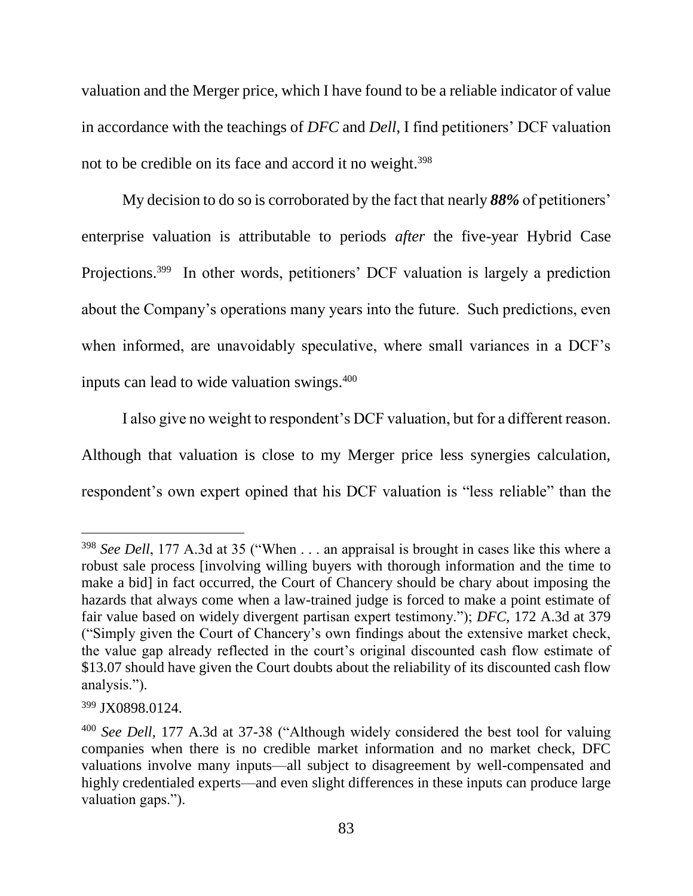valuation and the Merger price, which I have found to be a reliable indicator of value in accordance with the teachings of *DFC* and *Dell*, I find petitioners' DCF valuation not to be credible on its face and accord it no weight.[398]

My decision to do so is corroborated by the fact that nearly ***88%*** of petitioners' enterprise valuation is attributable to periods *after* the five-year Hybrid Case Projections.[399] In other words, petitioners' DCF valuation is largely a prediction about the Company's operations many years into the future. Such predictions, even when informed, are unavoidably speculative, where small variances in a DCF's inputs can lead to wide valuation swings.[400]

I also give no weight to respondent's DCF valuation, but for a different reason. Although that valuation is close to my Merger price less synergies calculation, respondent's own expert opined that his DCF valuation is "less reliable" than the

---

[398] *See Dell*, 177 A.3d at 35 ("When . . . an appraisal is brought in cases like this where a robust sale process [involving willing buyers with thorough information and the time to make a bid] in fact occurred, the Court of Chancery should be chary about imposing the hazards that always come when a law-trained judge is forced to make a point estimate of fair value based on widely divergent partisan expert testimony."); *DFC*, 172 A.3d at 379 ("Simply given the Court of Chancery's own findings about the extensive market check, the value gap already reflected in the court's original discounted cash flow estimate of $13.07 should have given the Court doubts about the reliability of its discounted cash flow analysis.").

[399] JX0898.0124.

[400] *See Dell*, 177 A.3d at 37-38 ("Although widely considered the best tool for valuing companies when there is no credible market information and no market check, DFC valuations involve many inputs—all subject to disagreement by well-compensated and highly credentialed experts—and even slight differences in these inputs can produce large valuation gaps.").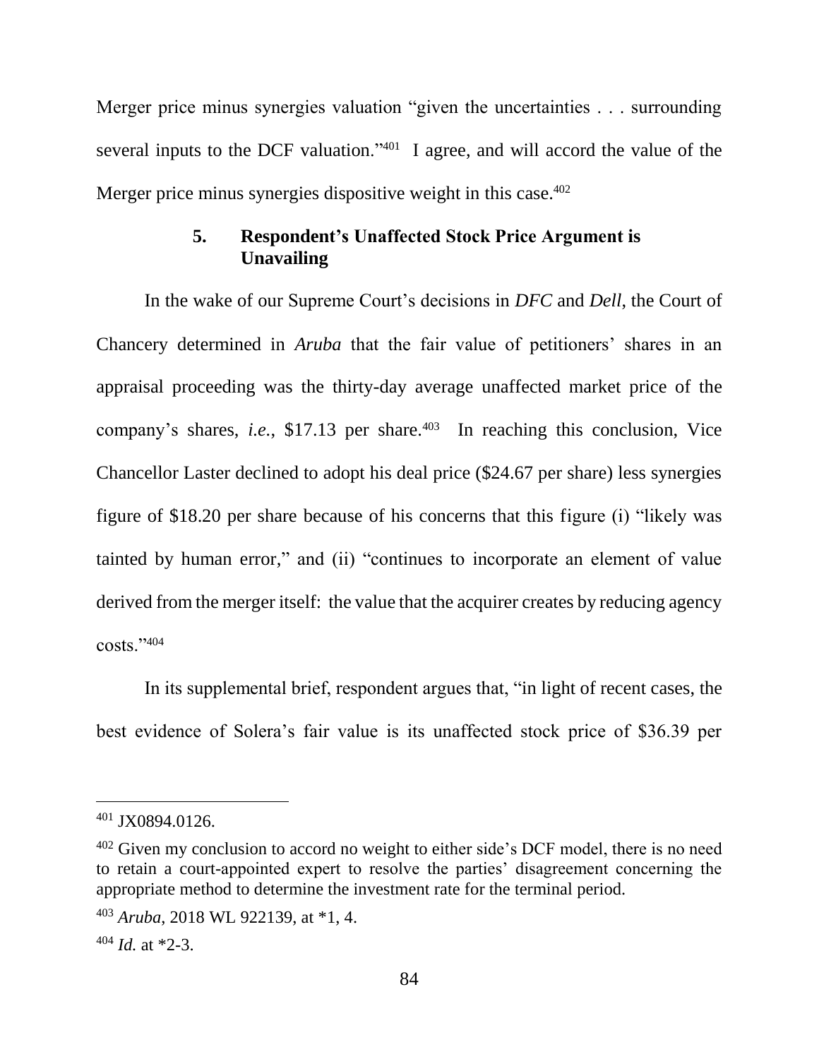Merger price minus synergies valuation "given the uncertainties . . . surrounding several inputs to the DCF valuation."[401] I agree, and will accord the value of the Merger price minus synergies dispositive weight in this case.[402]

### 5. Respondent's Unaffected Stock Price Argument is Unavailing

In the wake of our Supreme Court's decisions in *DFC* and *Dell*, the Court of Chancery determined in *Aruba* that the fair value of petitioners' shares in an appraisal proceeding was the thirty-day average unaffected market price of the company's shares, *i.e.*, \$17.13 per share.[403] In reaching this conclusion, Vice Chancellor Laster declined to adopt his deal price (\$24.67 per share) less synergies figure of \$18.20 per share because of his concerns that this figure (i) "likely was tainted by human error," and (ii) "continues to incorporate an element of value derived from the merger itself: the value that the acquirer creates by reducing agency costs."[404]

In its supplemental brief, respondent argues that, "in light of recent cases, the best evidence of Solera's fair value is its unaffected stock price of \$36.39 per

---

[401] JX0894.0126.

[402] Given my conclusion to accord no weight to either side's DCF model, there is no need to retain a court-appointed expert to resolve the parties' disagreement concerning the appropriate method to determine the investment rate for the terminal period.

[403] *Aruba*, 2018 WL 922139, at *1, 4.

[404] *Id.* at *2-3.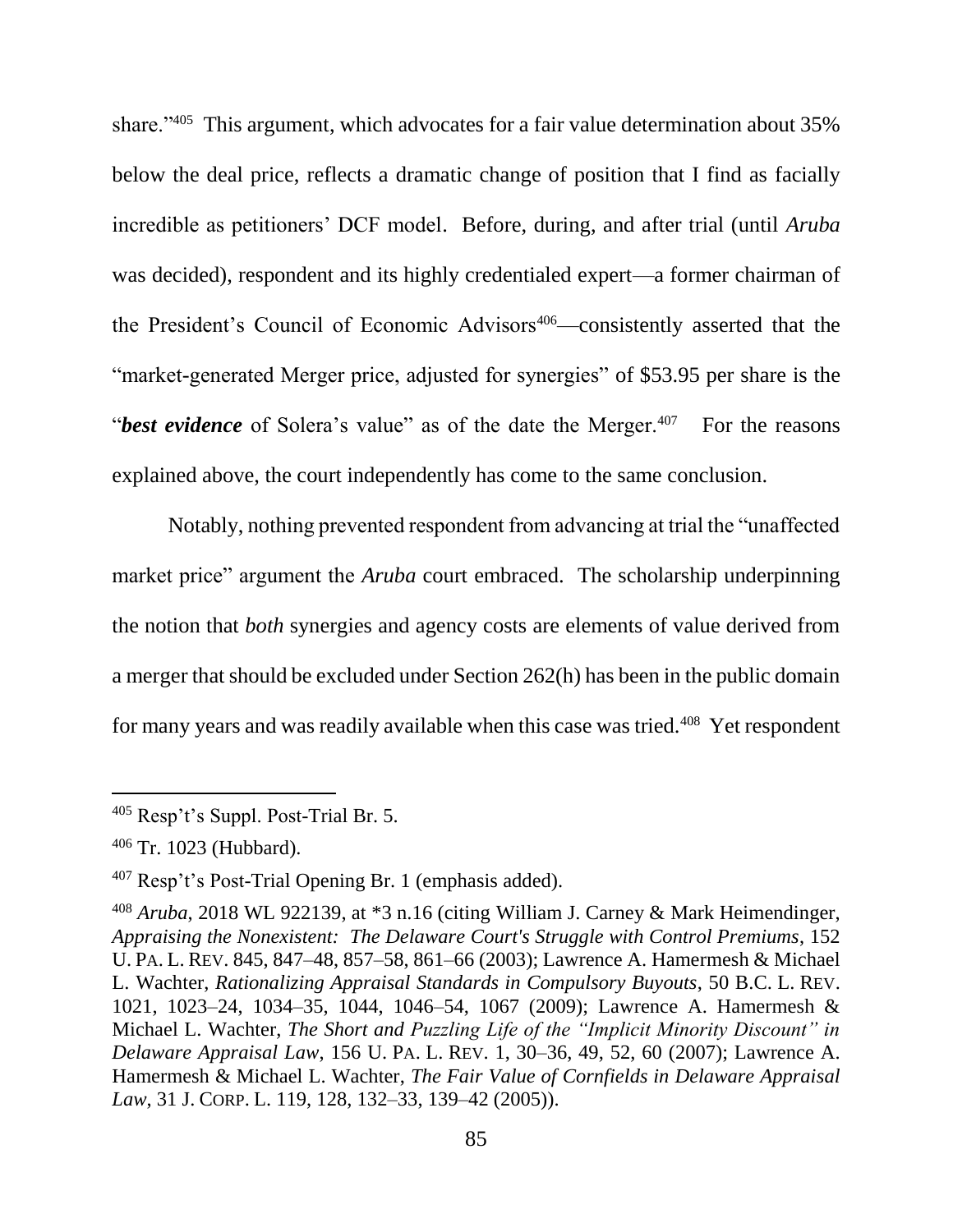share."[405] This argument, which advocates for a fair value determination about 35% below the deal price, reflects a dramatic change of position that I find as facially incredible as petitioners' DCF model. Before, during, and after trial (until *Aruba* was decided), respondent and its highly credentialed expert—a former chairman of the President's Council of Economic Advisors[406]—consistently asserted that the "market-generated Merger price, adjusted for synergies" of $53.95 per share is the "***best evidence*** of Solera's value" as of the date the Merger.[407] For the reasons explained above, the court independently has come to the same conclusion.

Notably, nothing prevented respondent from advancing at trial the "unaffected market price" argument the *Aruba* court embraced. The scholarship underpinning the notion that *both* synergies and agency costs are elements of value derived from a merger that should be excluded under Section 262(h) has been in the public domain for many years and was readily available when this case was tried.[408] Yet respondent

---

[405] Resp't's Suppl. Post-Trial Br. 5.

[406] Tr. 1023 (Hubbard).

[407] Resp't's Post-Trial Opening Br. 1 (emphasis added).

[408] *Aruba*, 2018 WL 922139, at *3 n.16 (citing William J. Carney & Mark Heimendinger, *Appraising the Nonexistent: The Delaware Court's Struggle with Control Premiums*, 152 U. PA. L. REV. 845, 847–48, 857–58, 861–66 (2003); Lawrence A. Hamermesh & Michael L. Wachter, *Rationalizing Appraisal Standards in Compulsory Buyouts*, 50 B.C. L. REV. 1021, 1023–24, 1034–35, 1044, 1046–54, 1067 (2009); Lawrence A. Hamermesh & Michael L. Wachter, *The Short and Puzzling Life of the "Implicit Minority Discount" in Delaware Appraisal Law*, 156 U. PA. L. REV. 1, 30–36, 49, 52, 60 (2007); Lawrence A. Hamermesh & Michael L. Wachter, *The Fair Value of Cornfields in Delaware Appraisal Law*, 31 J. CORP. L. 119, 128, 132–33, 139–42 (2005)).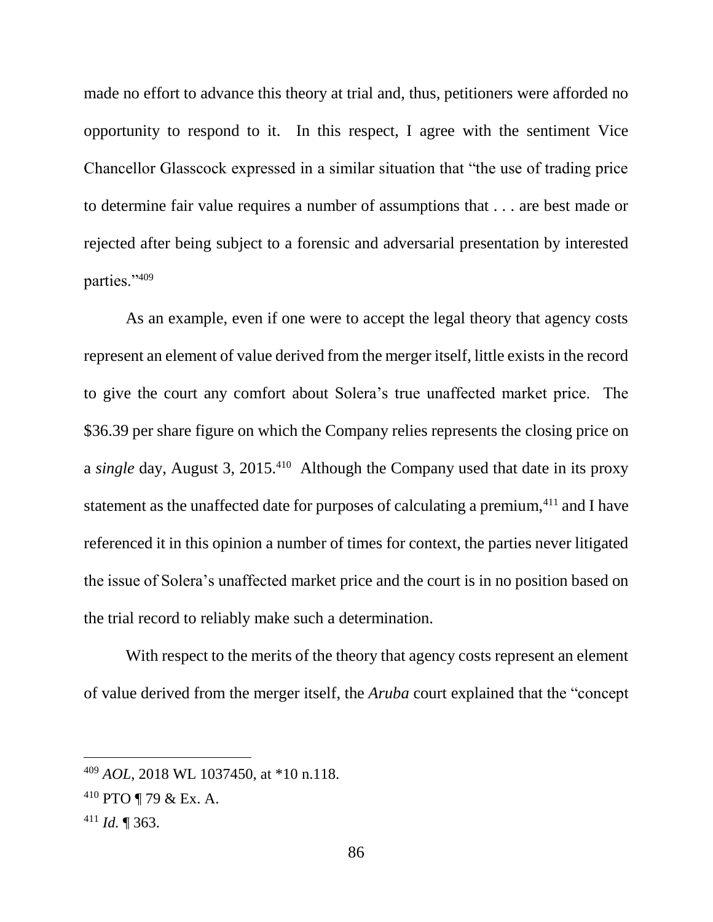made no effort to advance this theory at trial and, thus, petitioners were afforded no opportunity to respond to it. In this respect, I agree with the sentiment Vice Chancellor Glasscock expressed in a similar situation that "the use of trading price to determine fair value requires a number of assumptions that . . . are best made or rejected after being subject to a forensic and adversarial presentation by interested parties."[409]

As an example, even if one were to accept the legal theory that agency costs represent an element of value derived from the merger itself, little exists in the record to give the court any comfort about Solera's true unaffected market price. The $36.39 per share figure on which the Company relies represents the closing price on a *single* day, August 3, 2015.[410] Although the Company used that date in its proxy statement as the unaffected date for purposes of calculating a premium,[411] and I have referenced it in this opinion a number of times for context, the parties never litigated the issue of Solera's unaffected market price and the court is in no position based on the trial record to reliably make such a determination.

With respect to the merits of the theory that agency costs represent an element of value derived from the merger itself, the *Aruba* court explained that the "concept

---

[409] *AOL*, 2018 WL 1037450, at *10 n.118.

[410] PTO ¶ 79 & Ex. A.

[411] *Id.* ¶ 363.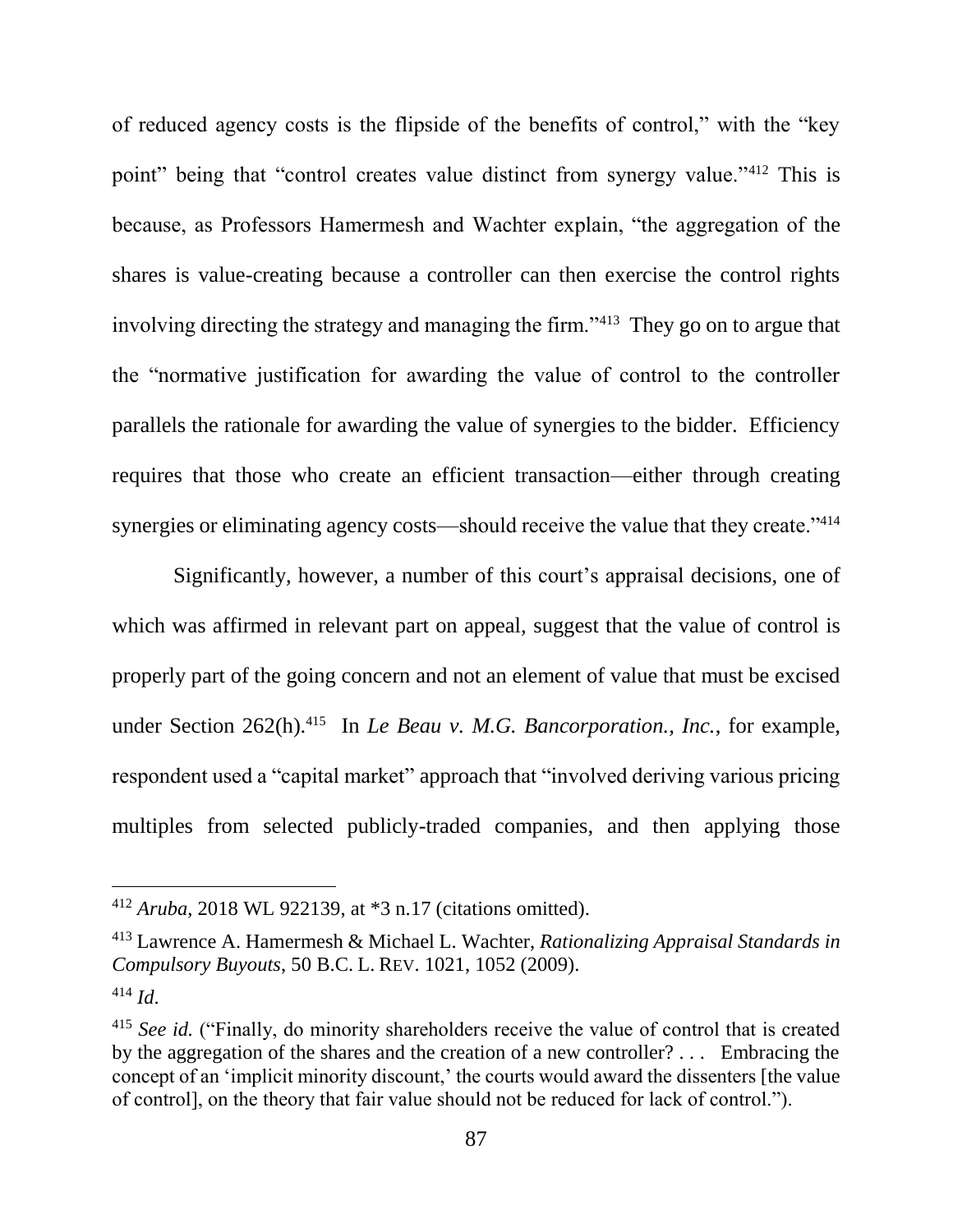of reduced agency costs is the flipside of the benefits of control," with the "key point" being that "control creates value distinct from synergy value."[412] This is because, as Professors Hamermesh and Wachter explain, "the aggregation of the shares is value-creating because a controller can then exercise the control rights involving directing the strategy and managing the firm."[413] They go on to argue that the "normative justification for awarding the value of control to the controller parallels the rationale for awarding the value of synergies to the bidder. Efficiency requires that those who create an efficient transaction—either through creating synergies or eliminating agency costs—should receive the value that they create."[414]

Significantly, however, a number of this court's appraisal decisions, one of which was affirmed in relevant part on appeal, suggest that the value of control is properly part of the going concern and not an element of value that must be excised under Section 262(h).[415] In *Le Beau v. M.G. Bancorporation., Inc.*, for example, respondent used a "capital market" approach that "involved deriving various pricing multiples from selected publicly-traded companies, and then applying those

---

[412] *Aruba*, 2018 WL 922139, at *3 n.17 (citations omitted).

[413] Lawrence A. Hamermesh & Michael L. Wachter, *Rationalizing Appraisal Standards in Compulsory Buyouts*, 50 B.C. L. REV. 1021, 1052 (2009).

[414] *Id*.

[415] *See id.* ("Finally, do minority shareholders receive the value of control that is created by the aggregation of the shares and the creation of a new controller? . . . Embracing the concept of an 'implicit minority discount,' the courts would award the dissenters [the value of control], on the theory that fair value should not be reduced for lack of control.").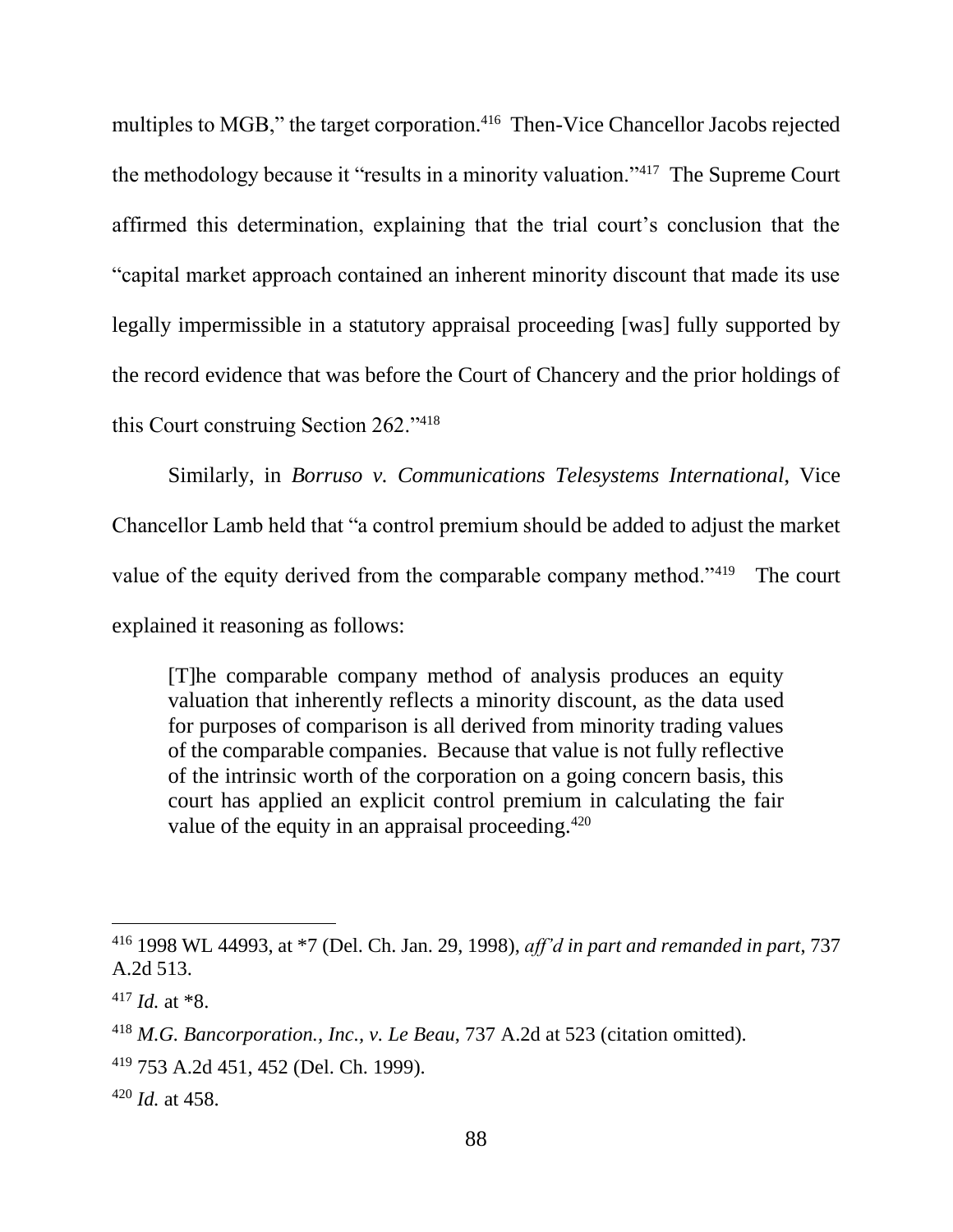multiples to MGB," the target corporation.[416] Then-Vice Chancellor Jacobs rejected the methodology because it "results in a minority valuation."[417] The Supreme Court affirmed this determination, explaining that the trial court's conclusion that the "capital market approach contained an inherent minority discount that made its use legally impermissible in a statutory appraisal proceeding [was] fully supported by the record evidence that was before the Court of Chancery and the prior holdings of this Court construing Section 262."[418]

Similarly, in *Borruso v. Communications Telesystems International*, Vice Chancellor Lamb held that "a control premium should be added to adjust the market value of the equity derived from the comparable company method."[419] The court explained it reasoning as follows:

> [T]he comparable company method of analysis produces an equity valuation that inherently reflects a minority discount, as the data used for purposes of comparison is all derived from minority trading values of the comparable companies. Because that value is not fully reflective of the intrinsic worth of the corporation on a going concern basis, this court has applied an explicit control premium in calculating the fair value of the equity in an appraisal proceeding.[420]

---

[416] 1998 WL 44993, at *7 (Del. Ch. Jan. 29, 1998), *aff'd in part and remanded in part*, 737 A.2d 513.

[417] *Id.* at *8.

[418] *M.G. Bancorporation., Inc., v. Le Beau*, 737 A.2d at 523 (citation omitted).

[419] 753 A.2d 451, 452 (Del. Ch. 1999).

[420] *Id.* at 458.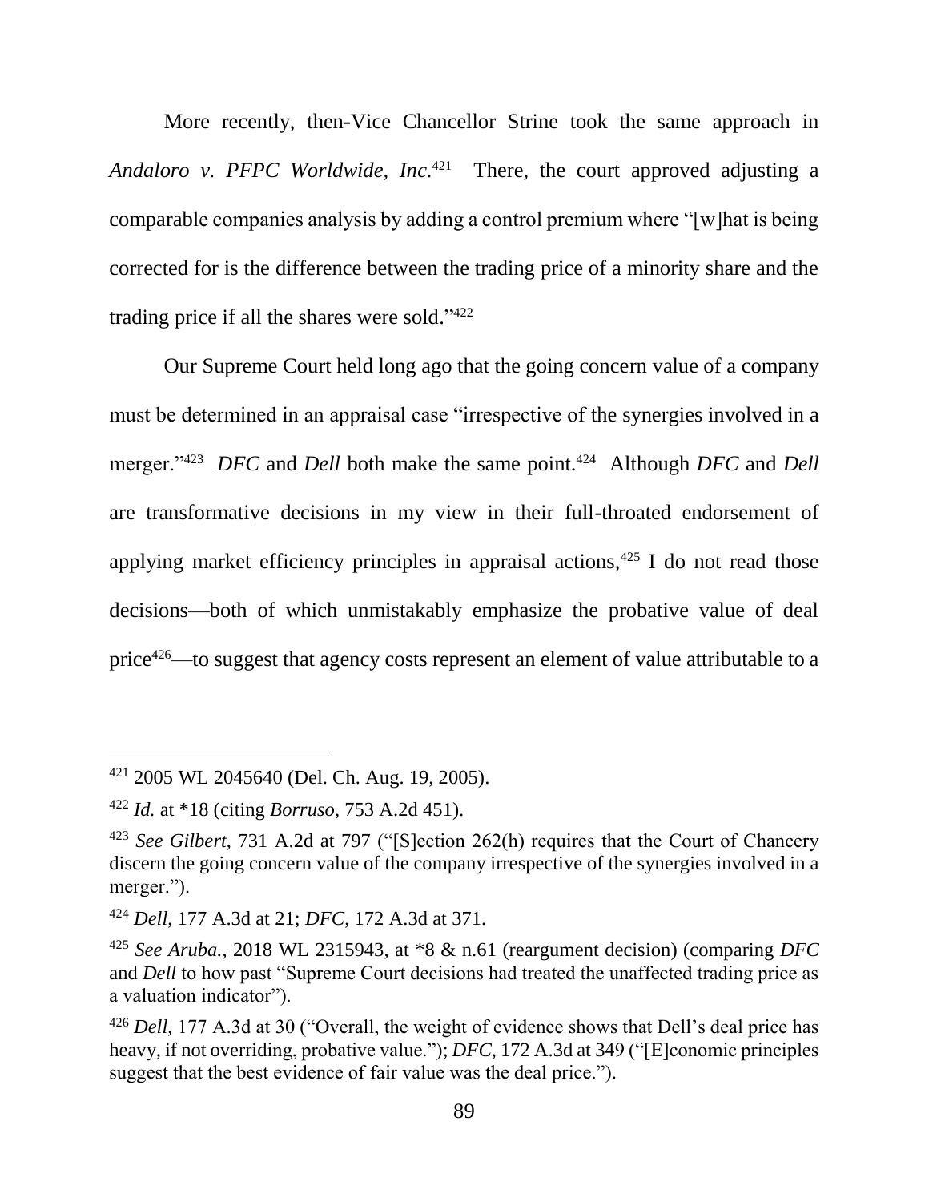More recently, then-Vice Chancellor Strine took the same approach in *Andaloro v. PFPC Worldwide, Inc.*[421] There, the court approved adjusting a comparable companies analysis by adding a control premium where "[w]hat is being corrected for is the difference between the trading price of a minority share and the trading price if all the shares were sold."[422]

Our Supreme Court held long ago that the going concern value of a company must be determined in an appraisal case "irrespective of the synergies involved in a merger."[423] *DFC* and *Dell* both make the same point.[424] Although *DFC* and *Dell* are transformative decisions in my view in their full-throated endorsement of applying market efficiency principles in appraisal actions,[425] I do not read those decisions—both of which unmistakably emphasize the probative value of deal price[426]—to suggest that agency costs represent an element of value attributable to a

---

[421] 2005 WL 2045640 (Del. Ch. Aug. 19, 2005).

[422] *Id.* at *18 (citing *Borruso*, 753 A.2d 451).

[423] *See Gilbert*, 731 A.2d at 797 ("[S]ection 262(h) requires that the Court of Chancery discern the going concern value of the company irrespective of the synergies involved in a merger.").

[424] *Dell*, 177 A.3d at 21; *DFC*, 172 A.3d at 371.

[425] *See Aruba.*, 2018 WL 2315943, at *8 & n.61 (reargument decision) (comparing *DFC* and *Dell* to how past "Supreme Court decisions had treated the unaffected trading price as a valuation indicator").

[426] *Dell*, 177 A.3d at 30 ("Overall, the weight of evidence shows that Dell's deal price has heavy, if not overriding, probative value."); *DFC*, 172 A.3d at 349 ("[E]conomic principles suggest that the best evidence of fair value was the deal price.").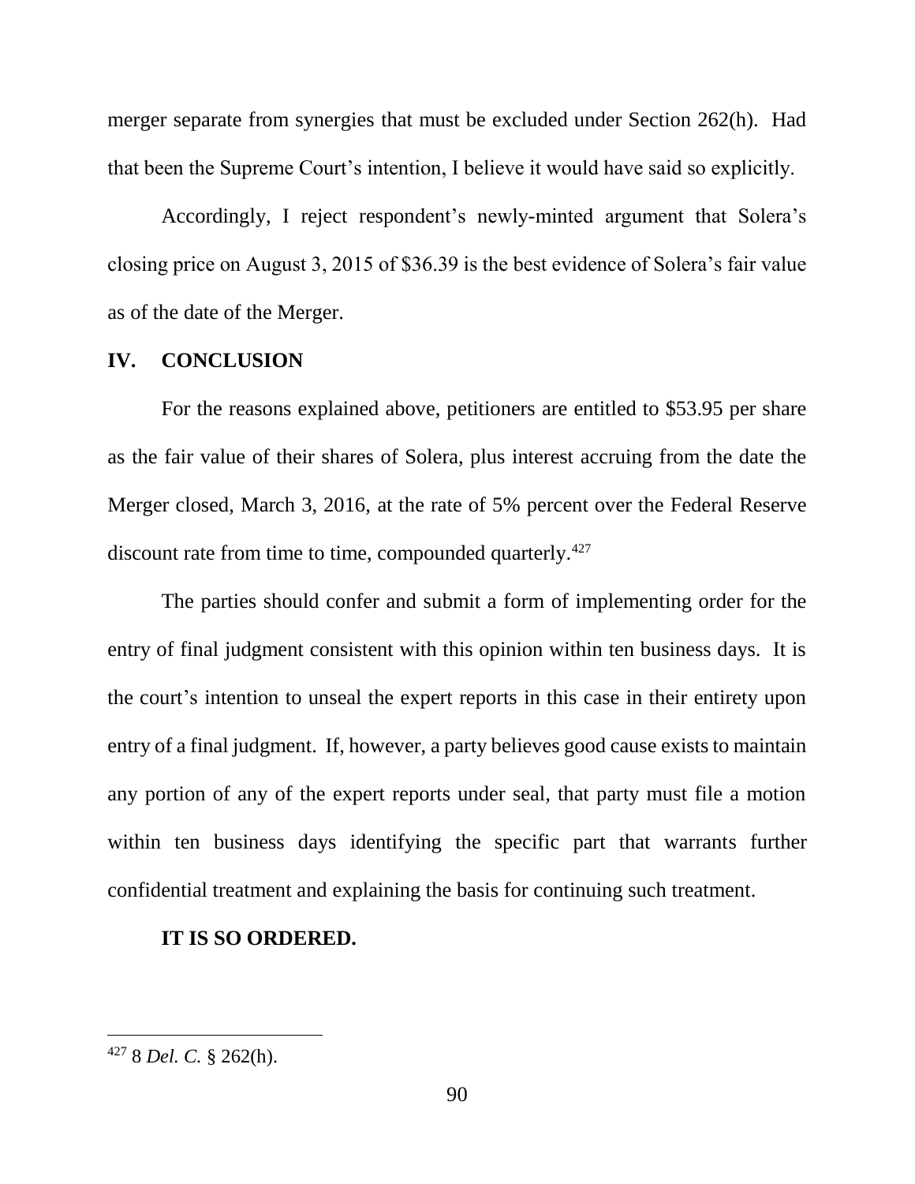merger separate from synergies that must be excluded under Section 262(h). Had that been the Supreme Court's intention, I believe it would have said so explicitly.

Accordingly, I reject respondent's newly-minted argument that Solera's closing price on August 3, 2015 of $36.39 is the best evidence of Solera's fair value as of the date of the Merger.

## IV. CONCLUSION

For the reasons explained above, petitioners are entitled to $53.95 per share as the fair value of their shares of Solera, plus interest accruing from the date the Merger closed, March 3, 2016, at the rate of 5% percent over the Federal Reserve discount rate from time to time, compounded quarterly.[427]

The parties should confer and submit a form of implementing order for the entry of final judgment consistent with this opinion within ten business days. It is the court's intention to unseal the expert reports in this case in their entirety upon entry of a final judgment. If, however, a party believes good cause exists to maintain any portion of any of the expert reports under seal, that party must file a motion within ten business days identifying the specific part that warrants further confidential treatment and explaining the basis for continuing such treatment.

**IT IS SO ORDERED.**

---

[427] 8 *Del. C.* § 262(h).